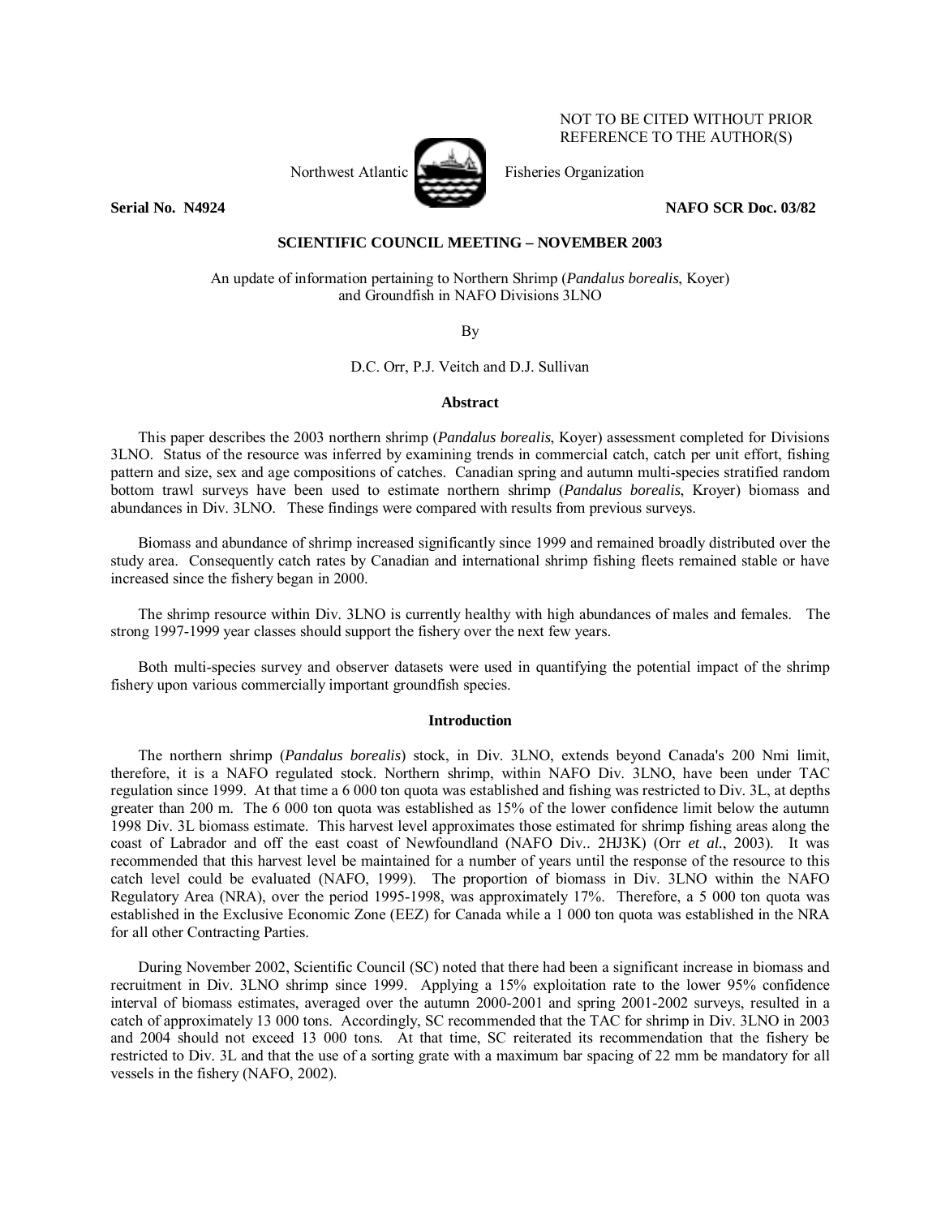NOT TO BE CITED WITHOUT PRIOR REFERENCE TO THE AUTHOR(S)

Northwest Atlantic Fisheries Organization

**Serial No. N4924** **NAFO SCR Doc. 03/82**

**SCIENTIFIC COUNCIL MEETING – NOVEMBER 2003**

An update of information pertaining to Northern Shrimp (*Pandalus borealis*, Koyer) and Groundfish in NAFO Divisions 3LNO

By

D.C. Orr, P.J. Veitch and D.J. Sullivan

## Abstract

This paper describes the 2003 northern shrimp (*Pandalus borealis*, Koyer) assessment completed for Divisions 3LNO. Status of the resource was inferred by examining trends in commercial catch, catch per unit effort, fishing pattern and size, sex and age compositions of catches. Canadian spring and autumn multi-species stratified random bottom trawl surveys have been used to estimate northern shrimp (*Pandalus borealis*, Kroyer) biomass and abundances in Div. 3LNO. These findings were compared with results from previous surveys.

Biomass and abundance of shrimp increased significantly since 1999 and remained broadly distributed over the study area. Consequently catch rates by Canadian and international shrimp fishing fleets remained stable or have increased since the fishery began in 2000.

The shrimp resource within Div. 3LNO is currently healthy with high abundances of males and females. The strong 1997-1999 year classes should support the fishery over the next few years.

Both multi-species survey and observer datasets were used in quantifying the potential impact of the shrimp fishery upon various commercially important groundfish species.

## Introduction

The northern shrimp (*Pandalus borealis*) stock, in Div. 3LNO, extends beyond Canada's 200 Nmi limit, therefore, it is a NAFO regulated stock. Northern shrimp, within NAFO Div. 3LNO, have been under TAC regulation since 1999. At that time a 6 000 ton quota was established and fishing was restricted to Div. 3L, at depths greater than 200 m. The 6 000 ton quota was established as 15% of the lower confidence limit below the autumn 1998 Div. 3L biomass estimate. This harvest level approximates those estimated for shrimp fishing areas along the coast of Labrador and off the east coast of Newfoundland (NAFO Div.. 2HJ3K) (Orr *et al.*, 2003). It was recommended that this harvest level be maintained for a number of years until the response of the resource to this catch level could be evaluated (NAFO, 1999). The proportion of biomass in Div. 3LNO within the NAFO Regulatory Area (NRA), over the period 1995-1998, was approximately 17%. Therefore, a 5 000 ton quota was established in the Exclusive Economic Zone (EEZ) for Canada while a 1 000 ton quota was established in the NRA for all other Contracting Parties.

During November 2002, Scientific Council (SC) noted that there had been a significant increase in biomass and recruitment in Div. 3LNO shrimp since 1999. Applying a 15% exploitation rate to the lower 95% confidence interval of biomass estimates, averaged over the autumn 2000-2001 and spring 2001-2002 surveys, resulted in a catch of approximately 13 000 tons. Accordingly, SC recommended that the TAC for shrimp in Div. 3LNO in 2003 and 2004 should not exceed 13 000 tons. At that time, SC reiterated its recommendation that the fishery be restricted to Div. 3L and that the use of a sorting grate with a maximum bar spacing of 22 mm be mandatory for all vessels in the fishery (NAFO, 2002).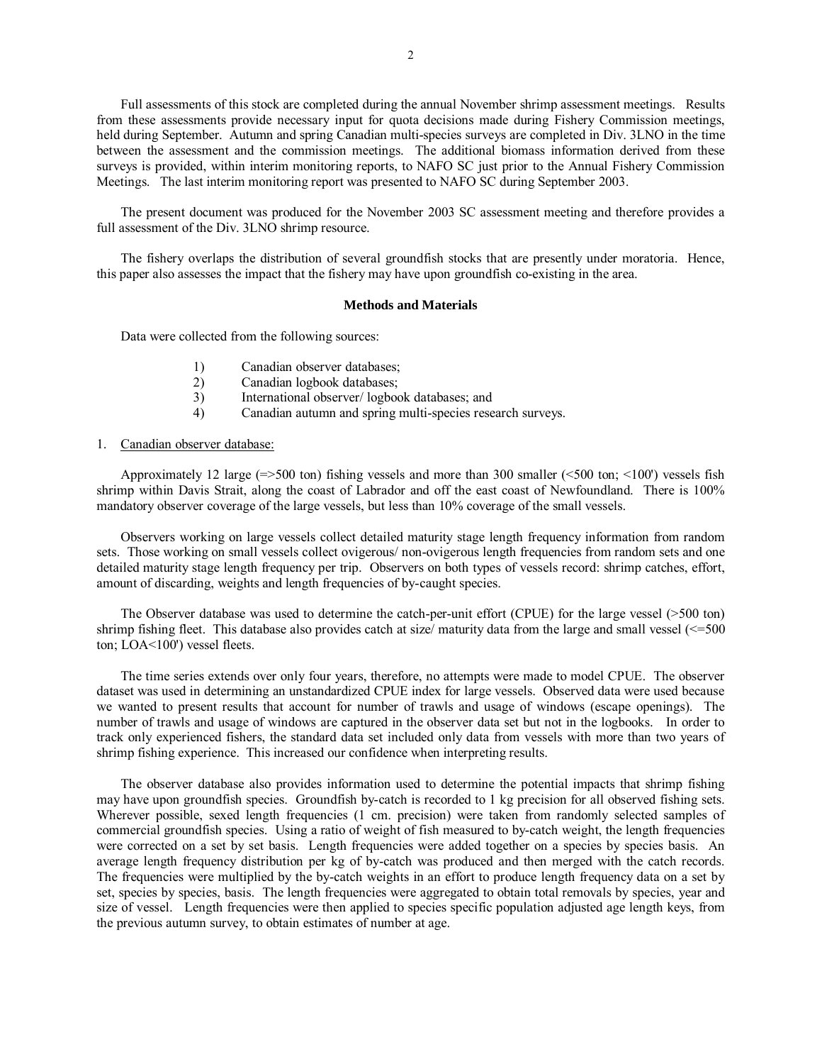Full assessments of this stock are completed during the annual November shrimp assessment meetings. Results from these assessments provide necessary input for quota decisions made during Fishery Commission meetings, held during September. Autumn and spring Canadian multi-species surveys are completed in Div. 3LNO in the time between the assessment and the commission meetings. The additional biomass information derived from these surveys is provided, within interim monitoring reports, to NAFO SC just prior to the Annual Fishery Commission Meetings. The last interim monitoring report was presented to NAFO SC during September 2003.

The present document was produced for the November 2003 SC assessment meeting and therefore provides a full assessment of the Div. 3LNO shrimp resource.

The fishery overlaps the distribution of several groundfish stocks that are presently under moratoria. Hence, this paper also assesses the impact that the fishery may have upon groundfish co-existing in the area.

## Methods and Materials

Data were collected from the following sources:

1) Canadian observer databases;
2) Canadian logbook databases;
3) International observer/ logbook databases; and
4) Canadian autumn and spring multi-species research surveys.

1. <u>Canadian observer database:</u>

Approximately 12 large (=>500 ton) fishing vessels and more than 300 smaller (<500 ton; <100') vessels fish shrimp within Davis Strait, along the coast of Labrador and off the east coast of Newfoundland. There is 100% mandatory observer coverage of the large vessels, but less than 10% coverage of the small vessels.

Observers working on large vessels collect detailed maturity stage length frequency information from random sets. Those working on small vessels collect ovigerous/ non-ovigerous length frequencies from random sets and one detailed maturity stage length frequency per trip. Observers on both types of vessels record: shrimp catches, effort, amount of discarding, weights and length frequencies of by-caught species.

The Observer database was used to determine the catch-per-unit effort (CPUE) for the large vessel (>500 ton) shrimp fishing fleet. This database also provides catch at size/ maturity data from the large and small vessel (<=500 ton; LOA<100') vessel fleets.

The time series extends over only four years, therefore, no attempts were made to model CPUE. The observer dataset was used in determining an unstandardized CPUE index for large vessels. Observed data were used because we wanted to present results that account for number of trawls and usage of windows (escape openings). The number of trawls and usage of windows are captured in the observer data set but not in the logbooks. In order to track only experienced fishers, the standard data set included only data from vessels with more than two years of shrimp fishing experience. This increased our confidence when interpreting results.

The observer database also provides information used to determine the potential impacts that shrimp fishing may have upon groundfish species. Groundfish by-catch is recorded to 1 kg precision for all observed fishing sets. Wherever possible, sexed length frequencies (1 cm. precision) were taken from randomly selected samples of commercial groundfish species. Using a ratio of weight of fish measured to by-catch weight, the length frequencies were corrected on a set by set basis. Length frequencies were added together on a species by species basis. An average length frequency distribution per kg of by-catch was produced and then merged with the catch records. The frequencies were multiplied by the by-catch weights in an effort to produce length frequency data on a set by set, species by species, basis. The length frequencies were aggregated to obtain total removals by species, year and size of vessel. Length frequencies were then applied to species specific population adjusted age length keys, from the previous autumn survey, to obtain estimates of number at age.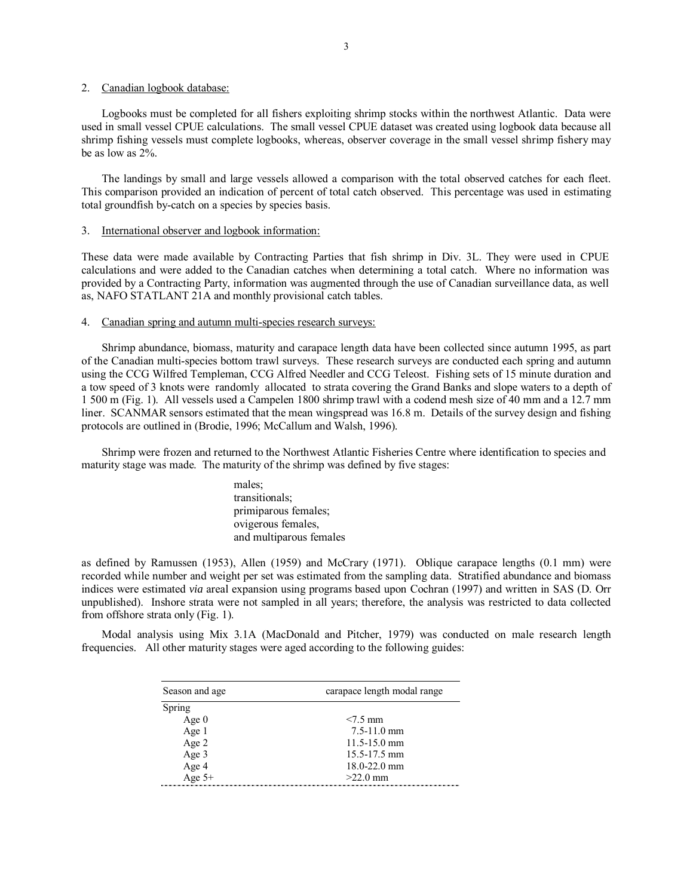2. Canadian logbook database:

Logbooks must be completed for all fishers exploiting shrimp stocks within the northwest Atlantic. Data were used in small vessel CPUE calculations. The small vessel CPUE dataset was created using logbook data because all shrimp fishing vessels must complete logbooks, whereas, observer coverage in the small vessel shrimp fishery may be as low as 2%.

The landings by small and large vessels allowed a comparison with the total observed catches for each fleet. This comparison provided an indication of percent of total catch observed. This percentage was used in estimating total groundfish by-catch on a species by species basis.

3. International observer and logbook information:

These data were made available by Contracting Parties that fish shrimp in Div. 3L. They were used in CPUE calculations and were added to the Canadian catches when determining a total catch. Where no information was provided by a Contracting Party, information was augmented through the use of Canadian surveillance data, as well as, NAFO STATLANT 21A and monthly provisional catch tables.

4. Canadian spring and autumn multi-species research surveys:

Shrimp abundance, biomass, maturity and carapace length data have been collected since autumn 1995, as part of the Canadian multi-species bottom trawl surveys. These research surveys are conducted each spring and autumn using the CCG Wilfred Templeman, CCG Alfred Needler and CCG Teleost. Fishing sets of 15 minute duration and a tow speed of 3 knots were randomly allocated to strata covering the Grand Banks and slope waters to a depth of 1 500 m (Fig. 1). All vessels used a Campelen 1800 shrimp trawl with a codend mesh size of 40 mm and a 12.7 mm liner. SCANMAR sensors estimated that the mean wingspread was 16.8 m. Details of the survey design and fishing protocols are outlined in (Brodie, 1996; McCallum and Walsh, 1996).

Shrimp were frozen and returned to the Northwest Atlantic Fisheries Centre where identification to species and maturity stage was made. The maturity of the shrimp was defined by five stages:

males;
transitionals;
primiparous females;
ovigerous females,
and multiparous females

as defined by Ramussen (1953), Allen (1959) and McCrary (1971). Oblique carapace lengths (0.1 mm) were recorded while number and weight per set was estimated from the sampling data. Stratified abundance and biomass indices were estimated *via* areal expansion using programs based upon Cochran (1997) and written in SAS (D. Orr unpublished). Inshore strata were not sampled in all years; therefore, the analysis was restricted to data collected from offshore strata only (Fig. 1).

Modal analysis using Mix 3.1A (MacDonald and Pitcher, 1979) was conducted on male research length frequencies. All other maturity stages were aged according to the following guides:

| Season and age | carapace length modal range |
|---|---|
| Spring | |
| Age 0 | <7.5 mm |
| Age 1 | 7.5-11.0 mm |
| Age 2 | 11.5-15.0 mm |
| Age 3 | 15.5-17.5 mm |
| Age 4 | 18.0-22.0 mm |
| Age 5+ | >22.0 mm |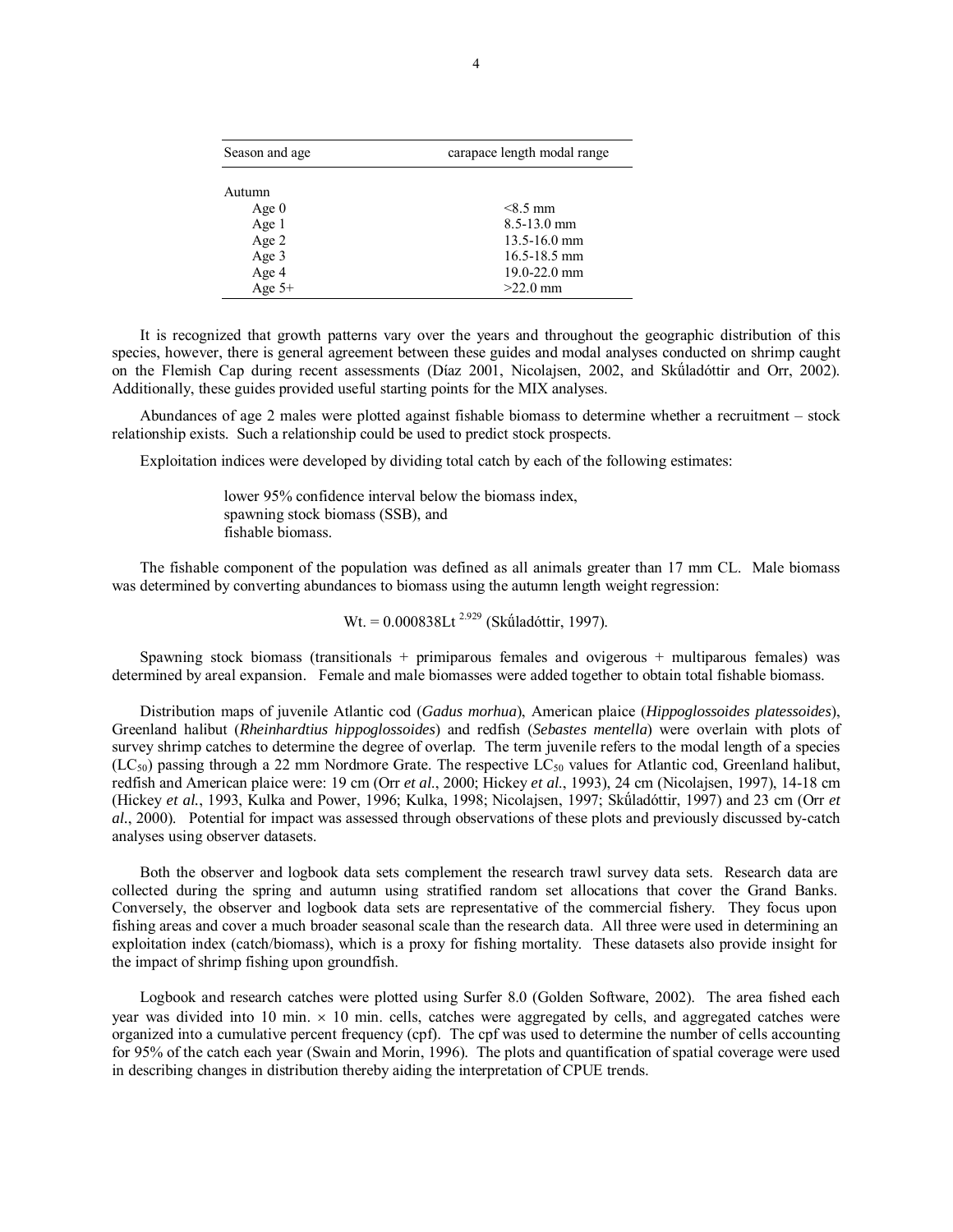| Season and age | carapace length modal range |
|---|---|
| Autumn | |
| Age 0 | <8.5 mm |
| Age 1 | 8.5-13.0 mm |
| Age 2 | 13.5-16.0 mm |
| Age 3 | 16.5-18.5 mm |
| Age 4 | 19.0-22.0 mm |
| Age 5+ | >22.0 mm |

It is recognized that growth patterns vary over the years and throughout the geographic distribution of this species, however, there is general agreement between these guides and modal analyses conducted on shrimp caught on the Flemish Cap during recent assessments (Díaz 2001, Nicolajsen, 2002, and Skúladóttir and Orr, 2002). Additionally, these guides provided useful starting points for the MIX analyses.

Abundances of age 2 males were plotted against fishable biomass to determine whether a recruitment – stock relationship exists. Such a relationship could be used to predict stock prospects.

Exploitation indices were developed by dividing total catch by each of the following estimates:

lower 95% confidence interval below the biomass index,
spawning stock biomass (SSB), and
fishable biomass.

The fishable component of the population was defined as all animals greater than 17 mm CL. Male biomass was determined by converting abundances to biomass using the autumn length weight regression:

$$Wt. = 0.000838Lt^{2.929}$$ (Skúladóttir, 1997).

Spawning stock biomass (transitionals + primiparous females and ovigerous + multiparous females) was determined by areal expansion. Female and male biomasses were added together to obtain total fishable biomass.

Distribution maps of juvenile Atlantic cod (*Gadus morhua*), American plaice (*Hippoglossoides platessoides*), Greenland halibut (*Rheinhardtius hippoglossoides*) and redfish (*Sebastes mentella*) were overlain with plots of survey shrimp catches to determine the degree of overlap. The term juvenile refers to the modal length of a species ($LC_{50}$) passing through a 22 mm Nordmore Grate. The respective $LC_{50}$ values for Atlantic cod, Greenland halibut, redfish and American plaice were: 19 cm (Orr *et al.*, 2000; Hickey *et al.*, 1993), 24 cm (Nicolajsen, 1997), 14-18 cm (Hickey *et al.*, 1993, Kulka and Power, 1996; Kulka, 1998; Nicolajsen, 1997; Skúladóttir, 1997) and 23 cm (Orr *et al.*, 2000). Potential for impact was assessed through observations of these plots and previously discussed by-catch analyses using observer datasets.

Both the observer and logbook data sets complement the research trawl survey data sets. Research data are collected during the spring and autumn using stratified random set allocations that cover the Grand Banks. Conversely, the observer and logbook data sets are representative of the commercial fishery. They focus upon fishing areas and cover a much broader seasonal scale than the research data. All three were used in determining an exploitation index (catch/biomass), which is a proxy for fishing mortality. These datasets also provide insight for the impact of shrimp fishing upon groundfish.

Logbook and research catches were plotted using Surfer 8.0 (Golden Software, 2002). The area fished each year was divided into 10 min. × 10 min. cells, catches were aggregated by cells, and aggregated catches were organized into a cumulative percent frequency (cpf). The cpf was used to determine the number of cells accounting for 95% of the catch each year (Swain and Morin, 1996). The plots and quantification of spatial coverage were used in describing changes in distribution thereby aiding the interpretation of CPUE trends.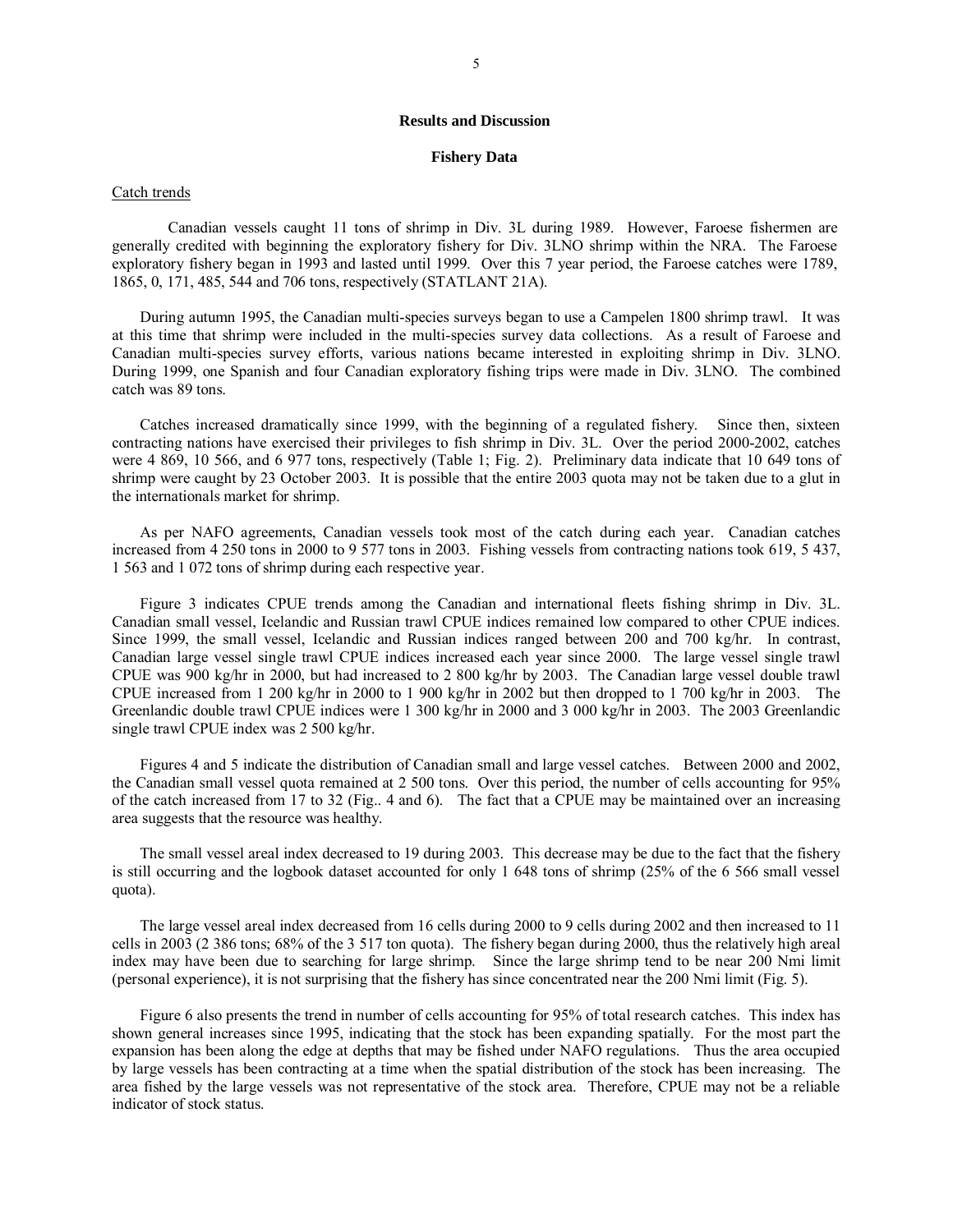## Results and Discussion

### Fishery Data

Catch trends

Canadian vessels caught 11 tons of shrimp in Div. 3L during 1989. However, Faroese fishermen are generally credited with beginning the exploratory fishery for Div. 3LNO shrimp within the NRA. The Faroese exploratory fishery began in 1993 and lasted until 1999. Over this 7 year period, the Faroese catches were 1789, 1865, 0, 171, 485, 544 and 706 tons, respectively (STATLANT 21A).

During autumn 1995, the Canadian multi-species surveys began to use a Campelen 1800 shrimp trawl. It was at this time that shrimp were included in the multi-species survey data collections. As a result of Faroese and Canadian multi-species survey efforts, various nations became interested in exploiting shrimp in Div. 3LNO. During 1999, one Spanish and four Canadian exploratory fishing trips were made in Div. 3LNO. The combined catch was 89 tons.

Catches increased dramatically since 1999, with the beginning of a regulated fishery. Since then, sixteen contracting nations have exercised their privileges to fish shrimp in Div. 3L. Over the period 2000-2002, catches were 4 869, 10 566, and 6 977 tons, respectively (Table 1; Fig. 2). Preliminary data indicate that 10 649 tons of shrimp were caught by 23 October 2003. It is possible that the entire 2003 quota may not be taken due to a glut in the internationals market for shrimp.

As per NAFO agreements, Canadian vessels took most of the catch during each year. Canadian catches increased from 4 250 tons in 2000 to 9 577 tons in 2003. Fishing vessels from contracting nations took 619, 5 437, 1 563 and 1 072 tons of shrimp during each respective year.

Figure 3 indicates CPUE trends among the Canadian and international fleets fishing shrimp in Div. 3L. Canadian small vessel, Icelandic and Russian trawl CPUE indices remained low compared to other CPUE indices. Since 1999, the small vessel, Icelandic and Russian indices ranged between 200 and 700 kg/hr. In contrast, Canadian large vessel single trawl CPUE indices increased each year since 2000. The large vessel single trawl CPUE was 900 kg/hr in 2000, but had increased to 2 800 kg/hr by 2003. The Canadian large vessel double trawl CPUE increased from 1 200 kg/hr in 2000 to 1 900 kg/hr in 2002 but then dropped to 1 700 kg/hr in 2003. The Greenlandic double trawl CPUE indices were 1 300 kg/hr in 2000 and 3 000 kg/hr in 2003. The 2003 Greenlandic single trawl CPUE index was 2 500 kg/hr.

Figures 4 and 5 indicate the distribution of Canadian small and large vessel catches. Between 2000 and 2002, the Canadian small vessel quota remained at 2 500 tons. Over this period, the number of cells accounting for 95% of the catch increased from 17 to 32 (Fig.. 4 and 6). The fact that a CPUE may be maintained over an increasing area suggests that the resource was healthy.

The small vessel areal index decreased to 19 during 2003. This decrease may be due to the fact that the fishery is still occurring and the logbook dataset accounted for only 1 648 tons of shrimp (25% of the 6 566 small vessel quota).

The large vessel areal index decreased from 16 cells during 2000 to 9 cells during 2002 and then increased to 11 cells in 2003 (2 386 tons; 68% of the 3 517 ton quota). The fishery began during 2000, thus the relatively high areal index may have been due to searching for large shrimp. Since the large shrimp tend to be near 200 Nmi limit (personal experience), it is not surprising that the fishery has since concentrated near the 200 Nmi limit (Fig. 5).

Figure 6 also presents the trend in number of cells accounting for 95% of total research catches. This index has shown general increases since 1995, indicating that the stock has been expanding spatially. For the most part the expansion has been along the edge at depths that may be fished under NAFO regulations. Thus the area occupied by large vessels has been contracting at a time when the spatial distribution of the stock has been increasing. The area fished by the large vessels was not representative of the stock area. Therefore, CPUE may not be a reliable indicator of stock status.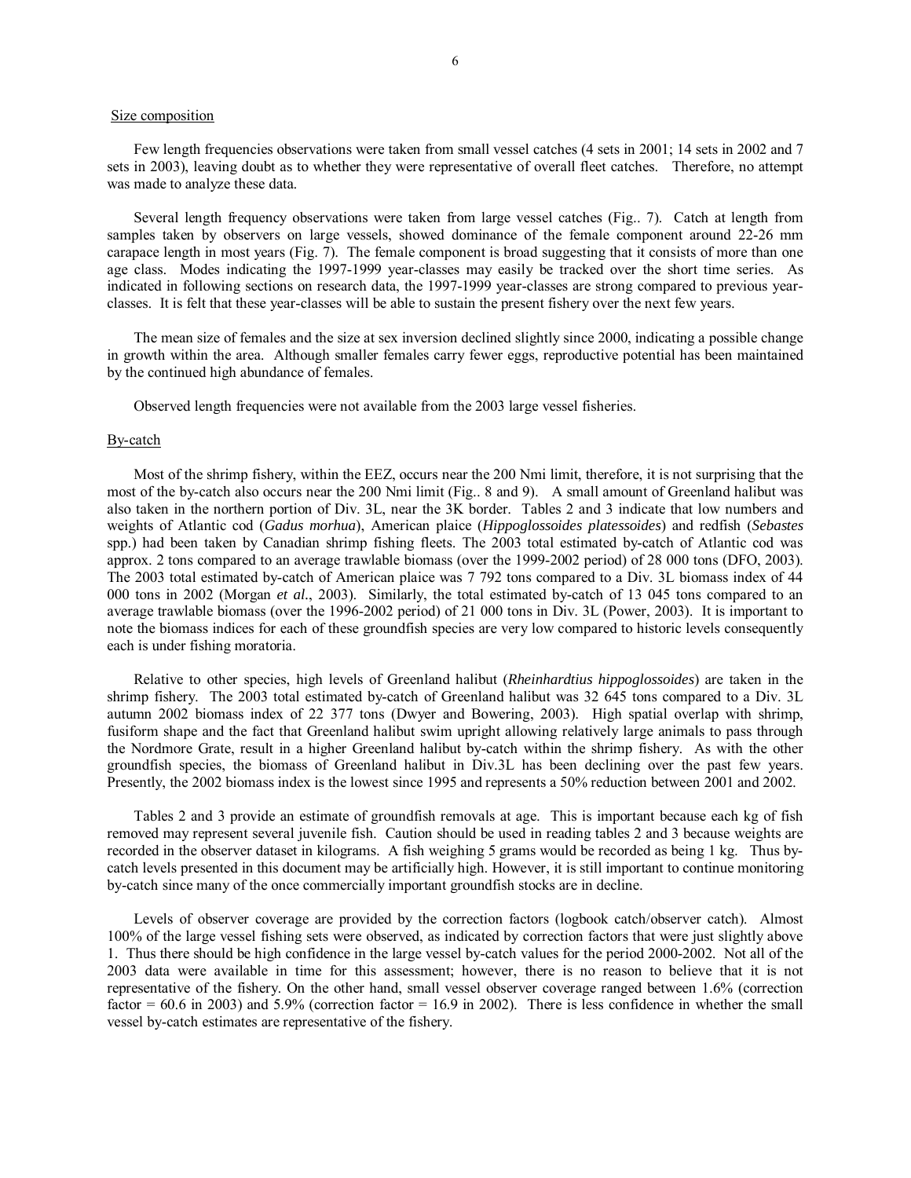Size composition

Few length frequencies observations were taken from small vessel catches (4 sets in 2001; 14 sets in 2002 and 7 sets in 2003), leaving doubt as to whether they were representative of overall fleet catches. Therefore, no attempt was made to analyze these data.

Several length frequency observations were taken from large vessel catches (Fig.. 7). Catch at length from samples taken by observers on large vessels, showed dominance of the female component around 22-26 mm carapace length in most years (Fig. 7). The female component is broad suggesting that it consists of more than one age class. Modes indicating the 1997-1999 year-classes may easily be tracked over the short time series. As indicated in following sections on research data, the 1997-1999 year-classes are strong compared to previous year-classes. It is felt that these year-classes will be able to sustain the present fishery over the next few years.

The mean size of females and the size at sex inversion declined slightly since 2000, indicating a possible change in growth within the area. Although smaller females carry fewer eggs, reproductive potential has been maintained by the continued high abundance of females.

Observed length frequencies were not available from the 2003 large vessel fisheries.

By-catch

Most of the shrimp fishery, within the EEZ, occurs near the 200 Nmi limit, therefore, it is not surprising that the most of the by-catch also occurs near the 200 Nmi limit (Figs.. 8 and 9). A small amount of Greenland halibut was also taken in the northern portion of Div. 3L, near the 3K border. Tables 2 and 3 indicate that low numbers and weights of Atlantic cod (*Gadus morhua*), American plaice (*Hippoglossoides platessoides*) and redfish (*Sebastes* spp.) had been taken by Canadian shrimp fishing fleets. The 2003 total estimated by-catch of Atlantic cod was approx. 2 tons compared to an average trawlable biomass (over the 1999-2002 period) of 28 000 tons (DFO, 2003). The 2003 total estimated by-catch of American plaice was 7 792 tons compared to a Div. 3L biomass index of 44 000 tons in 2002 (Morgan *et al*., 2003). Similarly, the total estimated by-catch of 13 045 tons compared to an average trawlable biomass (over the 1996-2002 period) of 21 000 tons in Div. 3L (Power, 2003). It is important to note the biomass indices for each of these groundfish species are very low compared to historic levels consequently each is under fishing moratoria.

Relative to other species, high levels of Greenland halibut (*Rheinhardtius hippoglossoides*) are taken in the shrimp fishery. The 2003 total estimated by-catch of Greenland halibut was 32 645 tons compared to a Div. 3L autumn 2002 biomass index of 22 377 tons (Dwyer and Bowering, 2003). High spatial overlap with shrimp, fusiform shape and the fact that Greenland halibut swim upright allowing relatively large animals to pass through the Nordmore Grate, result in a higher Greenland halibut by-catch within the shrimp fishery. As with the other groundfish species, the biomass of Greenland halibut in Div.3L has been declining over the past few years. Presently, the 2002 biomass index is the lowest since 1995 and represents a 50% reduction between 2001 and 2002.

Tables 2 and 3 provide an estimate of groundfish removals at age. This is important because each kg of fish removed may represent several juvenile fish. Caution should be used in reading tables 2 and 3 because weights are recorded in the observer dataset in kilograms. A fish weighing 5 grams would be recorded as being 1 kg. Thus by-catch levels presented in this document may be artificially high. However, it is still important to continue monitoring by-catch since many of the once commercially important groundfish stocks are in decline.

Levels of observer coverage are provided by the correction factors (logbook catch/observer catch). Almost 100% of the large vessel fishing sets were observed, as indicated by correction factors that were just slightly above 1. Thus there should be high confidence in the large vessel by-catch values for the period 2000-2002. Not all of the 2003 data were available in time for this assessment; however, there is no reason to believe that it is not representative of the fishery. On the other hand, small vessel observer coverage ranged between 1.6% (correction factor = 60.6 in 2003) and 5.9% (correction factor = 16.9 in 2002). There is less confidence in whether the small vessel by-catch estimates are representative of the fishery.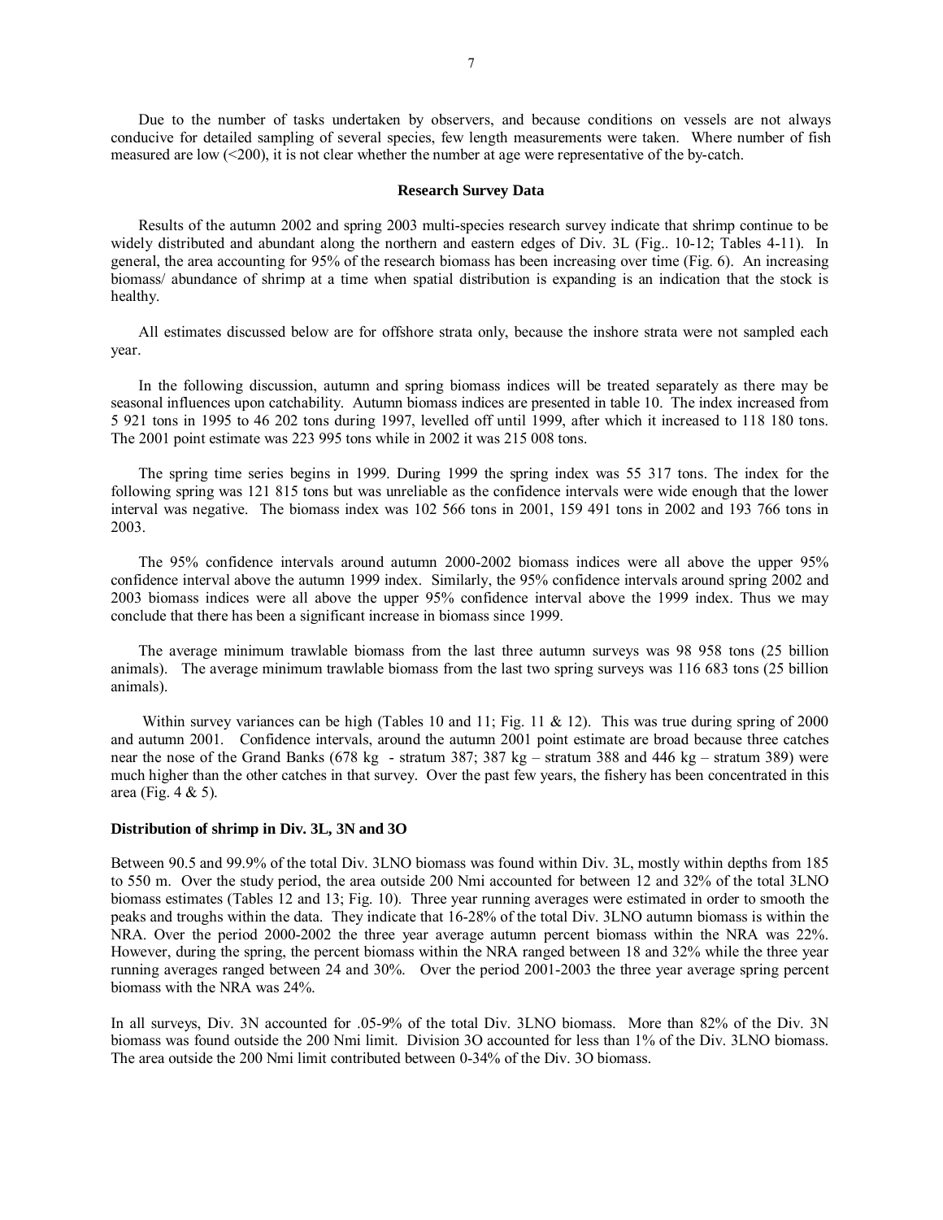Due to the number of tasks undertaken by observers, and because conditions on vessels are not always conducive for detailed sampling of several species, few length measurements were taken. Where number of fish measured are low (<200), it is not clear whether the number at age were representative of the by-catch.

## Research Survey Data

Results of the autumn 2002 and spring 2003 multi-species research survey indicate that shrimp continue to be widely distributed and abundant along the northern and eastern edges of Div. 3L (Fig.. 10-12; Tables 4-11). In general, the area accounting for 95% of the research biomass has been increasing over time (Fig. 6). An increasing biomass/ abundance of shrimp at a time when spatial distribution is expanding is an indication that the stock is healthy.

All estimates discussed below are for offshore strata only, because the inshore strata were not sampled each year.

In the following discussion, autumn and spring biomass indices will be treated separately as there may be seasonal influences upon catchability. Autumn biomass indices are presented in table 10. The index increased from 5 921 tons in 1995 to 46 202 tons during 1997, levelled off until 1999, after which it increased to 118 180 tons. The 2001 point estimate was 223 995 tons while in 2002 it was 215 008 tons.

The spring time series begins in 1999. During 1999 the spring index was 55 317 tons. The index for the following spring was 121 815 tons but was unreliable as the confidence intervals were wide enough that the lower interval was negative. The biomass index was 102 566 tons in 2001, 159 491 tons in 2002 and 193 766 tons in 2003.

The 95% confidence intervals around autumn 2000-2002 biomass indices were all above the upper 95% confidence interval above the autumn 1999 index. Similarly, the 95% confidence intervals around spring 2002 and 2003 biomass indices were all above the upper 95% confidence interval above the 1999 index. Thus we may conclude that there has been a significant increase in biomass since 1999.

The average minimum trawlable biomass from the last three autumn surveys was 98 958 tons (25 billion animals). The average minimum trawlable biomass from the last two spring surveys was 116 683 tons (25 billion animals).

Within survey variances can be high (Tables 10 and 11; Fig. 11 & 12). This was true during spring of 2000 and autumn 2001. Confidence intervals, around the autumn 2001 point estimate are broad because three catches near the nose of the Grand Banks (678 kg - stratum 387; 387 kg – stratum 388 and 446 kg – stratum 389) were much higher than the other catches in that survey. Over the past few years, the fishery has been concentrated in this area (Fig. 4 & 5).

### Distribution of shrimp in Div. 3L, 3N and 3O

Between 90.5 and 99.9% of the total Div. 3LNO biomass was found within Div. 3L, mostly within depths from 185 to 550 m. Over the study period, the area outside 200 Nmi accounted for between 12 and 32% of the total 3LNO biomass estimates (Tables 12 and 13; Fig. 10). Three year running averages were estimated in order to smooth the peaks and troughs within the data. They indicate that 16-28% of the total Div. 3LNO autumn biomass is within the NRA. Over the period 2000-2002 the three year average autumn percent biomass within the NRA was 22%. However, during the spring, the percent biomass within the NRA ranged between 18 and 32% while the three year running averages ranged between 24 and 30%. Over the period 2001-2003 the three year average spring percent biomass with the NRA was 24%.

In all surveys, Div. 3N accounted for .05-9% of the total Div. 3LNO biomass. More than 82% of the Div. 3N biomass was found outside the 200 Nmi limit. Division 3O accounted for less than 1% of the Div. 3LNO biomass. The area outside the 200 Nmi limit contributed between 0-34% of the Div. 3O biomass.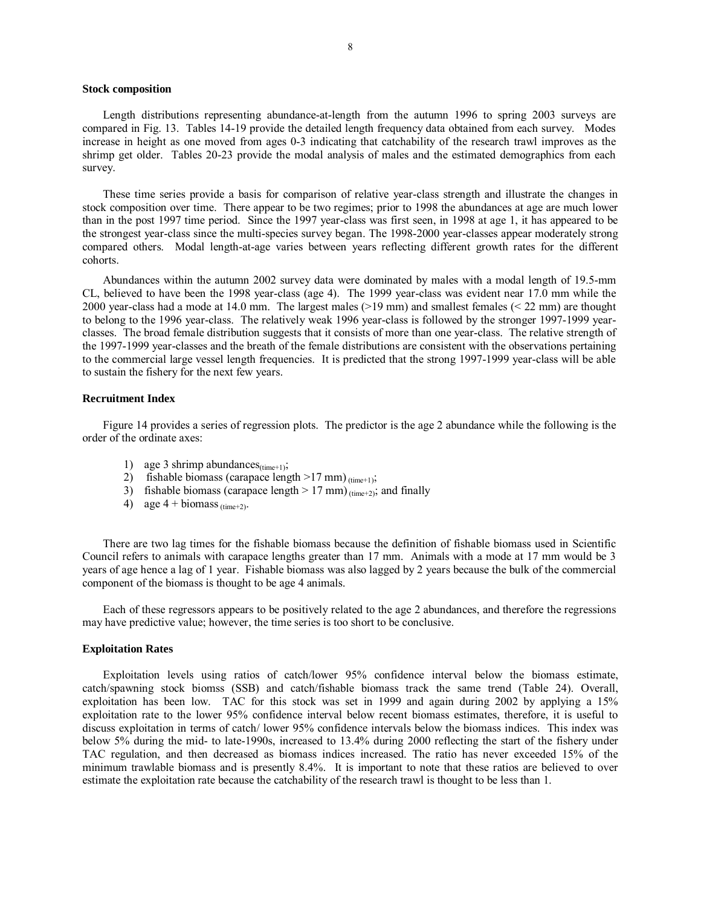### Stock composition

Length distributions representing abundance-at-length from the autumn 1996 to spring 2003 surveys are compared in Fig. 13. Tables 14-19 provide the detailed length frequency data obtained from each survey. Modes increase in height as one moved from ages 0-3 indicating that catchability of the research trawl improves as the shrimp get older. Tables 20-23 provide the modal analysis of males and the estimated demographics from each survey.

These time series provide a basis for comparison of relative year-class strength and illustrate the changes in stock composition over time. There appear to be two regimes; prior to 1998 the abundances at age are much lower than in the post 1997 time period. Since the 1997 year-class was first seen, in 1998 at age 1, it has appeared to be the strongest year-class since the multi-species survey began. The 1998-2000 year-classes appear moderately strong compared others. Modal length-at-age varies between years reflecting different growth rates for the different cohorts.

Abundances within the autumn 2002 survey data were dominated by males with a modal length of 19.5-mm CL, believed to have been the 1998 year-class (age 4). The 1999 year-class was evident near 17.0 mm while the 2000 year-class had a mode at 14.0 mm. The largest males (>19 mm) and smallest females (< 22 mm) are thought to belong to the 1996 year-class. The relatively weak 1996 year-class is followed by the stronger 1997-1999 year-classes. The broad female distribution suggests that it consists of more than one year-class. The relative strength of the 1997-1999 year-classes and the breath of the female distributions are consistent with the observations pertaining to the commercial large vessel length frequencies. It is predicted that the strong 1997-1999 year-class will be able to sustain the fishery for the next few years.

### Recruitment Index

Figure 14 provides a series of regression plots. The predictor is the age 2 abundance while the following is the order of the ordinate axes:

1) age 3 shrimp abundances$_{(time+1)}$;
2) fishable biomass (carapace length >17 mm)$_{(time+1)}$;
3) fishable biomass (carapace length > 17 mm)$_{(time+2)}$; and finally
4) age 4 + biomass$_{(time+2)}$.

There are two lag times for the fishable biomass because the definition of fishable biomass used in Scientific Council refers to animals with carapace lengths greater than 17 mm. Animals with a mode at 17 mm would be 3 years of age hence a lag of 1 year. Fishable biomass was also lagged by 2 years because the bulk of the commercial component of the biomass is thought to be age 4 animals.

Each of these regressors appears to be positively related to the age 2 abundances, and therefore the regressions may have predictive value; however, the time series is too short to be conclusive.

### Exploitation Rates

Exploitation levels using ratios of catch/lower 95% confidence interval below the biomass estimate, catch/spawning stock biomss (SSB) and catch/fishable biomass track the same trend (Table 24). Overall, exploitation has been low. TAC for this stock was set in 1999 and again during 2002 by applying a 15% exploitation rate to the lower 95% confidence interval below recent biomass estimates, therefore, it is useful to discuss exploitation in terms of catch/ lower 95% confidence intervals below the biomass indices. This index was below 5% during the mid- to late-1990s, increased to 13.4% during 2000 reflecting the start of the fishery under TAC regulation, and then decreased as biomass indices increased. The ratio has never exceeded 15% of the minimum trawlable biomass and is presently 8.4%. It is important to note that these ratios are believed to over estimate the exploitation rate because the catchability of the research trawl is thought to be less than 1.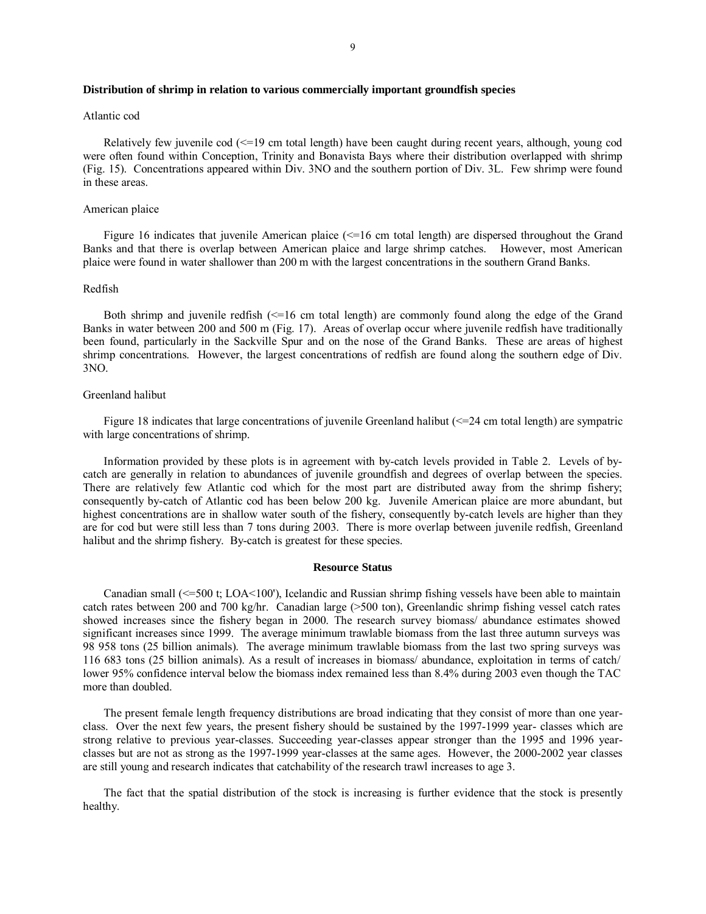### Distribution of shrimp in relation to various commercially important groundfish species

Atlantic cod

Relatively few juvenile cod (<=19 cm total length) have been caught during recent years, although, young cod were often found within Conception, Trinity and Bonavista Bays where their distribution overlapped with shrimp (Fig. 15). Concentrations appeared within Div. 3NO and the southern portion of Div. 3L. Few shrimp were found in these areas.

American plaice

Figure 16 indicates that juvenile American plaice (<=16 cm total length) are dispersed throughout the Grand Banks and that there is overlap between American plaice and large shrimp catches. However, most American plaice were found in water shallower than 200 m with the largest concentrations in the southern Grand Banks.

Redfish

Both shrimp and juvenile redfish (<=16 cm total length) are commonly found along the edge of the Grand Banks in water between 200 and 500 m (Fig. 17). Areas of overlap occur where juvenile redfish have traditionally been found, particularly in the Sackville Spur and on the nose of the Grand Banks. These are areas of highest shrimp concentrations. However, the largest concentrations of redfish are found along the southern edge of Div. 3NO.

Greenland halibut

Figure 18 indicates that large concentrations of juvenile Greenland halibut (<=24 cm total length) are sympatric with large concentrations of shrimp.

Information provided by these plots is in agreement with by-catch levels provided in Table 2. Levels of by-catch are generally in relation to abundances of juvenile groundfish and degrees of overlap between the species. There are relatively few Atlantic cod which for the most part are distributed away from the shrimp fishery; consequently by-catch of Atlantic cod has been below 200 kg. Juvenile American plaice are more abundant, but highest concentrations are in shallow water south of the fishery, consequently by-catch levels are higher than they are for cod but were still less than 7 tons during 2003. There is more overlap between juvenile redfish, Greenland halibut and the shrimp fishery. By-catch is greatest for these species.

## Resource Status

Canadian small (<=500 t; LOA<100'), Icelandic and Russian shrimp fishing vessels have been able to maintain catch rates between 200 and 700 kg/hr. Canadian large (>500 ton), Greenlandic shrimp fishing vessel catch rates showed increases since the fishery began in 2000. The research survey biomass/ abundance estimates showed significant increases since 1999. The average minimum trawlable biomass from the last three autumn surveys was 98 958 tons (25 billion animals). The average minimum trawlable biomass from the last two spring surveys was 116 683 tons (25 billion animals). As a result of increases in biomass/ abundance, exploitation in terms of catch/ lower 95% confidence interval below the biomass index remained less than 8.4% during 2003 even though the TAC more than doubled.

The present female length frequency distributions are broad indicating that they consist of more than one year-class. Over the next few years, the present fishery should be sustained by the 1997-1999 year- classes which are strong relative to previous year-classes. Succeeding year-classes appear stronger than the 1995 and 1996 year-classes but are not as strong as the 1997-1999 year-classes at the same ages. However, the 2000-2002 year classes are still young and research indicates that catchability of the research trawl increases to age 3.

The fact that the spatial distribution of the stock is increasing is further evidence that the stock is presently healthy.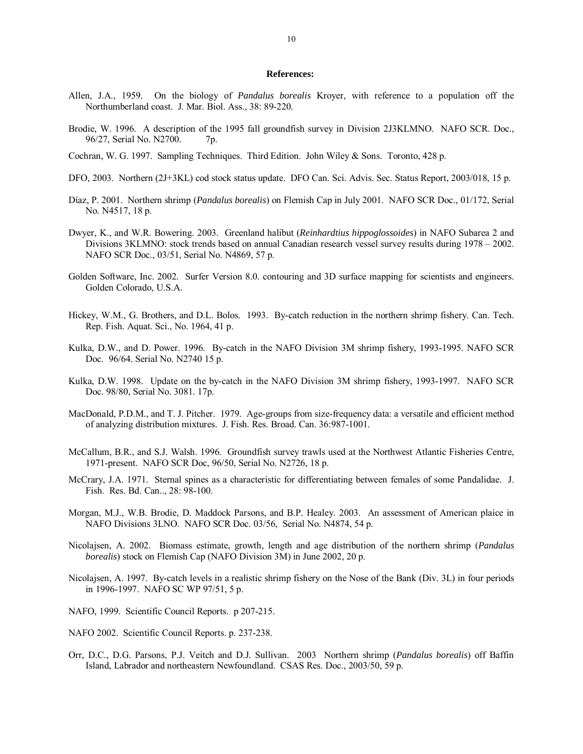**References:**

Allen, J.A., 1959. On the biology of *Pandalus borealis* Kroyer, with reference to a population off the Northumberland coast. J. Mar. Biol. Ass., 38: 89-220.

Brodie, W. 1996. A description of the 1995 fall groundfish survey in Division 2J3KLMNO. NAFO SCR. Doc., 96/27, Serial No. N2700. 7p.

Cochran, W. G. 1997. Sampling Techniques. Third Edition. John Wiley & Sons. Toronto, 428 p.

DFO, 2003. Northern (2J+3KL) cod stock status update. DFO Can. Sci. Advis. Sec. Status Report, 2003/018, 15 p.

Díaz, P. 2001. Northern shrimp (*Pandalus borealis*) on Flemish Cap in July 2001. NAFO SCR Doc., 01/172, Serial No. N4517, 18 p.

Dwyer, K., and W.R. Bowering. 2003. Greenland halibut (*Reinhardtius hippoglossoides*) in NAFO Subarea 2 and Divisions 3KLMNO: stock trends based on annual Canadian research vessel survey results during 1978 – 2002. NAFO SCR Doc., 03/51, Serial No. N4869, 57 p.

Golden Software, Inc. 2002. Surfer Version 8.0. contouring and 3D surface mapping for scientists and engineers. Golden Colorado, U.S.A.

Hickey, W.M., G. Brothers, and D.L. Bolos. 1993. By-catch reduction in the northern shrimp fishery. Can. Tech. Rep. Fish. Aquat. Sci., No. 1964, 41 p.

Kulka, D.W., and D. Power. 1996. By-catch in the NAFO Division 3M shrimp fishery, 1993-1995. NAFO SCR Doc. 96/64. Serial No. N2740 15 p.

Kulka, D.W. 1998. Update on the by-catch in the NAFO Division 3M shrimp fishery, 1993-1997. NAFO SCR Doc. 98/80, Serial No. 3081. 17p.

MacDonald, P.D.M., and T. J. Pitcher. 1979. Age-groups from size-frequency data: a versatile and efficient method of analyzing distribution mixtures. J. Fish. Res. Broad. Can. 36:987-1001.

McCallum, B.R., and S.J. Walsh. 1996. Groundfish survey trawls used at the Northwest Atlantic Fisheries Centre, 1971-present. NAFO SCR Doc, 96/50, Serial No. N2726, 18 p.

McCrary, J.A. 1971. Sternal spines as a characteristic for differentiating between females of some Pandalidae. J. Fish. Res. Bd. Can.., 28: 98-100.

Morgan, M.J., W.B. Brodie, D. Maddock Parsons, and B.P. Healey. 2003. An assessment of American plaice in NAFO Divisions 3LNO. NAFO SCR Doc. 03/56, Serial No. N4874, 54 p.

Nicolajsen, A. 2002. Biomass estimate, growth, length and age distribution of the northern shrimp (*Pandalus borealis*) stock on Flemish Cap (NAFO Division 3M) in June 2002, 20 p.

Nicolajsen, A. 1997. By-catch levels in a realistic shrimp fishery on the Nose of the Bank (Div. 3L) in four periods in 1996-1997. NAFO SC WP 97/51, 5 p.

NAFO, 1999. Scientific Council Reports. p 207-215.

NAFO 2002. Scientific Council Reports. p. 237-238.

Orr, D.C., D.G. Parsons, P.J. Veitch and D.J. Sullivan. 2003 Northern shrimp (*Pandalus borealis*) off Baffin Island, Labrador and northeastern Newfoundland. CSAS Res. Doc., 2003/50, 59 p.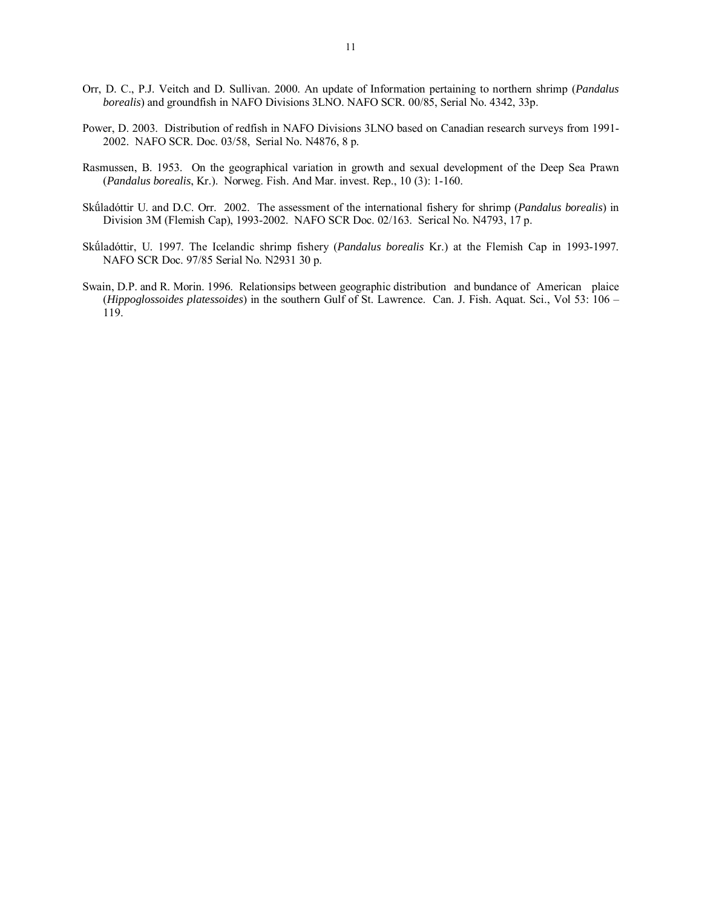Orr, D. C., P.J. Veitch and D. Sullivan. 2000. An update of Information pertaining to northern shrimp (*Pandalus borealis*) and groundfish in NAFO Divisions 3LNO. NAFO SCR. 00/85, Serial No. 4342, 33p.

Power, D. 2003. Distribution of redfish in NAFO Divisions 3LNO based on Canadian research surveys from 1991-2002. NAFO SCR. Doc. 03/58, Serial No. N4876, 8 p.

Rasmussen, B. 1953. On the geographical variation in growth and sexual development of the Deep Sea Prawn (*Pandalus borealis*, Kr.). Norweg. Fish. And Mar. invest. Rep., 10 (3): 1-160.

Skűladóttir U. and D.C. Orr. 2002. The assessment of the international fishery for shrimp (*Pandalus borealis*) in Division 3M (Flemish Cap), 1993-2002. NAFO SCR Doc. 02/163. Serical No. N4793, 17 p.

Skűladóttir, U. 1997. The Icelandic shrimp fishery (*Pandalus borealis* Kr.) at the Flemish Cap in 1993-1997. NAFO SCR Doc. 97/85 Serial No. N2931 30 p.

Swain, D.P. and R. Morin. 1996. Relationsips between geographic distribution and bundance of American plaice (*Hippoglossoides platessoides*) in the southern Gulf of St. Lawrence. Can. J. Fish. Aquat. Sci., Vol 53: 106 – 119.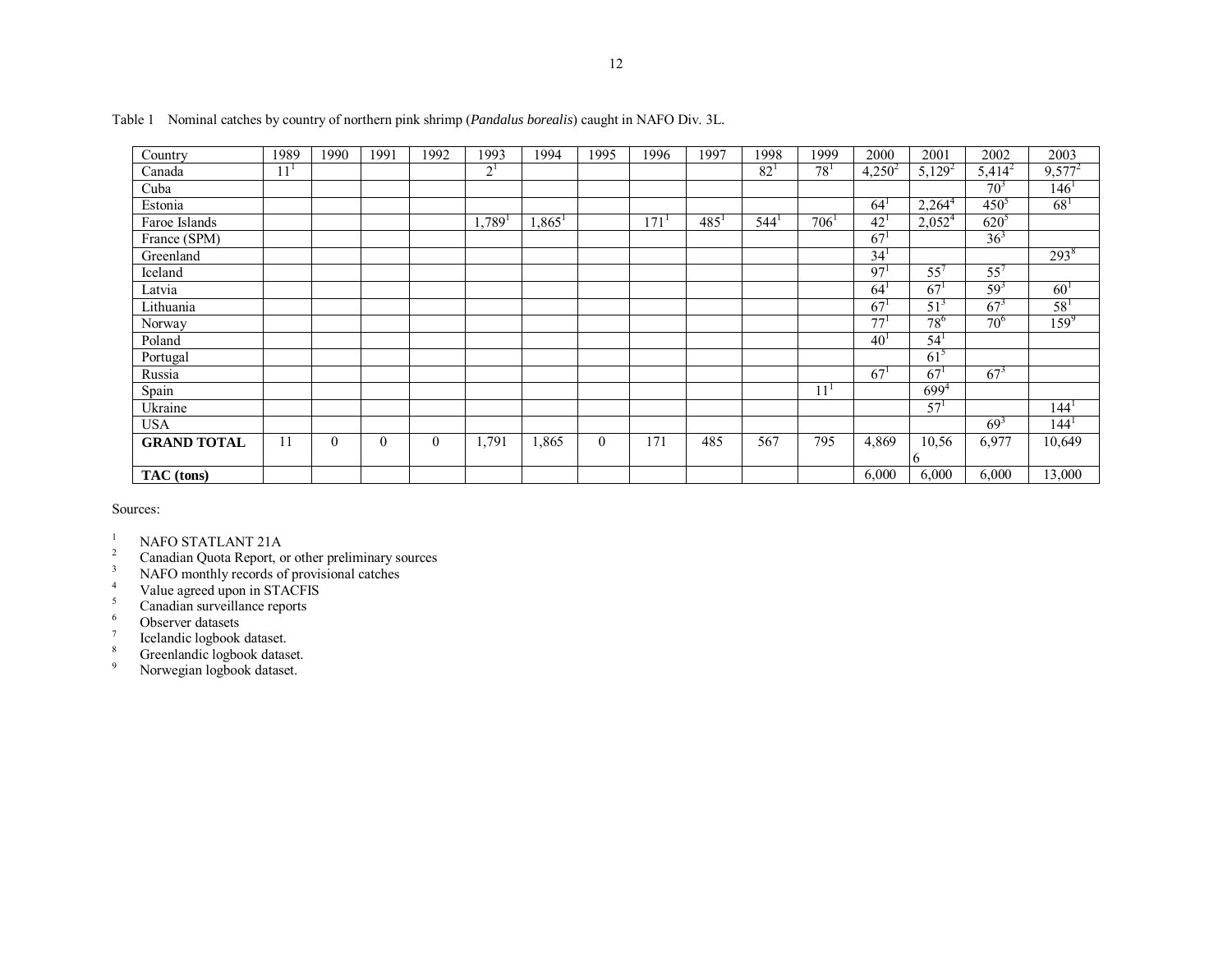Table 1 Nominal catches by country of northern pink shrimp (*Pandalus borealis*) caught in NAFO Div. 3L.

| Country | 1989 | 1990 | 1991 | 1992 | 1993 | 1994 | 1995 | 1996 | 1997 | 1998 | 1999 | 2000 | 2001 | 2002 | 2003 |
|---|---|---|---|---|---|---|---|---|---|---|---|---|---|---|---|
| Canada | 11[1] | | | | 2[1] | | | | | 82[1] | 78[1] | 4,250[2] | 5,129[2] | 5,414[2] | 9,577[2] |
| Cuba | | | | | | | | | | | | | | 70[3] | 146[1] |
| Estonia | | | | | | | | | | | | 64[1] | 2,264[4] | 450[5] | 68[1] |
| Faroe Islands | | | | | 1,789[1] | 1,865[1] | | 171[1] | 485[1] | 544[1] | 706[1] | 42[1] | 2,052[4] | 620[5] | |
| France (SPM) | | | | | | | | | | | | 67[1] | | 36[3] | |
| Greenland | | | | | | | | | | | | 34[1] | | | 293[8] |
| Iceland | | | | | | | | | | | | 97[1] | 55[7] | 55[7] | |
| Latvia | | | | | | | | | | | | 64[1] | 67[1] | 59[3] | 60[1] |
| Lithuania | | | | | | | | | | | | 67[1] | 51[3] | 67[3] | 58[1] |
| Norway | | | | | | | | | | | | 77[1] | 78[6] | 70[6] | 159[9] |
| Poland | | | | | | | | | | | | 40[1] | 54[1] | | |
| Portugal | | | | | | | | | | | | | 61[5] | | |
| Russia | | | | | | | | | | | | 67[1] | 67[1] | 67[3] | |
| Spain | | | | | | | | | | | 11[1] | | 699[4] | | |
| Ukraine | | | | | | | | | | | | | 57[1] | | 144[1] |
| USA | | | | | | | | | | | | | | 69[3] | 144[1] |
| **GRAND TOTAL** | 11 | 0 | 0 | 0 | 1,791 | 1,865 | 0 | 171 | 485 | 567 | 795 | 4,869 | 10,566 | 6,977 | 10,649 |
| **TAC (tons)** | | | | | | | | | | | | 6,000 | 6,000 | 6,000 | 13,000 |

Sources:

1. NAFO STATLANT 21A
2. Canadian Quota Report, or other preliminary sources
3. NAFO monthly records of provisional catches
4. Value agreed upon in STACFIS
5. Canadian surveillance reports
6. Observer datasets
7. Icelandic logbook dataset.
8. Greenlandic logbook dataset.
9. Norwegian logbook dataset.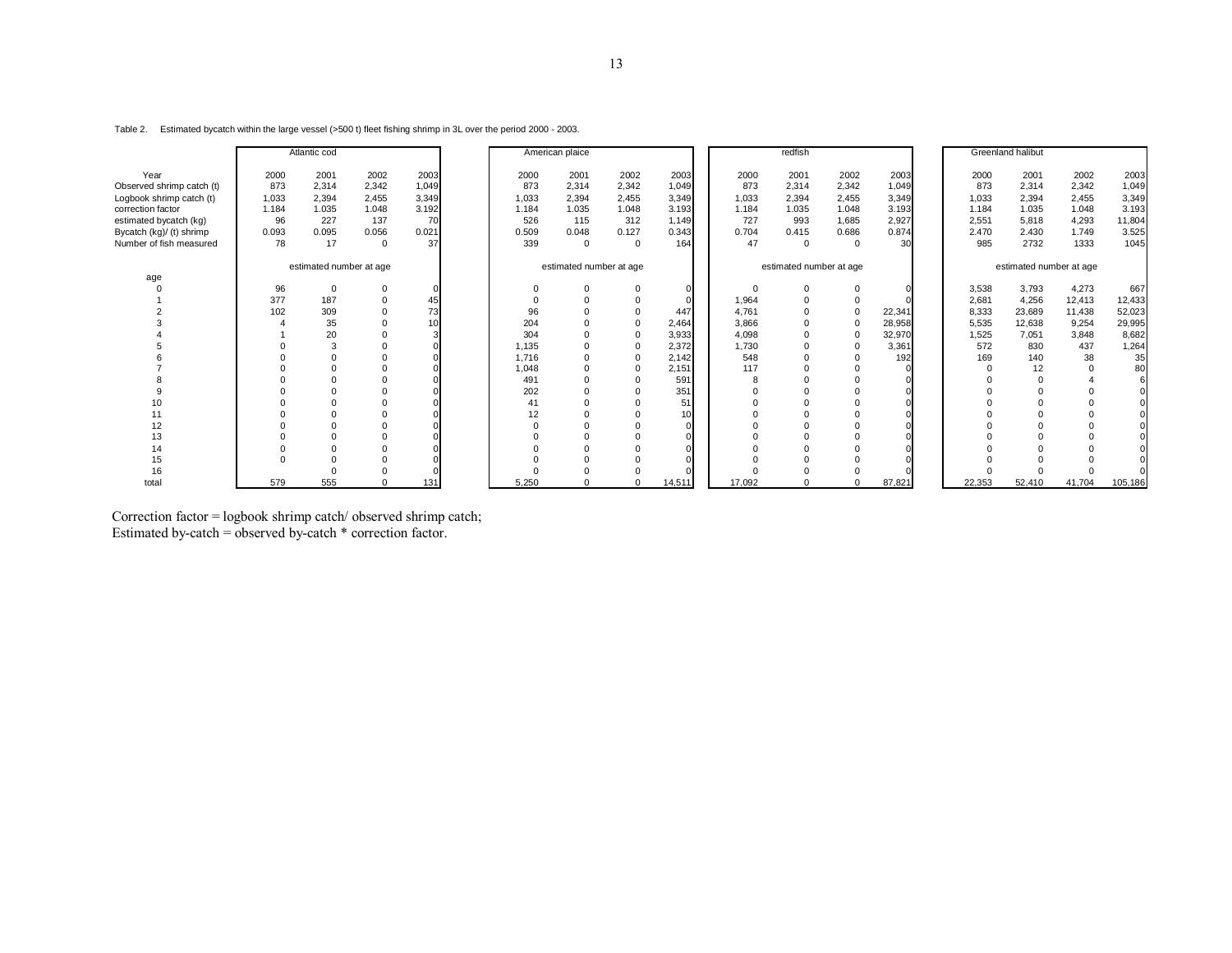Table 2. Estimated bycatch within the large vessel (>500 t) fleet fishing shrimp in 3L over the period 2000 - 2003.

| | Atlantic cod | | | | American plaice | | | | redfish | | | | Greenland halibut | | | |
|---|---|---|---|---|---|---|---|---|---|---|---|---|---|---|---|---|
| Year | 2000 | 2001 | 2002 | 2003 | 2000 | 2001 | 2002 | 2003 | 2000 | 2001 | 2002 | 2003 | 2000 | 2001 | 2002 | 2003 |
| Observed shrimp catch (t) | 873 | 2,314 | 2,342 | 1,049 | 873 | 2,314 | 2,342 | 1,049 | 873 | 2,314 | 2,342 | 1,049 | 873 | 2,314 | 2,342 | 1,049 |
| Logbook shrimp catch (t) | 1,033 | 2,394 | 2,455 | 3,349 | 1,033 | 2,394 | 2,455 | 3,349 | 1,033 | 2,394 | 2,455 | 3,349 | 1,033 | 2,394 | 2,455 | 3,349 |
| correction factor | 1.184 | 1.035 | 1.048 | 3.192 | 1.184 | 1.035 | 1.048 | 3.193 | 1.184 | 1.035 | 1.048 | 3.193 | 1.184 | 1.035 | 1.048 | 3.193 |
| estimated bycatch (kg) | 96 | 227 | 137 | 70 | 526 | 115 | 312 | 1,149 | 727 | 993 | 1,685 | 2,927 | 2,551 | 5,818 | 4,293 | 11,804 |
| Bycatch (kg)/ (t) shrimp | 0.093 | 0.095 | 0.056 | 0.021 | 0.509 | 0.048 | 0.127 | 0.343 | 0.704 | 0.415 | 0.686 | 0.874 | 2.470 | 2.430 | 1.749 | 3.525 |
| Number of fish measured | 78 | 17 | 0 | 37 | 339 | 0 | 0 | 164 | 47 | 0 | 0 | 30 | 985 | 2732 | 1333 | 1045 |
| | estimated number at age | | | | estimated number at age | | | | estimated number at age | | | | estimated number at age | | | |
| age | | | | | | | | | | | | | | | | |
| 0 | 96 | 0 | 0 | 0 | 0 | 0 | 0 | 0 | 0 | 0 | 0 | 0 | 3,538 | 3,793 | 4,273 | 667 |
| 1 | 377 | 187 | 0 | 45 | 0 | 0 | 0 | 0 | 1,964 | 0 | 0 | 0 | 2,681 | 4,256 | 12,413 | 12,433 |
| 2 | 102 | 309 | 0 | 73 | 96 | 0 | 0 | 447 | 4,761 | 0 | 0 | 22,341 | 8,333 | 23,689 | 11,438 | 52,023 |
| 3 | 4 | 35 | 0 | 10 | 204 | 0 | 0 | 2,464 | 3,866 | 0 | 0 | 28,958 | 5,535 | 12,638 | 9,254 | 29,995 |
| 4 | 1 | 20 | 0 | 3 | 304 | 0 | 0 | 3,933 | 4,098 | 0 | 0 | 32,970 | 1,525 | 7,051 | 3,848 | 8,682 |
| 5 | 0 | 3 | 0 | 0 | 1,135 | 0 | 0 | 2,372 | 1,730 | 0 | 0 | 3,361 | 572 | 830 | 437 | 1,264 |
| 6 | 0 | 0 | 0 | 0 | 1,716 | 0 | 0 | 2,142 | 548 | 0 | 0 | 192 | 169 | 140 | 38 | 35 |
| 7 | 0 | 0 | 0 | 0 | 1,048 | 0 | 0 | 2,151 | 117 | 0 | 0 | 0 | 0 | 12 | 0 | 80 |
| 8 | 0 | 0 | 0 | 0 | 491 | 0 | 0 | 591 | 8 | 0 | 0 | 0 | 0 | 0 | 4 | 6 |
| 9 | 0 | 0 | 0 | 0 | 202 | 0 | 0 | 351 | 0 | 0 | 0 | 0 | 0 | 0 | 0 | 0 |
| 10 | 0 | 0 | 0 | 0 | 41 | 0 | 0 | 51 | 0 | 0 | 0 | 0 | 0 | 0 | 0 | 0 |
| 11 | 0 | 0 | 0 | 0 | 12 | 0 | 0 | 10 | 0 | 0 | 0 | 0 | 0 | 0 | 0 | 0 |
| 12 | 0 | 0 | 0 | 0 | 0 | 0 | 0 | 0 | 0 | 0 | 0 | 0 | 0 | 0 | 0 | 0 |
| 13 | 0 | 0 | 0 | 0 | 0 | 0 | 0 | 0 | 0 | 0 | 0 | 0 | 0 | 0 | 0 | 0 |
| 14 | 0 | 0 | 0 | 0 | 0 | 0 | 0 | 0 | 0 | 0 | 0 | 0 | 0 | 0 | 0 | 0 |
| 15 | 0 | 0 | 0 | 0 | 0 | 0 | 0 | 0 | 0 | 0 | 0 | 0 | 0 | 0 | 0 | 0 |
| 16 | | 0 | 0 | 0 | 0 | 0 | 0 | 0 | 0 | 0 | 0 | 0 | 0 | 0 | 0 | 0 |
| total | 579 | 555 | 0 | 131 | 5,250 | 0 | 0 | 14,511 | 17,092 | 0 | 0 | 87,821 | 22,353 | 52,410 | 41,704 | 105,186 |

Correction factor = logbook shrimp catch/ observed shrimp catch;
Estimated by-catch = observed by-catch * correction factor.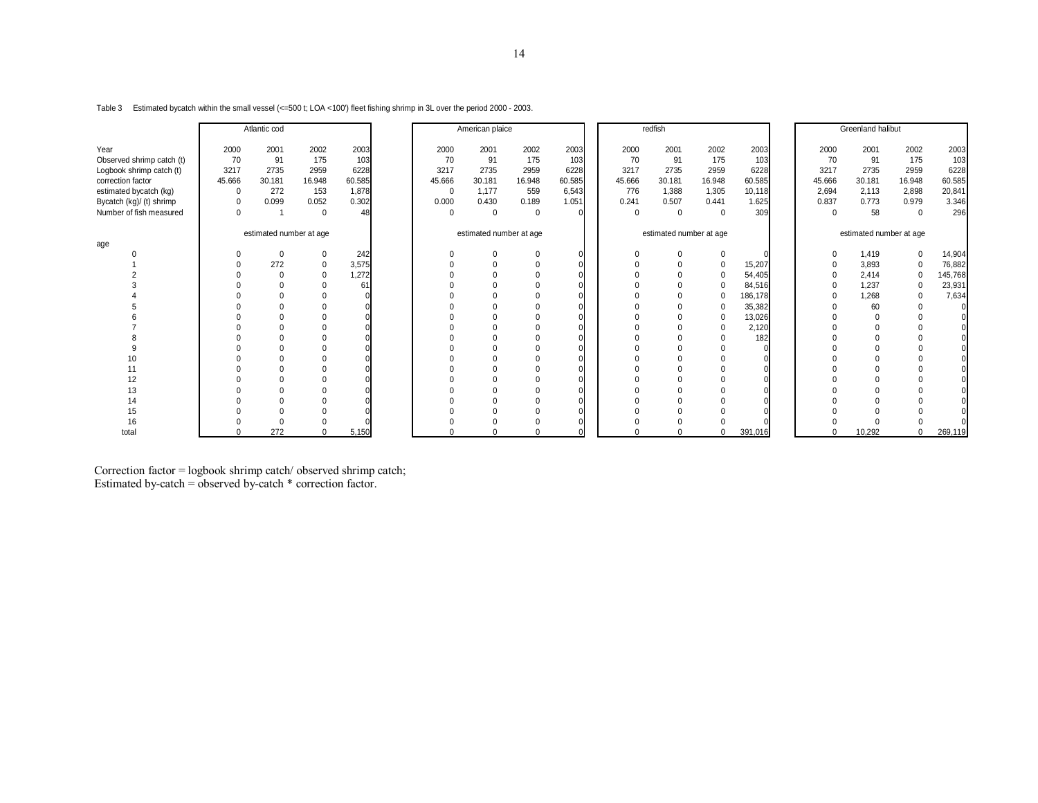Table 3 Estimated bycatch within the small vessel (<=500 t; LOA <100') fleet fishing shrimp in 3L over the period 2000 - 2003.

| | Atlantic cod | | | | American plaice | | | | redfish | | | | Greenland halibut | | | |
|---|---|---|---|---|---|---|---|---|---|---|---|---|---|---|---|---|
| Year | 2000 | 2001 | 2002 | 2003 | 2000 | 2001 | 2002 | 2003 | 2000 | 2001 | 2002 | 2003 | 2000 | 2001 | 2002 | 2003 |
| Observed shrimp catch (t) | 70 | 91 | 175 | 103 | 70 | 91 | 175 | 103 | 70 | 91 | 175 | 103 | 70 | 91 | 175 | 103 |
| Logbook shrimp catch (t) | 3217 | 2735 | 2959 | 6228 | 3217 | 2735 | 2959 | 6228 | 3217 | 2735 | 2959 | 6228 | 3217 | 2735 | 2959 | 6228 |
| correction factor | 45.666 | 30.181 | 16.948 | 60.585 | 45.666 | 30.181 | 16.948 | 60.585 | 45.666 | 30.181 | 16.948 | 60.585 | 45.666 | 30.181 | 16.948 | 60.585 |
| estimated bycatch (kg) | 0 | 272 | 153 | 1,878 | 0 | 1,177 | 559 | 6,543 | 776 | 1,388 | 1,305 | 10,118 | 2,694 | 2,113 | 2,898 | 20,841 |
| Bycatch (kg)/ (t) shrimp | 0 | 0.099 | 0.052 | 0.302 | 0.000 | 0.430 | 0.189 | 1.051 | 0.241 | 0.507 | 0.441 | 1.625 | 0.837 | 0.773 | 0.979 | 3.346 |
| Number of fish measured | 0 | 1 | 0 | 48 | 0 | 0 | 0 | 0 | 0 | 0 | 0 | 309 | 0 | 58 | 0 | 296 |
| | estimated number at age | | | | estimated number at age | | | | estimated number at age | | | | estimated number at age | | | |
| age | | | | | | | | | | | | | | | | |
| 0 | 0 | 0 | 0 | 242 | 0 | 0 | 0 | 0 | 0 | 0 | 0 | 0 | 0 | 1,419 | 0 | 14,904 |
| 1 | 0 | 272 | 0 | 3,575 | 0 | 0 | 0 | 0 | 0 | 0 | 0 | 15,207 | 0 | 3,893 | 0 | 76,882 |
| 2 | 0 | 0 | 0 | 1,272 | 0 | 0 | 0 | 0 | 0 | 0 | 0 | 54,405 | 0 | 2,414 | 0 | 145,768 |
| 3 | 0 | 0 | 0 | 61 | 0 | 0 | 0 | 0 | 0 | 0 | 0 | 84,516 | 0 | 1,237 | 0 | 23,931 |
| 4 | 0 | 0 | 0 | 0 | 0 | 0 | 0 | 0 | 0 | 0 | 0 | 186,178 | 0 | 1,268 | 0 | 7,634 |
| 5 | 0 | 0 | 0 | 0 | 0 | 0 | 0 | 0 | 0 | 0 | 0 | 35,382 | 0 | 60 | 0 | 0 |
| 6 | 0 | 0 | 0 | 0 | 0 | 0 | 0 | 0 | 0 | 0 | 0 | 13,026 | 0 | 0 | 0 | 0 |
| 7 | 0 | 0 | 0 | 0 | 0 | 0 | 0 | 0 | 0 | 0 | 0 | 2,120 | 0 | 0 | 0 | 0 |
| 8 | 0 | 0 | 0 | 0 | 0 | 0 | 0 | 0 | 0 | 0 | 0 | 182 | 0 | 0 | 0 | 0 |
| 9 | 0 | 0 | 0 | 0 | 0 | 0 | 0 | 0 | 0 | 0 | 0 | 0 | 0 | 0 | 0 | 0 |
| 10 | 0 | 0 | 0 | 0 | 0 | 0 | 0 | 0 | 0 | 0 | 0 | 0 | 0 | 0 | 0 | 0 |
| 11 | 0 | 0 | 0 | 0 | 0 | 0 | 0 | 0 | 0 | 0 | 0 | 0 | 0 | 0 | 0 | 0 |
| 12 | 0 | 0 | 0 | 0 | 0 | 0 | 0 | 0 | 0 | 0 | 0 | 0 | 0 | 0 | 0 | 0 |
| 13 | 0 | 0 | 0 | 0 | 0 | 0 | 0 | 0 | 0 | 0 | 0 | 0 | 0 | 0 | 0 | 0 |
| 14 | 0 | 0 | 0 | 0 | 0 | 0 | 0 | 0 | 0 | 0 | 0 | 0 | 0 | 0 | 0 | 0 |
| 15 | 0 | 0 | 0 | 0 | 0 | 0 | 0 | 0 | 0 | 0 | 0 | 0 | 0 | 0 | 0 | 0 |
| 16 | 0 | 0 | 0 | 0 | 0 | 0 | 0 | 0 | 0 | 0 | 0 | 0 | 0 | 0 | 0 | 0 |
| total | 0 | 272 | 0 | 5,150 | 0 | 0 | 0 | 0 | 0 | 0 | 0 | 391,016 | 0 | 10,292 | 0 | 269,119 |

Correction factor = logbook shrimp catch/ observed shrimp catch;
Estimated by-catch = observed by-catch * correction factor.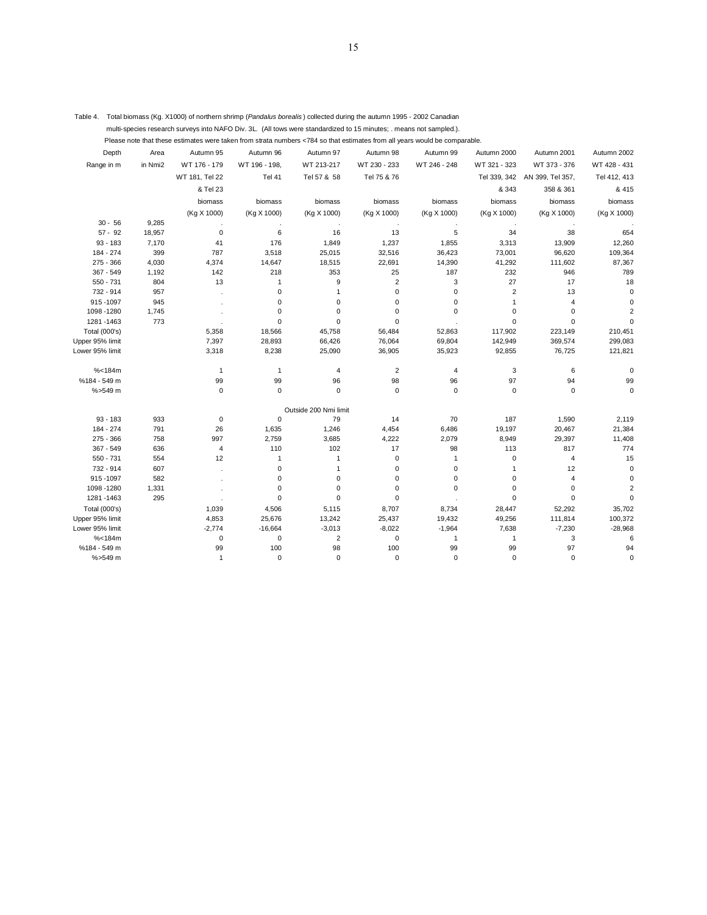Table 4. Total biomass (Kg. X1000) of northern shrimp (*Pandalus borealis*) collected during the autumn 1995 - 2002 Canadian multi-species research surveys into NAFO Div. 3L. (All tows were standardized to 15 minutes; . means not sampled.).
Please note that these estimates were taken from strata numbers <784 so that estimates from all years would be comparable.

| Depth Range in m | Area in Nmi2 | Autumn 95 WT 176 - 179 WT 181, Tel 22 & Tel 23 biomass (Kg X 1000) | Autumn 96 WT 196 - 198, Tel 41 biomass (Kg X 1000) | Autumn 97 WT 213-217 Tel 57 & 58 biomass (Kg X 1000) | Autumn 98 WT 230 - 233 Tel 75 & 76 biomass (Kg X 1000) | Autumn 99 WT 246 - 248 biomass (Kg X 1000) | Autumn 2000 WT 321 - 323 Tel 339, 342 & 343 biomass (Kg X 1000) | Autumn 2001 WT 373 - 376 AN 399, Tel 357, 358 & 361 biomass (Kg X 1000) | Autumn 2002 WT 428 - 431 Tel 412, 413 & 415 biomass (Kg X 1000) |
|---|---|---|---|---|---|---|---|---|---|
| 30 - 56 | 9,285 | . | . | . | . | . | . | . | . |
| 57 - 92 | 18,957 | 0 | 6 | 16 | 13 | 5 | 34 | 38 | 654 |
| 93 - 183 | 7,170 | 41 | 176 | 1,849 | 1,237 | 1,855 | 3,313 | 13,909 | 12,260 |
| 184 - 274 | 399 | 787 | 3,518 | 25,015 | 32,516 | 36,423 | 73,001 | 96,620 | 109,364 |
| 275 - 366 | 4,030 | 4,374 | 14,647 | 18,515 | 22,691 | 14,390 | 41,292 | 111,602 | 87,367 |
| 367 - 549 | 1,192 | 142 | 218 | 353 | 25 | 187 | 232 | 946 | 789 |
| 550 - 731 | 804 | 13 | 1 | 9 | 2 | 3 | 27 | 17 | 18 |
| 732 - 914 | 957 | . | 0 | 1 | 0 | 0 | 2 | 13 | 0 |
| 915 -1097 | 945 | . | 0 | 0 | 0 | 0 | 1 | 4 | 0 |
| 1098 -1280 | 1,745 | . | 0 | 0 | 0 | 0 | 0 | 0 | 2 |
| 1281 -1463 | 773 | . | 0 | 0 | 0 | . | 0 | 0 | 0 |
| Total (000's) | | 5,358 | 18,566 | 45,758 | 56,484 | 52,863 | 117,902 | 223,149 | 210,451 |
| Upper 95% limit | | 7,397 | 28,893 | 66,426 | 76,064 | 69,804 | 142,949 | 369,574 | 299,083 |
| Lower 95% limit | | 3,318 | 8,238 | 25,090 | 36,905 | 35,923 | 92,855 | 76,725 | 121,821 |
| %<184m | | 1 | 1 | 4 | 2 | 4 | 3 | 6 | 0 |
| %184 - 549 m | | 99 | 99 | 96 | 98 | 96 | 97 | 94 | 99 |
| %>549 m | | 0 | 0 | 0 | 0 | 0 | 0 | 0 | 0 |
| | | | | Outside 200 Nmi limit | | | | | |
| 93 - 183 | 933 | 0 | 0 | 79 | 14 | 70 | 187 | 1,590 | 2,119 |
| 184 - 274 | 791 | 26 | 1,635 | 1,246 | 4,454 | 6,486 | 19,197 | 20,467 | 21,384 |
| 275 - 366 | 758 | 997 | 2,759 | 3,685 | 4,222 | 2,079 | 8,949 | 29,397 | 11,408 |
| 367 - 549 | 636 | 4 | 110 | 102 | 17 | 98 | 113 | 817 | 774 |
| 550 - 731 | 554 | 12 | 1 | 1 | 0 | 1 | 0 | 4 | 15 |
| 732 - 914 | 607 | . | 0 | 1 | 0 | 0 | 1 | 12 | 0 |
| 915 -1097 | 582 | . | 0 | 0 | 0 | 0 | 0 | 4 | 0 |
| 1098 -1280 | 1,331 | . | 0 | 0 | 0 | 0 | 0 | 0 | 2 |
| 1281 -1463 | 295 | . | 0 | 0 | 0 | . | 0 | 0 | 0 |
| Total (000's) | | 1,039 | 4,506 | 5,115 | 8,707 | 8,734 | 28,447 | 52,292 | 35,702 |
| Upper 95% limit | | 4,853 | 25,676 | 13,242 | 25,437 | 19,432 | 49,256 | 111,814 | 100,372 |
| Lower 95% limit | | -2,774 | -16,664 | -3,013 | -8,022 | -1,964 | 7,638 | -7,230 | -28,968 |
| %<184m | | 0 | 0 | 2 | 0 | 1 | 1 | 3 | 6 |
| %184 - 549 m | | 99 | 100 | 98 | 100 | 99 | 99 | 97 | 94 |
| %>549 m | | 1 | 0 | 0 | 0 | 0 | 0 | 0 | 0 |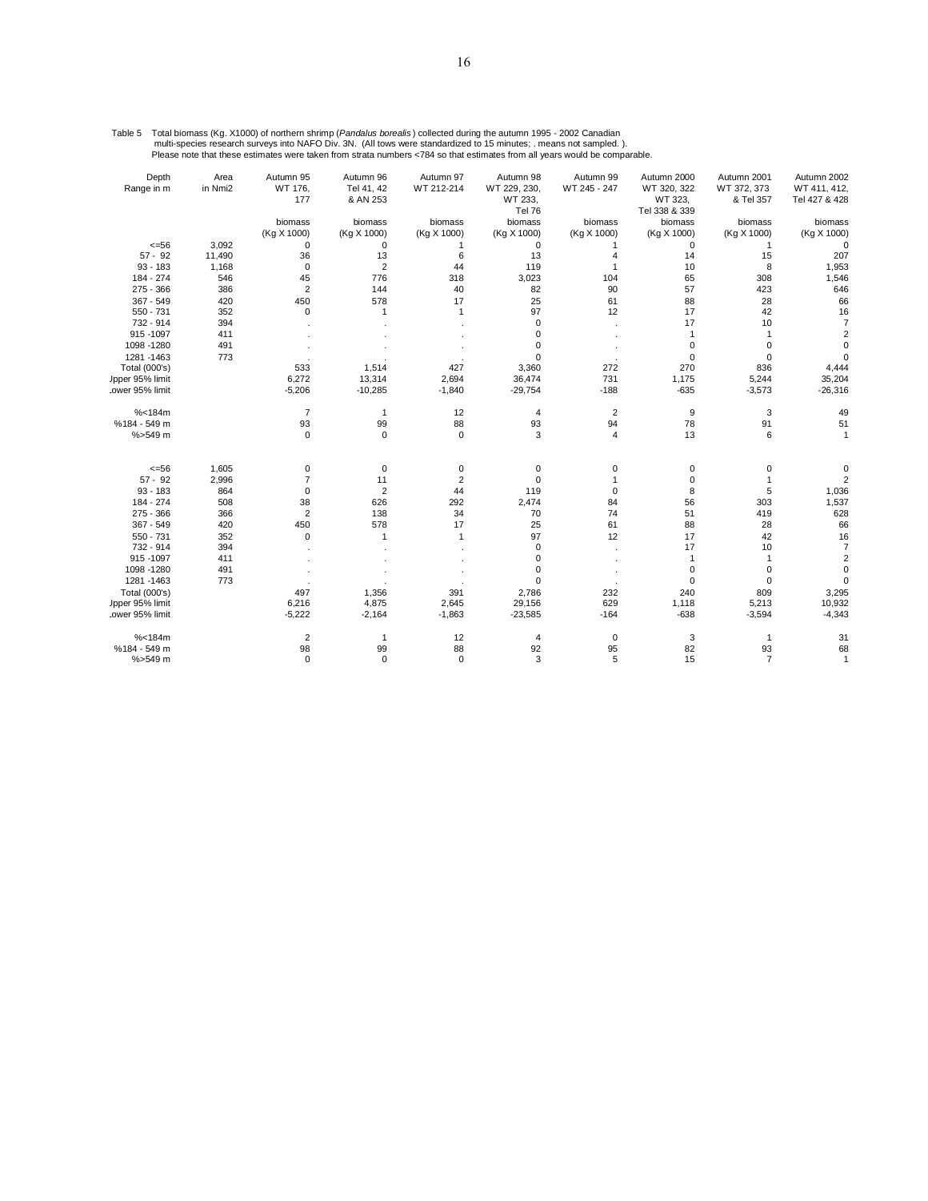Table 5 Total biomass (Kg. X1000) of northern shrimp (*Pandalus borealis*) collected during the autumn 1995 - 2002 Canadian multi-species research surveys into NAFO Div. 3N. (All tows were standardized to 15 minutes; . means not sampled. ). Please note that these estimates were taken from strata numbers <784 so that estimates from all years would be comparable.

| Depth Range in m | Area in Nmi2 | Autumn 95 WT 176, 177 biomass (Kg X 1000) | Autumn 96 Tel 41, 42 & AN 253 biomass (Kg X 1000) | Autumn 97 WT 212-214 biomass (Kg X 1000) | Autumn 98 WT 229, 230, WT 233, Tel 76 biomass (Kg X 1000) | Autumn 99 WT 245 - 247 biomass (Kg X 1000) | Autumn 2000 WT 320, 322 WT 323, Tel 338 & 339 biomass (Kg X 1000) | Autumn 2001 WT 372, 373 & Tel 357 biomass (Kg X 1000) | Autumn 2002 WT 411, 412, Tel 427 & 428 biomass (Kg X 1000) |
|---|---|---|---|---|---|---|---|---|---|
| <=56 | 3,092 | 0 | 0 | 1 | 0 | 1 | 0 | 1 | 0 |
| 57 - 92 | 11,490 | 36 | 13 | 6 | 13 | 4 | 14 | 15 | 207 |
| 93 - 183 | 1,168 | 0 | 2 | 44 | 119 | 1 | 10 | 8 | 1,953 |
| 184 - 274 | 546 | 45 | 776 | 318 | 3,023 | 104 | 65 | 308 | 1,546 |
| 275 - 366 | 386 | 2 | 144 | 40 | 82 | 90 | 57 | 423 | 646 |
| 367 - 549 | 420 | 450 | 578 | 17 | 25 | 61 | 88 | 28 | 66 |
| 550 - 731 | 352 | 0 | 1 | 1 | 97 | 12 | 17 | 42 | 16 |
| 732 - 914 | 394 | . | . | . | 0 | . | 17 | 10 | 7 |
| 915 -1097 | 411 | . | . | . | 0 | . | 1 | 1 | 2 |
| 1098 -1280 | 491 | . | . | . | 0 | . | 0 | 0 | 0 |
| 1281 -1463 | 773 | . | . | . | 0 | . | 0 | 0 | 0 |
| Total (000's) | | 533 | 1,514 | 427 | 3,360 | 272 | 270 | 836 | 4,444 |
| Upper 95% limit | | 6,272 | 13,314 | 2,694 | 36,474 | 731 | 1,175 | 5,244 | 35,204 |
| Lower 95% limit | | -5,206 | -10,285 | -1,840 | -29,754 | -188 | -635 | -3,573 | -26,316 |
| %<184m | | 7 | 1 | 12 | 4 | 2 | 9 | 3 | 49 |
| %184 - 549 m | | 93 | 99 | 88 | 93 | 94 | 78 | 91 | 51 |
| %>549 m | | 0 | 0 | 0 | 3 | 4 | 13 | 6 | 1 |
| | | | | | | | | | |
| <=56 | 1,605 | 0 | 0 | 0 | 0 | 0 | 0 | 0 | 0 |
| 57 - 92 | 2,996 | 7 | 11 | 2 | 0 | 1 | 0 | 1 | 2 |
| 93 - 183 | 864 | 0 | 2 | 44 | 119 | 0 | 8 | 5 | 1,036 |
| 184 - 274 | 508 | 38 | 626 | 292 | 2,474 | 84 | 56 | 303 | 1,537 |
| 275 - 366 | 366 | 2 | 138 | 34 | 70 | 74 | 51 | 419 | 628 |
| 367 - 549 | 420 | 450 | 578 | 17 | 25 | 61 | 88 | 28 | 66 |
| 550 - 731 | 352 | 0 | 1 | 1 | 97 | 12 | 17 | 42 | 16 |
| 732 - 914 | 394 | . | . | . | 0 | . | 17 | 10 | 7 |
| 915 -1097 | 411 | . | . | . | 0 | . | 1 | 1 | 2 |
| 1098 -1280 | 491 | . | . | . | 0 | . | 0 | 0 | 0 |
| 1281 -1463 | 773 | . | . | . | 0 | . | 0 | 0 | 0 |
| Total (000's) | | 497 | 1,356 | 391 | 2,786 | 232 | 240 | 809 | 3,295 |
| Upper 95% limit | | 6,216 | 4,875 | 2,645 | 29,156 | 629 | 1,118 | 5,213 | 10,932 |
| Lower 95% limit | | -5,222 | -2,164 | -1,863 | -23,585 | -164 | -638 | -3,594 | -4,343 |
| %<184m | | 2 | 1 | 12 | 4 | 0 | 3 | 1 | 31 |
| %184 - 549 m | | 98 | 99 | 88 | 92 | 95 | 82 | 93 | 68 |
| %>549 m | | 0 | 0 | 0 | 3 | 5 | 15 | 7 | 1 |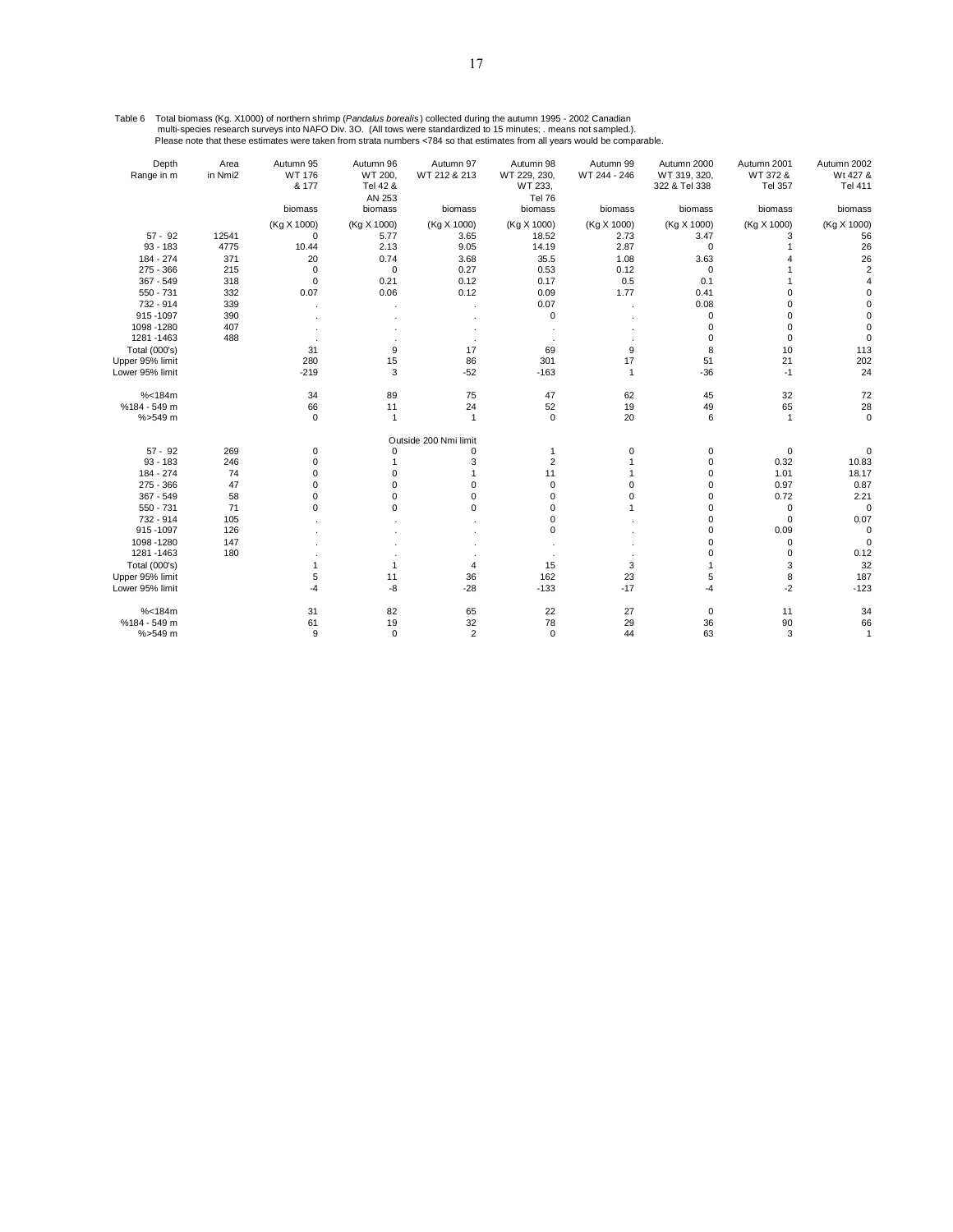Table 6 Total biomass (Kg. X1000) of northern shrimp (*Pandalus borealis*) collected during the autumn 1995 - 2002 Canadian multi-species research surveys into NAFO Div. 3O. (All tows were standardized to 15 minutes; . means not sampled.). Please note that these estimates were taken from strata numbers <784 so that estimates from all years would be comparable.

| Depth Range in m | Area in Nmi2 | Autumn 95 WT 176 & 177 | Autumn 96 WT 200, Tel 42 & AN 253 | Autumn 97 WT 212 & 213 | Autumn 98 WT 229, 230, WT 233, Tel 76 | Autumn 99 WT 244 - 246 | Autumn 2000 WT 319, 320, 322 & Tel 338 | Autumn 2001 WT 372 & Tel 357 | Autumn 2002 Wt 427 & Tel 411 |
|---|---|---|---|---|---|---|---|---|---|
| | | biomass | biomass | biomass | biomass | biomass | biomass | biomass | biomass |
| | | (Kg X 1000) | (Kg X 1000) | (Kg X 1000) | (Kg X 1000) | (Kg X 1000) | (Kg X 1000) | (Kg X 1000) | (Kg X 1000) |
| 57 - 92 | 12541 | 0 | 5.77 | 3.65 | 18.52 | 2.73 | 3.47 | 3 | 56 |
| 93 - 183 | 4775 | 10.44 | 2.13 | 9.05 | 14.19 | 2.87 | 0 | 1 | 26 |
| 184 - 274 | 371 | 20 | 0.74 | 3.68 | 35.5 | 1.08 | 3.63 | 4 | 26 |
| 275 - 366 | 215 | 0 | 0 | 0.27 | 0.53 | 0.12 | 0 | 1 | 2 |
| 367 - 549 | 318 | 0 | 0.21 | 0.12 | 0.17 | 0.5 | 0.1 | 1 | 4 |
| 550 - 731 | 332 | 0.07 | 0.06 | 0.12 | 0.09 | 1.77 | 0.41 | 0 | 0 |
| 732 - 914 | 339 | . | . | . | 0.07 | . | 0.08 | 0 | 0 |
| 915 -1097 | 390 | . | . | . | 0 | . | 0 | 0 | 0 |
| 1098 -1280 | 407 | . | . | . | . | . | 0 | 0 | 0 |
| 1281 -1463 | 488 | . | . | . | . | . | 0 | 0 | 0 |
| Total (000's) | | 31 | 9 | 17 | 69 | 9 | 8 | 10 | 113 |
| Upper 95% limit | | 280 | 15 | 86 | 301 | 17 | 51 | 21 | 202 |
| Lower 95% limit | | -219 | 3 | -52 | -163 | 1 | -36 | -1 | 24 |
| %<184m | | 34 | 89 | 75 | 47 | 62 | 45 | 32 | 72 |
| %184 - 549 m | | 66 | 11 | 24 | 52 | 19 | 49 | 65 | 28 |
| %>549 m | | 0 | 1 | 1 | 0 | 20 | 6 | 1 | 0 |
| | | | | Outside 200 Nmi limit | | | | | |
| 57 - 92 | 269 | 0 | 0 | 0 | 1 | 0 | 0 | 0 | 0 |
| 93 - 183 | 246 | 0 | 1 | 3 | 2 | 1 | 0 | 0.32 | 10.83 |
| 184 - 274 | 74 | 0 | 0 | 1 | 11 | 1 | 0 | 1.01 | 18.17 |
| 275 - 366 | 47 | 0 | 0 | 0 | 0 | 0 | 0 | 0.97 | 0.87 |
| 367 - 549 | 58 | 0 | 0 | 0 | 0 | 0 | 0 | 0.72 | 2.21 |
| 550 - 731 | 71 | 0 | 0 | 0 | 0 | 1 | 0 | 0 | 0 |
| 732 - 914 | 105 | . | . | . | 0 | . | 0 | 0 | 0.07 |
| 915 -1097 | 126 | . | . | . | 0 | . | 0 | 0.09 | 0 |
| 1098 -1280 | 147 | . | . | . | . | . | 0 | 0 | 0 |
| 1281 -1463 | 180 | . | . | . | . | . | 0 | 0 | 0.12 |
| Total (000's) | | 1 | 1 | 4 | 15 | 3 | 1 | 3 | 32 |
| Upper 95% limit | | 5 | 11 | 36 | 162 | 23 | 5 | 8 | 187 |
| Lower 95% limit | | -4 | -8 | -28 | -133 | -17 | -4 | -2 | -123 |
| %<184m | | 31 | 82 | 65 | 22 | 27 | 0 | 11 | 34 |
| %184 - 549 m | | 61 | 19 | 32 | 78 | 29 | 36 | 90 | 66 |
| %>549 m | | 9 | 0 | 2 | 0 | 44 | 63 | 3 | 1 |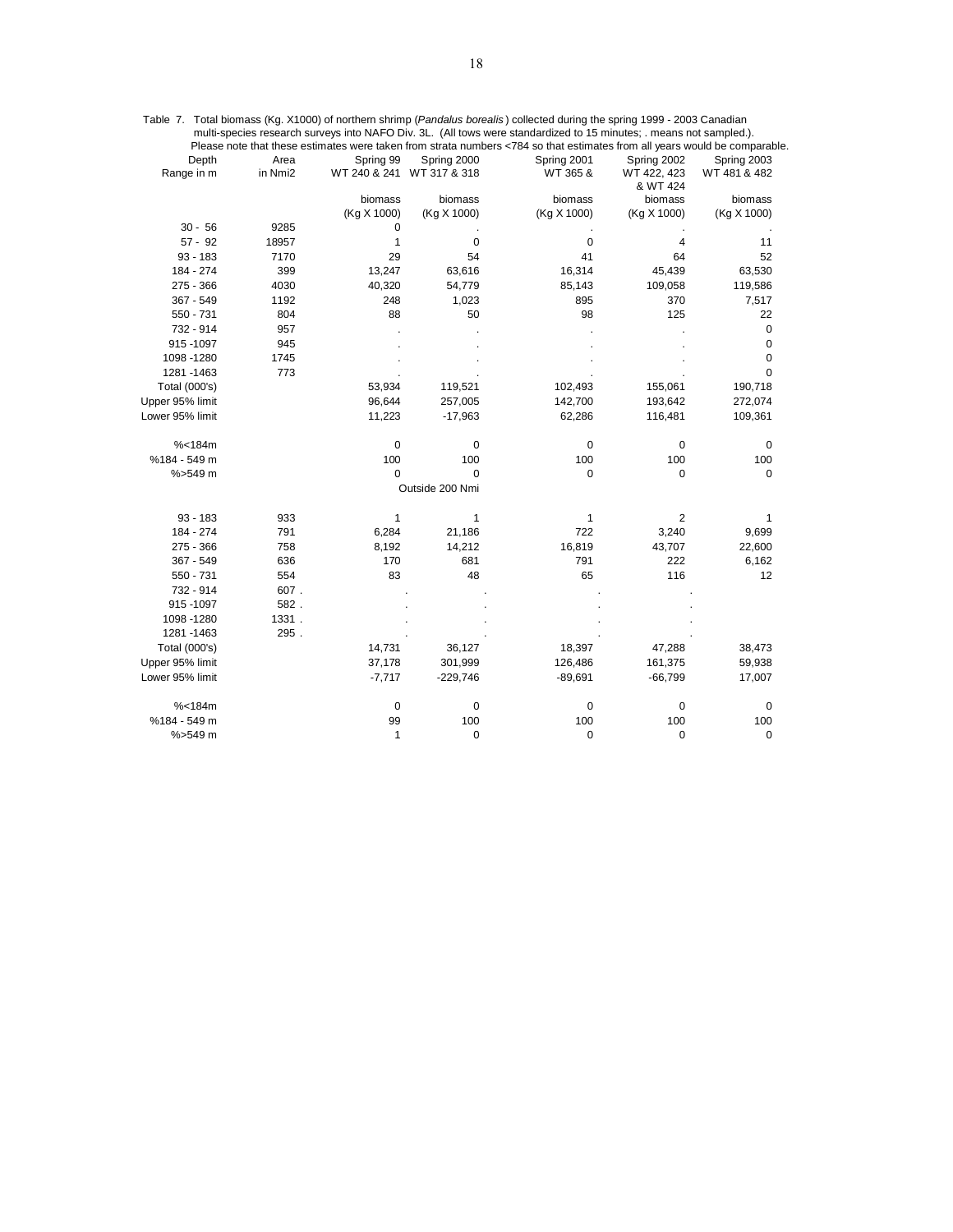Table 7. Total biomass (Kg. X1000) of northern shrimp (*Pandalus borealis*) collected during the spring 1999 - 2003 Canadian multi-species research surveys into NAFO Div. 3L. (All tows were standardized to 15 minutes; . means not sampled.). Please note that these estimates were taken from strata numbers <784 so that estimates from all years would be comparable.

| Depth Range in m | Area in Nmi2 | Spring 99 WT 240 & 241 biomass (Kg X 1000) | Spring 2000 WT 317 & 318 biomass (Kg X 1000) | Spring 2001 WT 365 & biomass (Kg X 1000) | Spring 2002 WT 422, 423 & WT 424 biomass (Kg X 1000) | Spring 2003 WT 481 & 482 biomass (Kg X 1000) |
|---|---|---|---|---|---|---|
| 30 - 56 | 9285 | 0 | . | . | . | . |
| 57 - 92 | 18957 | 1 | 0 | 0 | 4 | 11 |
| 93 - 183 | 7170 | 29 | 54 | 41 | 64 | 52 |
| 184 - 274 | 399 | 13,247 | 63,616 | 16,314 | 45,439 | 63,530 |
| 275 - 366 | 4030 | 40,320 | 54,779 | 85,143 | 109,058 | 119,586 |
| 367 - 549 | 1192 | 248 | 1,023 | 895 | 370 | 7,517 |
| 550 - 731 | 804 | 88 | 50 | 98 | 125 | 22 |
| 732 - 914 | 957 | . | . | . | . | 0 |
| 915 -1097 | 945 | . | . | . | . | 0 |
| 1098 -1280 | 1745 | . | . | . | . | 0 |
| 1281 -1463 | 773 | . | . | . | . | 0 |
| Total (000's) | | 53,934 | 119,521 | 102,493 | 155,061 | 190,718 |
| Upper 95% limit | | 96,644 | 257,005 | 142,700 | 193,642 | 272,074 |
| Lower 95% limit | | 11,223 | -17,963 | 62,286 | 116,481 | 109,361 |
| %<184m | | 0 | 0 | 0 | 0 | 0 |
| %184 - 549 m | | 100 | 100 | 100 | 100 | 100 |
| %>549 m | | 0 | 0 | 0 | 0 | 0 |
| | | | Outside 200 Nmi | | | |
| 93 - 183 | 933 | 1 | 1 | 1 | 2 | 1 |
| 184 - 274 | 791 | 6,284 | 21,186 | 722 | 3,240 | 9,699 |
| 275 - 366 | 758 | 8,192 | 14,212 | 16,819 | 43,707 | 22,600 |
| 367 - 549 | 636 | 170 | 681 | 791 | 222 | 6,162 |
| 550 - 731 | 554 | 83 | 48 | 65 | 116 | 12 |
| 732 - 914 | 607 | . | . | . | . | . |
| 915 -1097 | 582 | . | . | . | . | . |
| 1098 -1280 | 1331 | . | . | . | . | . |
| 1281 -1463 | 295 | . | . | . | . | . |
| Total (000's) | | 14,731 | 36,127 | 18,397 | 47,288 | 38,473 |
| Upper 95% limit | | 37,178 | 301,999 | 126,486 | 161,375 | 59,938 |
| Lower 95% limit | | -7,717 | -229,746 | -89,691 | -66,799 | 17,007 |
| %<184m | | 0 | 0 | 0 | 0 | 0 |
| %184 - 549 m | | 99 | 100 | 100 | 100 | 100 |
| %>549 m | | 1 | 0 | 0 | 0 | 0 |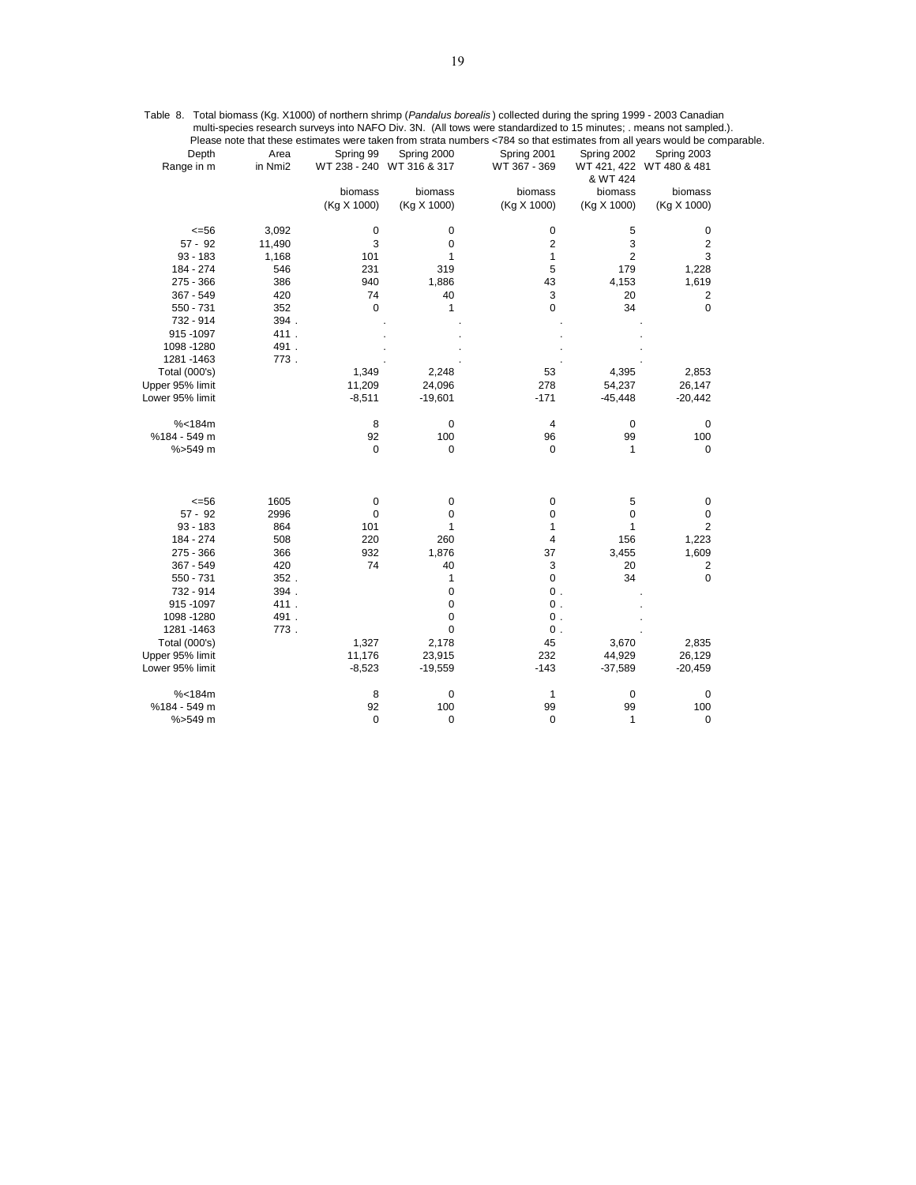Table 8. Total biomass (Kg. X1000) of northern shrimp (*Pandalus borealis*) collected during the spring 1999 - 2003 Canadian multi-species research surveys into NAFO Div. 3N. (All tows were standardized to 15 minutes; . means not sampled.). Please note that these estimates were taken from strata numbers <784 so that estimates from all years would be comparable.

| Depth Range in m | Area in Nmi2 | Spring 99 WT 238 - 240 biomass (Kg X 1000) | Spring 2000 WT 316 & 317 biomass (Kg X 1000) | Spring 2001 WT 367 - 369 biomass (Kg X 1000) | Spring 2002 WT 421, 422 & WT 424 biomass (Kg X 1000) | Spring 2003 WT 480 & 481 biomass (Kg X 1000) |
|---|---|---|---|---|---|---|
| <=56 | 3,092 | 0 | 0 | 0 | 5 | 0 |
| 57 - 92 | 11,490 | 3 | 0 | 2 | 3 | 2 |
| 93 - 183 | 1,168 | 101 | 1 | 1 | 2 | 3 |
| 184 - 274 | 546 | 231 | 319 | 5 | 179 | 1,228 |
| 275 - 366 | 386 | 940 | 1,886 | 43 | 4,153 | 1,619 |
| 367 - 549 | 420 | 74 | 40 | 3 | 20 | 2 |
| 550 - 731 | 352 | 0 | 1 | 0 | 34 | 0 |
| 732 - 914 | 394 . | . | . | . | . | |
| 915 -1097 | 411 . | . | . | . | . | |
| 1098 -1280 | 491 . | . | . | . | . | |
| 1281 -1463 | 773 . | . | . | . | . | |
| Total (000's) | | 1,349 | 2,248 | 53 | 4,395 | 2,853 |
| Upper 95% limit | | 11,209 | 24,096 | 278 | 54,237 | 26,147 |
| Lower 95% limit | | -8,511 | -19,601 | -171 | -45,448 | -20,442 |
| | | | | | | |
| %<184m | | 8 | 0 | 4 | 0 | 0 |
| %184 - 549 m | | 92 | 100 | 96 | 99 | 100 |
| %>549 m | | 0 | 0 | 0 | 1 | 0 |
| | | | | | | |
| <=56 | 1605 | 0 | 0 | 0 | 5 | 0 |
| 57 - 92 | 2996 | 0 | 0 | 0 | 0 | 0 |
| 93 - 183 | 864 | 101 | 1 | 1 | 1 | 2 |
| 184 - 274 | 508 | 220 | 260 | 4 | 156 | 1,223 |
| 275 - 366 | 366 | 932 | 1,876 | 37 | 3,455 | 1,609 |
| 367 - 549 | 420 | 74 | 40 | 3 | 20 | 2 |
| 550 - 731 | 352 . | | 1 | 0 | 34 | 0 |
| 732 - 914 | 394 . | | 0 | 0 . | . | |
| 915 -1097 | 411 . | | 0 | 0 . | . | |
| 1098 -1280 | 491 . | | 0 | 0 . | . | |
| 1281 -1463 | 773 . | | 0 | 0 . | . | |
| Total (000's) | | 1,327 | 2,178 | 45 | 3,670 | 2,835 |
| Upper 95% limit | | 11,176 | 23,915 | 232 | 44,929 | 26,129 |
| Lower 95% limit | | -8,523 | -19,559 | -143 | -37,589 | -20,459 |
| | | | | | | |
| %<184m | | 8 | 0 | 1 | 0 | 0 |
| %184 - 549 m | | 92 | 100 | 99 | 99 | 100 |
| %>549 m | | 0 | 0 | 0 | 1 | 0 |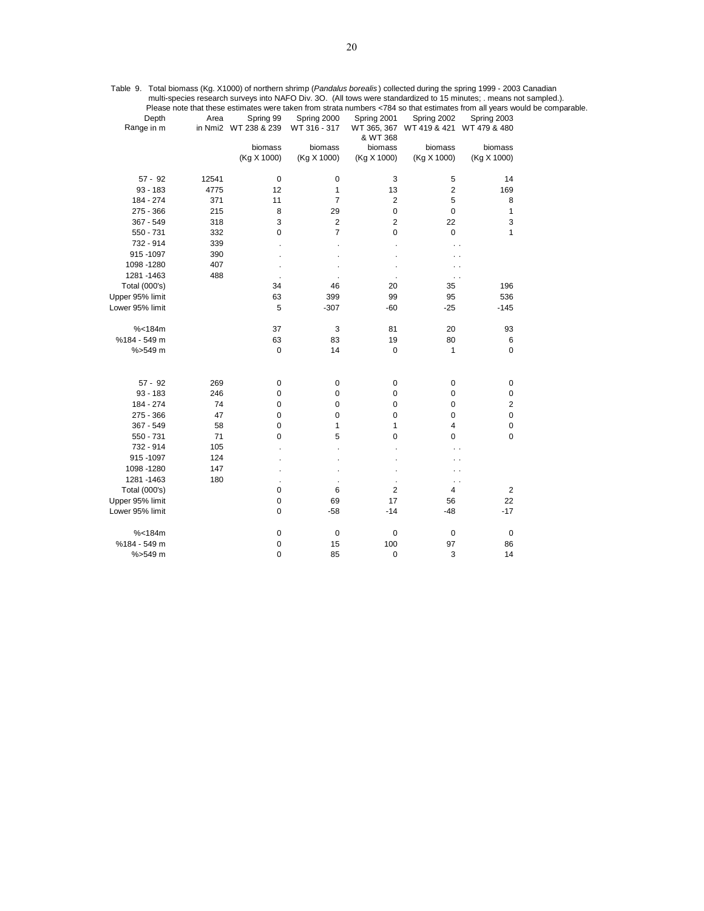Table 9. Total biomass (Kg. X1000) of northern shrimp (*Pandalus borealis*) collected during the spring 1999 - 2003 Canadian multi-species research surveys into NAFO Div. 3O. (All tows were standardized to 15 minutes; . means not sampled.). Please note that these estimates were taken from strata numbers <784 so that estimates from all years would be comparable.

| Depth Range in m | Area in Nmi2 | Spring 99 WT 238 & 239 biomass (Kg X 1000) | Spring 2000 WT 316 - 317 biomass (Kg X 1000) | Spring 2001 WT 365, 367 & WT 368 biomass (Kg X 1000) | Spring 2002 WT 419 & 421 biomass (Kg X 1000) | Spring 2003 WT 479 & 480 biomass (Kg X 1000) |
|---|---|---|---|---|---|---|
| 57 - 92 | 12541 | 0 | 0 | 3 | 5 | 14 |
| 93 - 183 | 4775 | 12 | 1 | 13 | 2 | 169 |
| 184 - 274 | 371 | 11 | 7 | 2 | 5 | 8 |
| 275 - 366 | 215 | 8 | 29 | 0 | 0 | 1 |
| 367 - 549 | 318 | 3 | 2 | 2 | 22 | 3 |
| 550 - 731 | 332 | 0 | 7 | 0 | 0 | 1 |
| 732 - 914 | 339 | . | . | . | . . | |
| 915 -1097 | 390 | . | . | . | . . | |
| 1098 -1280 | 407 | . | . | . | . . | |
| 1281 -1463 | 488 | . | . | . | . . | |
| Total (000's) | | 34 | 46 | 20 | 35 | 196 |
| Upper 95% limit | | 63 | 399 | 99 | 95 | 536 |
| Lower 95% limit | | 5 | -307 | -60 | -25 | -145 |
| %<184m | | 37 | 3 | 81 | 20 | 93 |
| %184 - 549 m | | 63 | 83 | 19 | 80 | 6 |
| %>549 m | | 0 | 14 | 0 | 1 | 0 |
| | | | | | | |
| 57 - 92 | 269 | 0 | 0 | 0 | 0 | 0 |
| 93 - 183 | 246 | 0 | 0 | 0 | 0 | 0 |
| 184 - 274 | 74 | 0 | 0 | 0 | 0 | 2 |
| 275 - 366 | 47 | 0 | 0 | 0 | 0 | 0 |
| 367 - 549 | 58 | 0 | 1 | 1 | 4 | 0 |
| 550 - 731 | 71 | 0 | 5 | 0 | 0 | 0 |
| 732 - 914 | 105 | . | . | . | . . | |
| 915 -1097 | 124 | . | . | . | . . | |
| 1098 -1280 | 147 | . | . | . | . . | |
| 1281 -1463 | 180 | . | . | . | . . | |
| Total (000's) | | 0 | 6 | 2 | 4 | 2 |
| Upper 95% limit | | 0 | 69 | 17 | 56 | 22 |
| Lower 95% limit | | 0 | -58 | -14 | -48 | -17 |
| %<184m | | 0 | 0 | 0 | 0 | 0 |
| %184 - 549 m | | 0 | 15 | 100 | 97 | 86 |
| %>549 m | | 0 | 85 | 0 | 3 | 14 |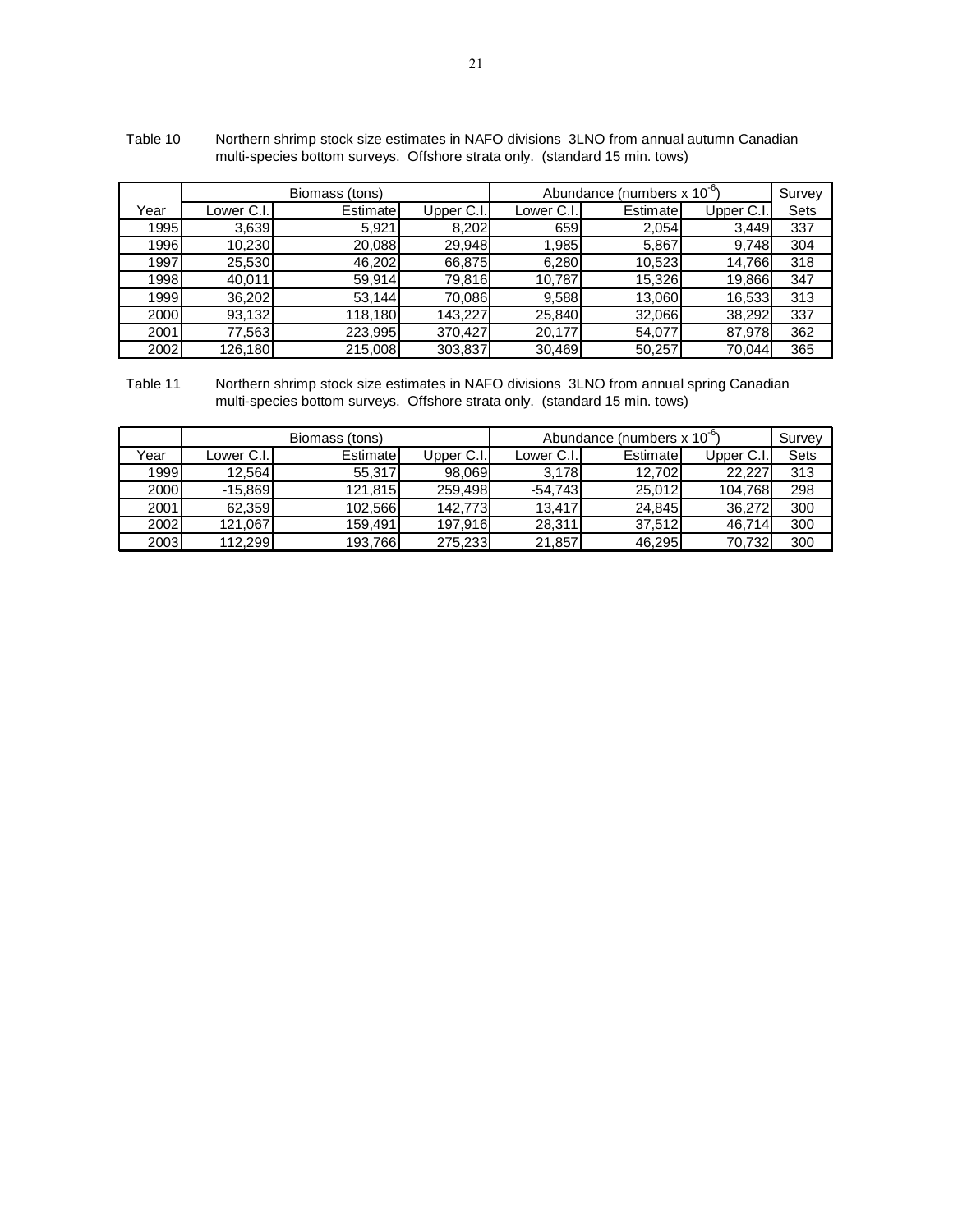Table 10 Northern shrimp stock size estimates in NAFO divisions 3LNO from annual autumn Canadian multi-species bottom surveys. Offshore strata only. (standard 15 min. tows)

| | Biomass (tons) | | | Abundance (numbers x $10^{-6}$) | | | Survey |
|---|---|---|---|---|---|---|---|
| Year | Lower C.I. | Estimate | Upper C.I. | Lower C.I. | Estimate | Upper C.I. | Sets |
| 1995 | 3,639 | 5,921 | 8,202 | 659 | 2,054 | 3,449 | 337 |
| 1996 | 10,230 | 20,088 | 29,948 | 1,985 | 5,867 | 9,748 | 304 |
| 1997 | 25,530 | 46,202 | 66,875 | 6,280 | 10,523 | 14,766 | 318 |
| 1998 | 40,011 | 59,914 | 79,816 | 10,787 | 15,326 | 19,866 | 347 |
| 1999 | 36,202 | 53,144 | 70,086 | 9,588 | 13,060 | 16,533 | 313 |
| 2000 | 93,132 | 118,180 | 143,227 | 25,840 | 32,066 | 38,292 | 337 |
| 2001 | 77,563 | 223,995 | 370,427 | 20,177 | 54,077 | 87,978 | 362 |
| 2002 | 126,180 | 215,008 | 303,837 | 30,469 | 50,257 | 70,044 | 365 |

Table 11 Northern shrimp stock size estimates in NAFO divisions 3LNO from annual spring Canadian multi-species bottom surveys. Offshore strata only. (standard 15 min. tows)

| | Biomass (tons) | | | Abundance (numbers x $10^{-6}$) | | | Survey |
|---|---|---|---|---|---|---|---|
| Year | Lower C.I. | Estimate | Upper C.I. | Lower C.I. | Estimate | Upper C.I. | Sets |
| 1999 | 12,564 | 55,317 | 98,069 | 3,178 | 12,702 | 22,227 | 313 |
| 2000 | -15,869 | 121,815 | 259,498 | -54,743 | 25,012 | 104,768 | 298 |
| 2001 | 62,359 | 102,566 | 142,773 | 13,417 | 24,845 | 36,272 | 300 |
| 2002 | 121,067 | 159,491 | 197,916 | 28,311 | 37,512 | 46,714 | 300 |
| 2003 | 112,299 | 193,766 | 275,233 | 21,857 | 46,295 | 70,732 | 300 |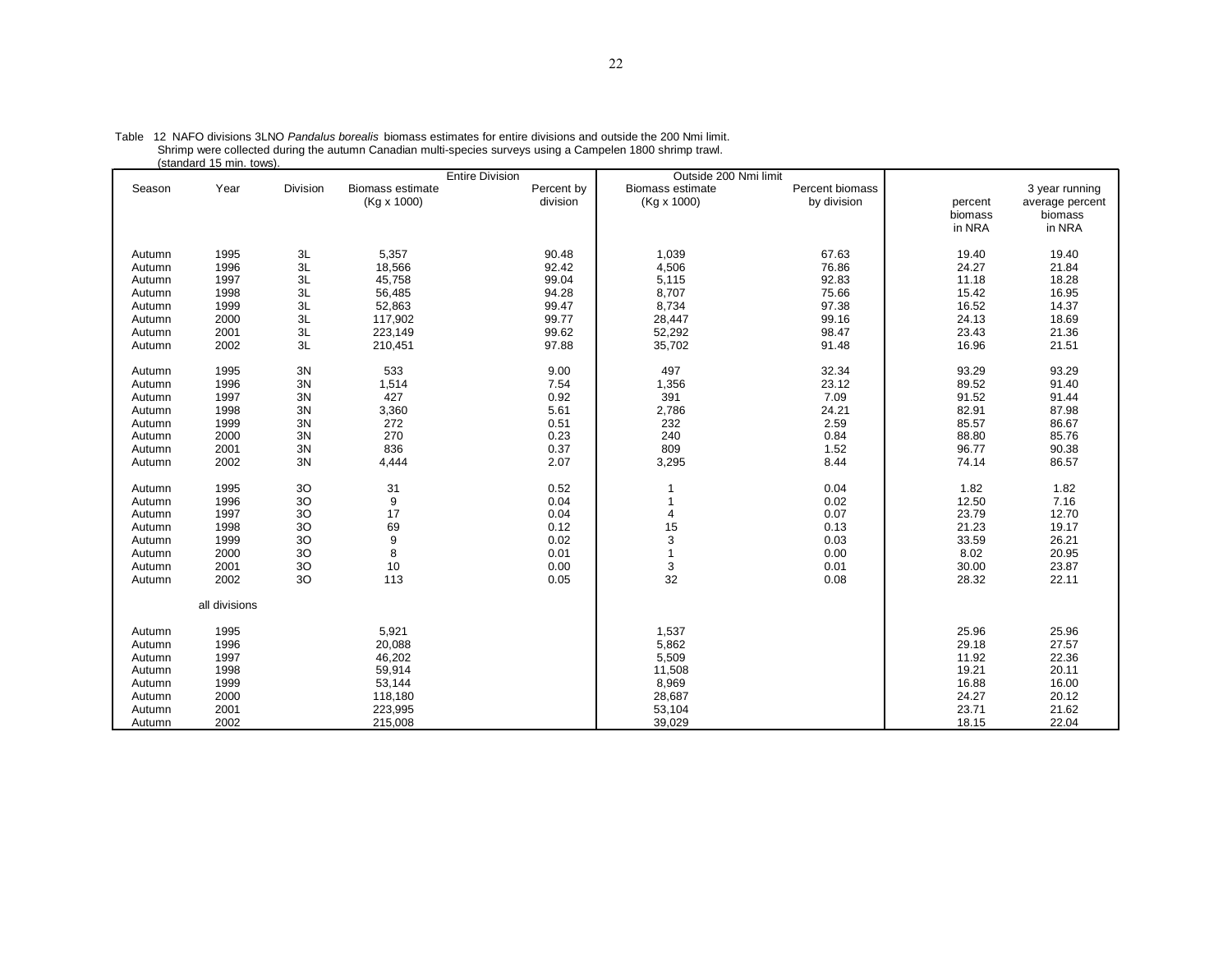Table 12 NAFO divisions 3LNO *Pandalus borealis* biomass estimates for entire divisions and outside the 200 Nmi limit. Shrimp were collected during the autumn Canadian multi-species surveys using a Campelen 1800 shrimp trawl. (standard 15 min. tows).

| | | | Entire Division | | Outside 200 Nmi limit | | | |
|---|---|---|---|---|---|---|---|---|
| Season | Year | Division | Biomass estimate (Kg x 1000) | Percent by division | Biomass estimate (Kg x 1000) | Percent biomass by division | percent biomass in NRA | 3 year running average percent biomass in NRA |
| Autumn | 1995 | 3L | 5,357 | 90.48 | 1,039 | 67.63 | 19.40 | 19.40 |
| Autumn | 1996 | 3L | 18,566 | 92.42 | 4,506 | 76.86 | 24.27 | 21.84 |
| Autumn | 1997 | 3L | 45,758 | 99.04 | 5,115 | 92.83 | 11.18 | 18.28 |
| Autumn | 1998 | 3L | 56,485 | 94.28 | 8,707 | 75.66 | 15.42 | 16.95 |
| Autumn | 1999 | 3L | 52,863 | 99.47 | 8,734 | 97.38 | 16.52 | 14.37 |
| Autumn | 2000 | 3L | 117,902 | 99.77 | 28,447 | 99.16 | 24.13 | 18.69 |
| Autumn | 2001 | 3L | 223,149 | 99.62 | 52,292 | 98.47 | 23.43 | 21.36 |
| Autumn | 2002 | 3L | 210,451 | 97.88 | 35,702 | 91.48 | 16.96 | 21.51 |
| Autumn | 1995 | 3N | 533 | 9.00 | 497 | 32.34 | 93.29 | 93.29 |
| Autumn | 1996 | 3N | 1,514 | 7.54 | 1,356 | 23.12 | 89.52 | 91.40 |
| Autumn | 1997 | 3N | 427 | 0.92 | 391 | 7.09 | 91.52 | 91.44 |
| Autumn | 1998 | 3N | 3,360 | 5.61 | 2,786 | 24.21 | 82.91 | 87.98 |
| Autumn | 1999 | 3N | 272 | 0.51 | 232 | 2.59 | 85.57 | 86.67 |
| Autumn | 2000 | 3N | 270 | 0.23 | 240 | 0.84 | 88.80 | 85.76 |
| Autumn | 2001 | 3N | 836 | 0.37 | 809 | 1.52 | 96.77 | 90.38 |
| Autumn | 2002 | 3N | 4,444 | 2.07 | 3,295 | 8.44 | 74.14 | 86.57 |
| Autumn | 1995 | 3O | 31 | 0.52 | 1 | 0.04 | 1.82 | 1.82 |
| Autumn | 1996 | 3O | 9 | 0.04 | 1 | 0.02 | 12.50 | 7.16 |
| Autumn | 1997 | 3O | 17 | 0.04 | 4 | 0.07 | 23.79 | 12.70 |
| Autumn | 1998 | 3O | 69 | 0.12 | 15 | 0.13 | 21.23 | 19.17 |
| Autumn | 1999 | 3O | 9 | 0.02 | 3 | 0.03 | 33.59 | 26.21 |
| Autumn | 2000 | 3O | 8 | 0.01 | 1 | 0.00 | 8.02 | 20.95 |
| Autumn | 2001 | 3O | 10 | 0.00 | 3 | 0.01 | 30.00 | 23.87 |
| Autumn | 2002 | 3O | 113 | 0.05 | 32 | 0.08 | 28.32 | 22.11 |
| | all divisions | | | | | | | |
| Autumn | 1995 | | 5,921 | | 1,537 | | 25.96 | 25.96 |
| Autumn | 1996 | | 20,088 | | 5,862 | | 29.18 | 27.57 |
| Autumn | 1997 | | 46,202 | | 5,509 | | 11.92 | 22.36 |
| Autumn | 1998 | | 59,914 | | 11,508 | | 19.21 | 20.11 |
| Autumn | 1999 | | 53,144 | | 8,969 | | 16.88 | 16.00 |
| Autumn | 2000 | | 118,180 | | 28,687 | | 24.27 | 20.12 |
| Autumn | 2001 | | 223,995 | | 53,104 | | 23.71 | 21.62 |
| Autumn | 2002 | | 215,008 | | 39,029 | | 18.15 | 22.04 |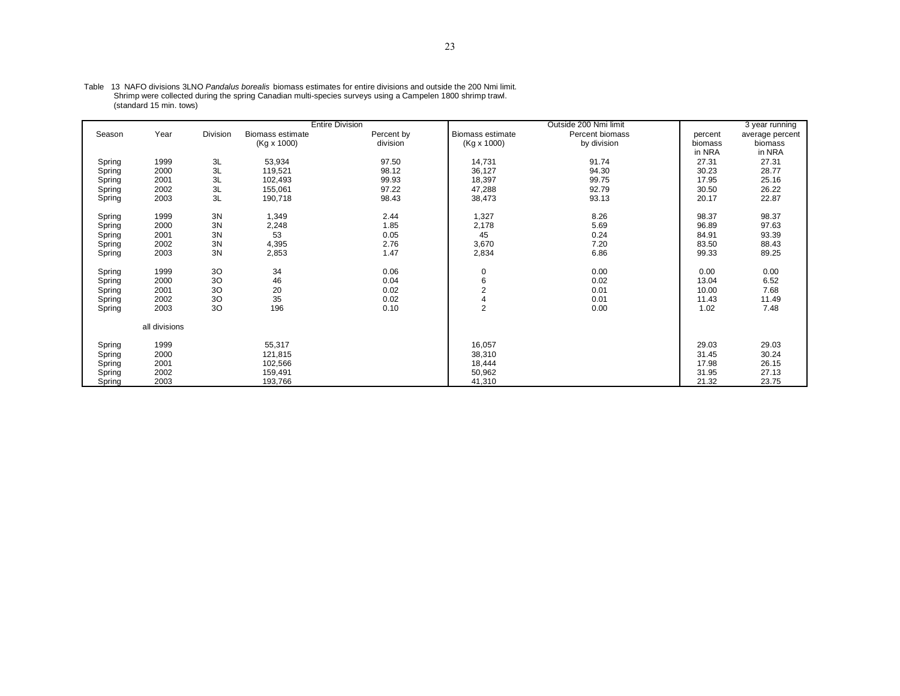Table 13 NAFO divisions 3LNO *Pandalus borealis* biomass estimates for entire divisions and outside the 200 Nmi limit. Shrimp were collected during the spring Canadian multi-species surveys using a Campelen 1800 shrimp trawl. (standard 15 min. tows)

| | | | Entire Division | | Outside 200 Nmi limit | | | 3 year running |
|---|---|---|---|---|---|---|---|---|
| Season | Year | Division | Biomass estimate (Kg x 1000) | Percent by division | Biomass estimate (Kg x 1000) | Percent biomass by division | percent biomass in NRA | average percent biomass in NRA |
| Spring | 1999 | 3L | 53,934 | 97.50 | 14,731 | 91.74 | 27.31 | 27.31 |
| Spring | 2000 | 3L | 119,521 | 98.12 | 36,127 | 94.30 | 30.23 | 28.77 |
| Spring | 2001 | 3L | 102,493 | 99.93 | 18,397 | 99.75 | 17.95 | 25.16 |
| Spring | 2002 | 3L | 155,061 | 97.22 | 47,288 | 92.79 | 30.50 | 26.22 |
| Spring | 2003 | 3L | 190,718 | 98.43 | 38,473 | 93.13 | 20.17 | 22.87 |
| Spring | 1999 | 3N | 1,349 | 2.44 | 1,327 | 8.26 | 98.37 | 98.37 |
| Spring | 2000 | 3N | 2,248 | 1.85 | 2,178 | 5.69 | 96.89 | 97.63 |
| Spring | 2001 | 3N | 53 | 0.05 | 45 | 0.24 | 84.91 | 93.39 |
| Spring | 2002 | 3N | 4,395 | 2.76 | 3,670 | 7.20 | 83.50 | 88.43 |
| Spring | 2003 | 3N | 2,853 | 1.47 | 2,834 | 6.86 | 99.33 | 89.25 |
| Spring | 1999 | 3O | 34 | 0.06 | 0 | 0.00 | 0.00 | 0.00 |
| Spring | 2000 | 3O | 46 | 0.04 | 6 | 0.02 | 13.04 | 6.52 |
| Spring | 2001 | 3O | 20 | 0.02 | 2 | 0.01 | 10.00 | 7.68 |
| Spring | 2002 | 3O | 35 | 0.02 | 4 | 0.01 | 11.43 | 11.49 |
| Spring | 2003 | 3O | 196 | 0.10 | 2 | 0.00 | 1.02 | 7.48 |
| | all divisions | | | | | | | |
| Spring | 1999 | | 55,317 | | 16,057 | | 29.03 | 29.03 |
| Spring | 2000 | | 121,815 | | 38,310 | | 31.45 | 30.24 |
| Spring | 2001 | | 102,566 | | 18,444 | | 17.98 | 26.15 |
| Spring | 2002 | | 159,491 | | 50,962 | | 31.95 | 27.13 |
| Spring | 2003 | | 193,766 | | 41,310 | | 21.32 | 23.75 |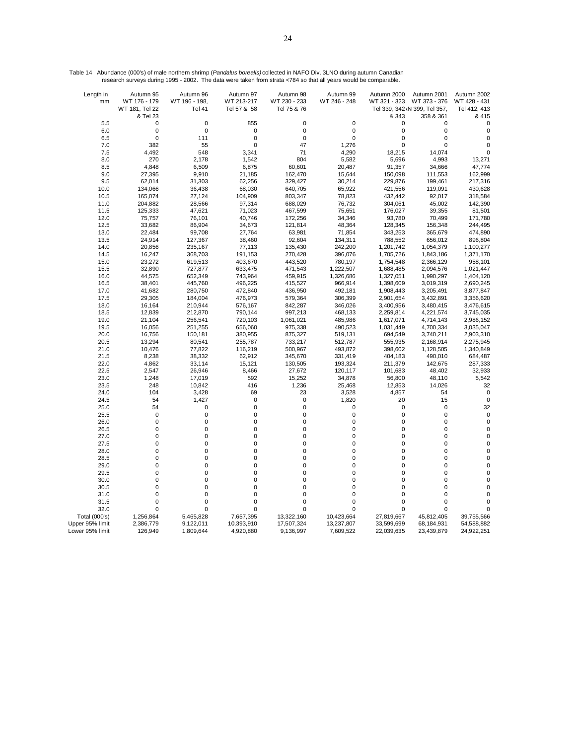Table 14 Abundance (000's) of male northern shrimp (*Pandalus borealis)* collected in NAFO Div. 3LNO during autumn Canadian research surveys during 1995 - 2002. The data were taken from strata <784 so that all years would be comparable.

| Length in mm | Autumn 95 WT 176 - 179 WT 181, Tel 22 & Tel 23 | Autumn 96 WT 196 - 198, Tel 41 | Autumn 97 WT 213-217 Tel 57 & 58 | Autumn 98 WT 230 - 233 Tel 75 & 76 | Autumn 99 WT 246 - 248 | Autumn 2000 WT 321 - 323 Tel 339, 342 & 343 | Autumn 2001 WT 373 - 376 WT 399, Tel 357, 358 & 361 | Autumn 2002 WT 428 - 431 Tel 412, 413 & 415 |
|---|---|---|---|---|---|---|---|---|
| 5.5 | 0 | 0 | 855 | 0 | 0 | 0 | 0 | 0 |
| 6.0 | 0 | 0 | 0 | 0 | 0 | 0 | 0 | 0 |
| 6.5 | 0 | 111 | 0 | 0 | 0 | 0 | 0 | 0 |
| 7.0 | 382 | 55 | 0 | 47 | 1,276 | 0 | 0 | 0 |
| 7.5 | 4,492 | 548 | 3,341 | 71 | 4,290 | 18,215 | 14,074 | 0 |
| 8.0 | 270 | 2,178 | 1,542 | 804 | 5,582 | 5,696 | 4,993 | 13,271 |
| 8.5 | 4,848 | 6,509 | 6,875 | 60,601 | 20,487 | 91,357 | 34,666 | 47,774 |
| 9.0 | 27,395 | 9,910 | 21,185 | 162,470 | 15,644 | 150,098 | 111,553 | 162,999 |
| 9.5 | 62,014 | 31,303 | 62,256 | 329,427 | 30,214 | 229,876 | 199,461 | 217,316 |
| 10.0 | 134,066 | 36,438 | 68,030 | 640,705 | 65,922 | 421,556 | 119,091 | 430,628 |
| 10.5 | 165,074 | 27,124 | 104,909 | 803,347 | 78,823 | 432,442 | 92,017 | 318,584 |
| 11.0 | 204,882 | 28,566 | 97,314 | 688,029 | 76,732 | 304,061 | 45,002 | 142,390 |
| 11.5 | 125,333 | 47,621 | 71,023 | 467,599 | 75,651 | 176,027 | 39,355 | 81,501 |
| 12.0 | 75,757 | 76,101 | 40,746 | 172,256 | 34,346 | 93,780 | 70,499 | 171,780 |
| 12.5 | 33,682 | 86,904 | 34,673 | 121,814 | 48,364 | 128,345 | 156,348 | 244,495 |
| 13.0 | 22,484 | 99,708 | 27,764 | 63,981 | 71,854 | 343,253 | 365,679 | 474,890 |
| 13.5 | 24,914 | 127,367 | 38,460 | 92,604 | 134,311 | 788,552 | 656,012 | 896,804 |
| 14.0 | 20,856 | 235,167 | 77,113 | 135,430 | 242,200 | 1,201,742 | 1,054,379 | 1,100,277 |
| 14.5 | 16,247 | 368,703 | 191,153 | 270,428 | 396,076 | 1,705,726 | 1,843,186 | 1,371,170 |
| 15.0 | 23,272 | 619,513 | 403,670 | 443,520 | 780,197 | 1,754,548 | 2,366,129 | 958,101 |
| 15.5 | 32,890 | 727,877 | 633,475 | 471,543 | 1,222,507 | 1,688,485 | 2,094,576 | 1,021,447 |
| 16.0 | 44,575 | 652,349 | 743,964 | 459,915 | 1,326,686 | 1,327,051 | 1,990,297 | 1,404,120 |
| 16.5 | 38,401 | 445,760 | 496,225 | 415,527 | 966,914 | 1,398,609 | 3,019,319 | 2,690,245 |
| 17.0 | 41,682 | 280,750 | 472,840 | 436,950 | 492,181 | 1,908,443 | 3,205,491 | 3,877,847 |
| 17.5 | 29,305 | 184,004 | 476,973 | 579,364 | 306,399 | 2,901,654 | 3,432,891 | 3,356,620 |
| 18.0 | 16,164 | 210,944 | 576,167 | 842,287 | 346,026 | 3,400,956 | 3,480,415 | 3,476,615 |
| 18.5 | 12,839 | 212,870 | 790,144 | 997,213 | 468,133 | 2,259,814 | 4,221,574 | 3,745,035 |
| 19.0 | 21,104 | 256,541 | 720,103 | 1,061,021 | 485,986 | 1,617,071 | 4,714,143 | 2,986,152 |
| 19.5 | 16,056 | 251,255 | 656,060 | 975,338 | 490,523 | 1,031,449 | 4,700,334 | 3,035,047 |
| 20.0 | 16,756 | 150,181 | 380,955 | 875,327 | 519,131 | 694,549 | 3,740,211 | 2,903,310 |
| 20.5 | 13,294 | 80,541 | 255,787 | 733,217 | 512,787 | 555,935 | 2,168,914 | 2,275,945 |
| 21.0 | 10,476 | 77,822 | 116,219 | 500,967 | 493,872 | 398,602 | 1,128,505 | 1,340,849 |
| 21.5 | 8,238 | 38,332 | 62,912 | 345,670 | 331,419 | 404,183 | 490,010 | 684,487 |
| 22.0 | 4,862 | 33,114 | 15,121 | 130,505 | 193,324 | 211,379 | 142,675 | 287,333 |
| 22.5 | 2,547 | 26,946 | 8,466 | 27,672 | 120,117 | 101,683 | 48,402 | 32,933 |
| 23.0 | 1,248 | 17,019 | 592 | 15,252 | 34,878 | 56,800 | 48,110 | 5,542 |
| 23.5 | 248 | 10,842 | 416 | 1,236 | 25,468 | 12,853 | 14,026 | 32 |
| 24.0 | 104 | 3,428 | 69 | 23 | 3,528 | 4,857 | 54 | 0 |
| 24.5 | 54 | 1,427 | 0 | 0 | 1,820 | 20 | 15 | 0 |
| 25.0 | 54 | 0 | 0 | 0 | 0 | 0 | 0 | 32 |
| 25.5 | 0 | 0 | 0 | 0 | 0 | 0 | 0 | 0 |
| 26.0 | 0 | 0 | 0 | 0 | 0 | 0 | 0 | 0 |
| 26.5 | 0 | 0 | 0 | 0 | 0 | 0 | 0 | 0 |
| 27.0 | 0 | 0 | 0 | 0 | 0 | 0 | 0 | 0 |
| 27.5 | 0 | 0 | 0 | 0 | 0 | 0 | 0 | 0 |
| 28.0 | 0 | 0 | 0 | 0 | 0 | 0 | 0 | 0 |
| 28.5 | 0 | 0 | 0 | 0 | 0 | 0 | 0 | 0 |
| 29.0 | 0 | 0 | 0 | 0 | 0 | 0 | 0 | 0 |
| 29.5 | 0 | 0 | 0 | 0 | 0 | 0 | 0 | 0 |
| 30.0 | 0 | 0 | 0 | 0 | 0 | 0 | 0 | 0 |
| 30.5 | 0 | 0 | 0 | 0 | 0 | 0 | 0 | 0 |
| 31.0 | 0 | 0 | 0 | 0 | 0 | 0 | 0 | 0 |
| 31.5 | 0 | 0 | 0 | 0 | 0 | 0 | 0 | 0 |
| 32.0 | 0 | 0 | 0 | 0 | 0 | 0 | 0 | 0 |
| Total (000's) | 1,256,864 | 5,465,828 | 7,657,395 | 13,322,160 | 10,423,664 | 27,819,667 | 45,812,405 | 39,755,566 |
| Upper 95% limit | 2,386,779 | 9,122,011 | 10,393,910 | 17,507,324 | 13,237,807 | 33,599,699 | 68,184,931 | 54,588,882 |
| Lower 95% limit | 126,949 | 1,809,644 | 4,920,880 | 9,136,997 | 7,609,522 | 22,039,635 | 23,439,879 | 24,922,251 |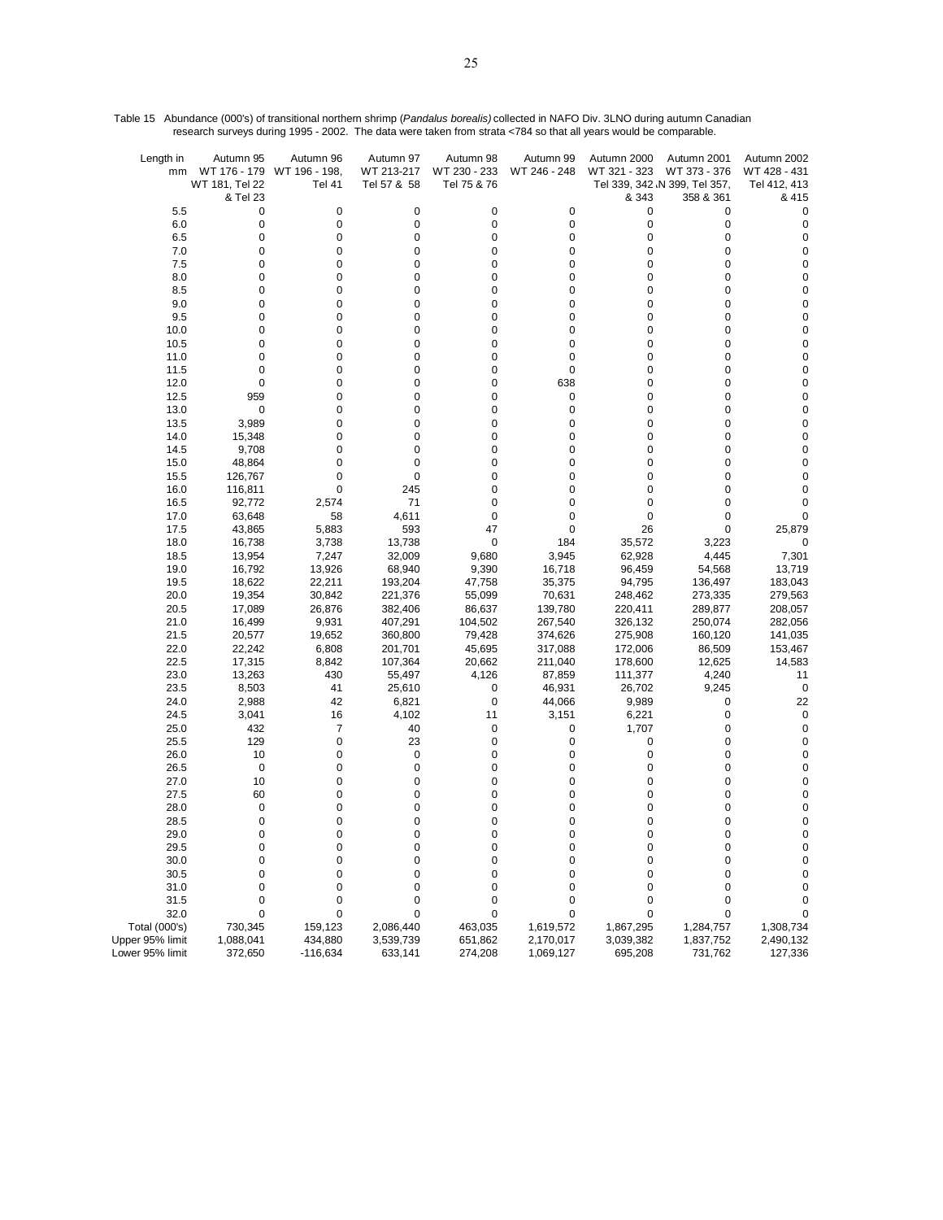Table 15 Abundance (000's) of transitional northern shrimp (*Pandalus borealis)* collected in NAFO Div. 3LNO during autumn Canadian research surveys during 1995 - 2002. The data were taken from strata <784 so that all years would be comparable.

| Length in mm | Autumn 95 WT 176 - 179 WT 181, Tel 22 & Tel 23 | Autumn 96 WT 196 - 198, Tel 41 | Autumn 97 WT 213-217 Tel 57 & 58 | Autumn 98 WT 230 - 233 Tel 75 & 76 | Autumn 99 WT 246 - 248 | Autumn 2000 WT 321 - 323 Tel 339, 342 & 343 | Autumn 2001 WT 373 - 376 N 399, Tel 357, 358 & 361 | Autumn 2002 WT 428 - 431 Tel 412, 413 & 415 |
|---|---|---|---|---|---|---|---|---|
| 5.5 | 0 | 0 | 0 | 0 | 0 | 0 | 0 | 0 |
| 6.0 | 0 | 0 | 0 | 0 | 0 | 0 | 0 | 0 |
| 6.5 | 0 | 0 | 0 | 0 | 0 | 0 | 0 | 0 |
| 7.0 | 0 | 0 | 0 | 0 | 0 | 0 | 0 | 0 |
| 7.5 | 0 | 0 | 0 | 0 | 0 | 0 | 0 | 0 |
| 8.0 | 0 | 0 | 0 | 0 | 0 | 0 | 0 | 0 |
| 8.5 | 0 | 0 | 0 | 0 | 0 | 0 | 0 | 0 |
| 9.0 | 0 | 0 | 0 | 0 | 0 | 0 | 0 | 0 |
| 9.5 | 0 | 0 | 0 | 0 | 0 | 0 | 0 | 0 |
| 10.0 | 0 | 0 | 0 | 0 | 0 | 0 | 0 | 0 |
| 10.5 | 0 | 0 | 0 | 0 | 0 | 0 | 0 | 0 |
| 11.0 | 0 | 0 | 0 | 0 | 0 | 0 | 0 | 0 |
| 11.5 | 0 | 0 | 0 | 0 | 0 | 0 | 0 | 0 |
| 12.0 | 0 | 0 | 0 | 0 | 638 | 0 | 0 | 0 |
| 12.5 | 959 | 0 | 0 | 0 | 0 | 0 | 0 | 0 |
| 13.0 | 0 | 0 | 0 | 0 | 0 | 0 | 0 | 0 |
| 13.5 | 3,989 | 0 | 0 | 0 | 0 | 0 | 0 | 0 |
| 14.0 | 15,348 | 0 | 0 | 0 | 0 | 0 | 0 | 0 |
| 14.5 | 9,708 | 0 | 0 | 0 | 0 | 0 | 0 | 0 |
| 15.0 | 48,864 | 0 | 0 | 0 | 0 | 0 | 0 | 0 |
| 15.5 | 126,767 | 0 | 0 | 0 | 0 | 0 | 0 | 0 |
| 16.0 | 116,811 | 0 | 245 | 0 | 0 | 0 | 0 | 0 |
| 16.5 | 92,772 | 2,574 | 71 | 0 | 0 | 0 | 0 | 0 |
| 17.0 | 63,648 | 58 | 4,611 | 0 | 0 | 0 | 0 | 0 |
| 17.5 | 43,865 | 5,883 | 593 | 47 | 0 | 26 | 0 | 25,879 |
| 18.0 | 16,738 | 3,738 | 13,738 | 0 | 184 | 35,572 | 3,223 | 0 |
| 18.5 | 13,954 | 7,247 | 32,009 | 9,680 | 3,945 | 62,928 | 4,445 | 7,301 |
| 19.0 | 16,792 | 13,926 | 68,940 | 9,390 | 16,718 | 96,459 | 54,568 | 13,719 |
| 19.5 | 18,622 | 22,211 | 193,204 | 47,758 | 35,375 | 94,795 | 136,497 | 183,043 |
| 20.0 | 19,354 | 30,842 | 221,376 | 55,099 | 70,631 | 248,462 | 273,335 | 279,563 |
| 20.5 | 17,089 | 26,876 | 382,406 | 86,637 | 139,780 | 220,411 | 289,877 | 208,057 |
| 21.0 | 16,499 | 9,931 | 407,291 | 104,502 | 267,540 | 326,132 | 250,074 | 282,056 |
| 21.5 | 20,577 | 19,652 | 360,800 | 79,428 | 374,626 | 275,908 | 160,120 | 141,035 |
| 22.0 | 22,242 | 6,808 | 201,701 | 45,695 | 317,088 | 172,006 | 86,509 | 153,467 |
| 22.5 | 17,315 | 8,842 | 107,364 | 20,662 | 211,040 | 178,600 | 12,625 | 14,583 |
| 23.0 | 13,263 | 430 | 55,497 | 4,126 | 87,859 | 111,377 | 4,240 | 11 |
| 23.5 | 8,503 | 41 | 25,610 | 0 | 46,931 | 26,702 | 9,245 | 0 |
| 24.0 | 2,988 | 42 | 6,821 | 0 | 44,066 | 9,989 | 0 | 22 |
| 24.5 | 3,041 | 16 | 4,102 | 11 | 3,151 | 6,221 | 0 | 0 |
| 25.0 | 432 | 7 | 40 | 0 | 0 | 1,707 | 0 | 0 |
| 25.5 | 129 | 0 | 23 | 0 | 0 | 0 | 0 | 0 |
| 26.0 | 10 | 0 | 0 | 0 | 0 | 0 | 0 | 0 |
| 26.5 | 0 | 0 | 0 | 0 | 0 | 0 | 0 | 0 |
| 27.0 | 10 | 0 | 0 | 0 | 0 | 0 | 0 | 0 |
| 27.5 | 60 | 0 | 0 | 0 | 0 | 0 | 0 | 0 |
| 28.0 | 0 | 0 | 0 | 0 | 0 | 0 | 0 | 0 |
| 28.5 | 0 | 0 | 0 | 0 | 0 | 0 | 0 | 0 |
| 29.0 | 0 | 0 | 0 | 0 | 0 | 0 | 0 | 0 |
| 29.5 | 0 | 0 | 0 | 0 | 0 | 0 | 0 | 0 |
| 30.0 | 0 | 0 | 0 | 0 | 0 | 0 | 0 | 0 |
| 30.5 | 0 | 0 | 0 | 0 | 0 | 0 | 0 | 0 |
| 31.0 | 0 | 0 | 0 | 0 | 0 | 0 | 0 | 0 |
| 31.5 | 0 | 0 | 0 | 0 | 0 | 0 | 0 | 0 |
| 32.0 | 0 | 0 | 0 | 0 | 0 | 0 | 0 | 0 |
| Total (000's) | 730,345 | 159,123 | 2,086,440 | 463,035 | 1,619,572 | 1,867,295 | 1,284,757 | 1,308,734 |
| Upper 95% limit | 1,088,041 | 434,880 | 3,539,739 | 651,862 | 2,170,017 | 3,039,382 | 1,837,752 | 2,490,132 |
| Lower 95% limit | 372,650 | -116,634 | 633,141 | 274,208 | 1,069,127 | 695,208 | 731,762 | 127,336 |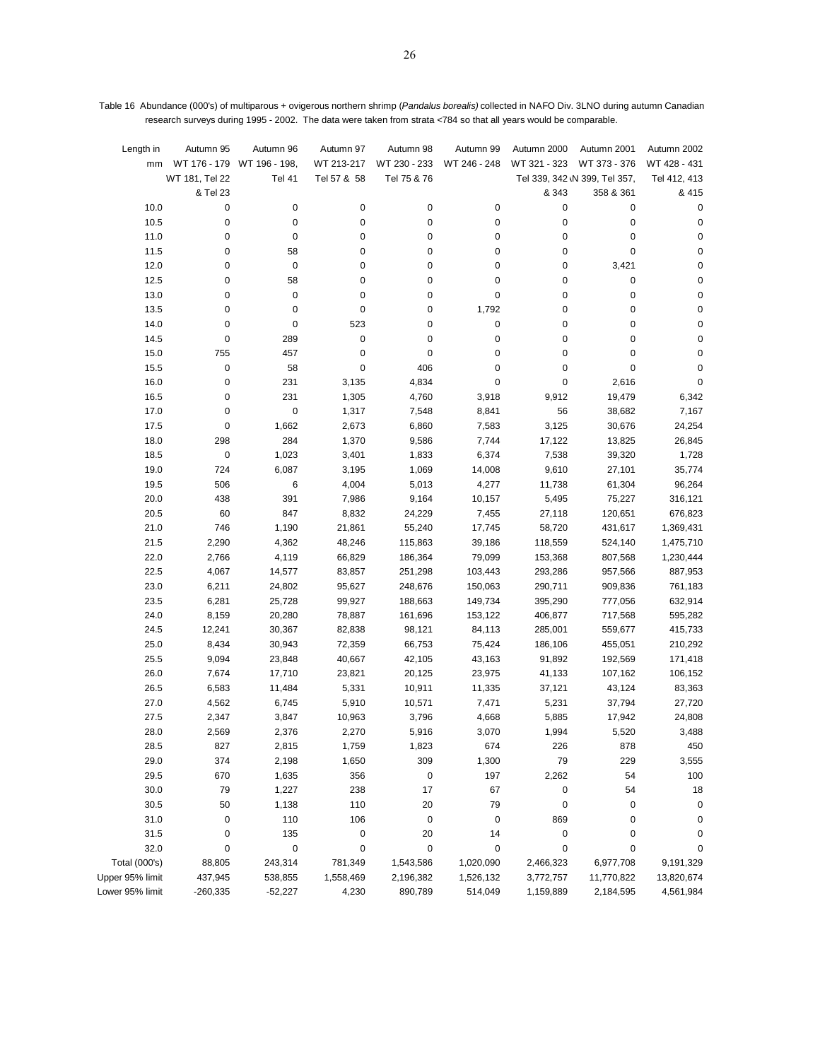Table 16 Abundance (000's) of multiparous + ovigerous northern shrimp (*Pandalus borealis)* collected in NAFO Div. 3LNO during autumn Canadian research surveys during 1995 - 2002. The data were taken from strata <784 so that all years would be comparable.

| Length in mm | Autumn 95 WT 176 - 179 WT 181, Tel 22 & Tel 23 | Autumn 96 WT 196 - 198, Tel 41 | Autumn 97 WT 213-217 Tel 57 & 58 | Autumn 98 WT 230 - 233 Tel 75 & 76 | Autumn 99 WT 246 - 248 | Autumn 2000 WT 321 - 323 Tel 339, 342 & 343 | Autumn 2001 WT 373 - 376 WT 399, Tel 357, 358 & 361 | Autumn 2002 WT 428 - 431 Tel 412, 413 & 415 |
|---|---|---|---|---|---|---|---|---|
| 10.0 | 0 | 0 | 0 | 0 | 0 | 0 | 0 | 0 |
| 10.5 | 0 | 0 | 0 | 0 | 0 | 0 | 0 | 0 |
| 11.0 | 0 | 0 | 0 | 0 | 0 | 0 | 0 | 0 |
| 11.5 | 0 | 58 | 0 | 0 | 0 | 0 | 0 | 0 |
| 12.0 | 0 | 0 | 0 | 0 | 0 | 0 | 3,421 | 0 |
| 12.5 | 0 | 58 | 0 | 0 | 0 | 0 | 0 | 0 |
| 13.0 | 0 | 0 | 0 | 0 | 0 | 0 | 0 | 0 |
| 13.5 | 0 | 0 | 0 | 0 | 1,792 | 0 | 0 | 0 |
| 14.0 | 0 | 0 | 523 | 0 | 0 | 0 | 0 | 0 |
| 14.5 | 0 | 289 | 0 | 0 | 0 | 0 | 0 | 0 |
| 15.0 | 755 | 457 | 0 | 0 | 0 | 0 | 0 | 0 |
| 15.5 | 0 | 58 | 0 | 406 | 0 | 0 | 0 | 0 |
| 16.0 | 0 | 231 | 3,135 | 4,834 | 0 | 0 | 2,616 | 0 |
| 16.5 | 0 | 231 | 1,305 | 4,760 | 3,918 | 9,912 | 19,479 | 6,342 |
| 17.0 | 0 | 0 | 1,317 | 7,548 | 8,841 | 56 | 38,682 | 7,167 |
| 17.5 | 0 | 1,662 | 2,673 | 6,860 | 7,583 | 3,125 | 30,676 | 24,254 |
| 18.0 | 298 | 284 | 1,370 | 9,586 | 7,744 | 17,122 | 13,825 | 26,845 |
| 18.5 | 0 | 1,023 | 3,401 | 1,833 | 6,374 | 7,538 | 39,320 | 1,728 |
| 19.0 | 724 | 6,087 | 3,195 | 1,069 | 14,008 | 9,610 | 27,101 | 35,774 |
| 19.5 | 506 | 6 | 4,004 | 5,013 | 4,277 | 11,738 | 61,304 | 96,264 |
| 20.0 | 438 | 391 | 7,986 | 9,164 | 10,157 | 5,495 | 75,227 | 316,121 |
| 20.5 | 60 | 847 | 8,832 | 24,229 | 7,455 | 27,118 | 120,651 | 676,823 |
| 21.0 | 746 | 1,190 | 21,861 | 55,240 | 17,745 | 58,720 | 431,617 | 1,369,431 |
| 21.5 | 2,290 | 4,362 | 48,246 | 115,863 | 39,186 | 118,559 | 524,140 | 1,475,710 |
| 22.0 | 2,766 | 4,119 | 66,829 | 186,364 | 79,099 | 153,368 | 807,568 | 1,230,444 |
| 22.5 | 4,067 | 14,577 | 83,857 | 251,298 | 103,443 | 293,286 | 957,566 | 887,953 |
| 23.0 | 6,211 | 24,802 | 95,627 | 248,676 | 150,063 | 290,711 | 909,836 | 761,183 |
| 23.5 | 6,281 | 25,728 | 99,927 | 188,663 | 149,734 | 395,290 | 777,056 | 632,914 |
| 24.0 | 8,159 | 20,280 | 78,887 | 161,696 | 153,122 | 406,877 | 717,568 | 595,282 |
| 24.5 | 12,241 | 30,367 | 82,838 | 98,121 | 84,113 | 285,001 | 559,677 | 415,733 |
| 25.0 | 8,434 | 30,943 | 72,359 | 66,753 | 75,424 | 186,106 | 455,051 | 210,292 |
| 25.5 | 9,094 | 23,848 | 40,667 | 42,105 | 43,163 | 91,892 | 192,569 | 171,418 |
| 26.0 | 7,674 | 17,710 | 23,821 | 20,125 | 23,975 | 41,133 | 107,162 | 106,152 |
| 26.5 | 6,583 | 11,484 | 5,331 | 10,911 | 11,335 | 37,121 | 43,124 | 83,363 |
| 27.0 | 4,562 | 6,745 | 5,910 | 10,571 | 7,471 | 5,231 | 37,794 | 27,720 |
| 27.5 | 2,347 | 3,847 | 10,963 | 3,796 | 4,668 | 5,885 | 17,942 | 24,808 |
| 28.0 | 2,569 | 2,376 | 2,270 | 5,916 | 3,070 | 1,994 | 5,520 | 3,488 |
| 28.5 | 827 | 2,815 | 1,759 | 1,823 | 674 | 226 | 878 | 450 |
| 29.0 | 374 | 2,198 | 1,650 | 309 | 1,300 | 79 | 229 | 3,555 |
| 29.5 | 670 | 1,635 | 356 | 0 | 197 | 2,262 | 54 | 100 |
| 30.0 | 79 | 1,227 | 238 | 17 | 67 | 0 | 54 | 18 |
| 30.5 | 50 | 1,138 | 110 | 20 | 79 | 0 | 0 | 0 |
| 31.0 | 0 | 110 | 106 | 0 | 0 | 869 | 0 | 0 |
| 31.5 | 0 | 135 | 0 | 20 | 14 | 0 | 0 | 0 |
| 32.0 | 0 | 0 | 0 | 0 | 0 | 0 | 0 | 0 |
| Total (000's) | 88,805 | 243,314 | 781,349 | 1,543,586 | 1,020,090 | 2,466,323 | 6,977,708 | 9,191,329 |
| Upper 95% limit | 437,945 | 538,855 | 1,558,469 | 2,196,382 | 1,526,132 | 3,772,757 | 11,770,822 | 13,820,674 |
| Lower 95% limit | -260,335 | -52,227 | 4,230 | 890,789 | 514,049 | 1,159,889 | 2,184,595 | 4,561,984 |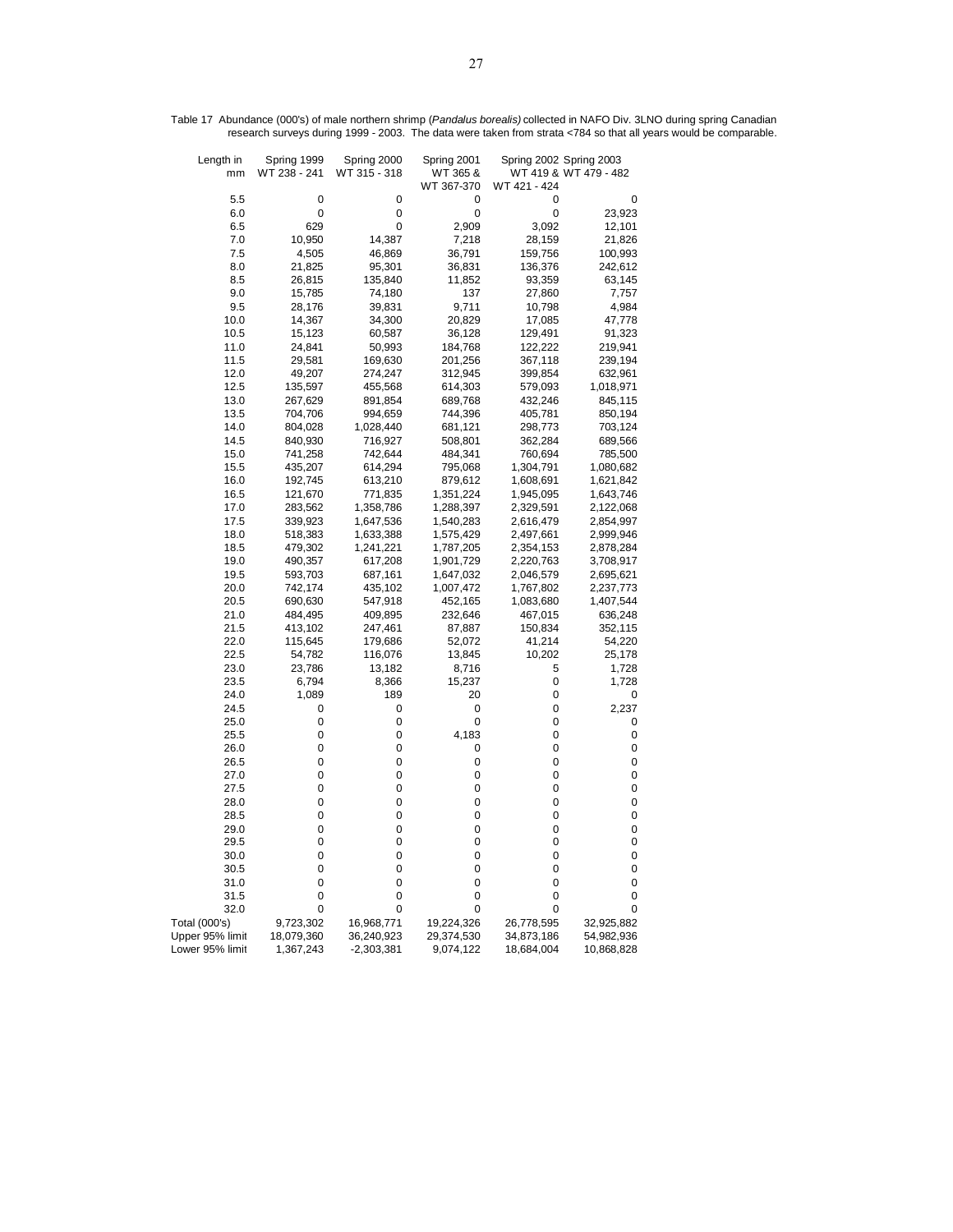Table 17 Abundance (000's) of male northern shrimp (*Pandalus borealis)* collected in NAFO Div. 3LNO during spring Canadian research surveys during 1999 - 2003. The data were taken from strata <784 so that all years would be comparable.

| Length in mm | Spring 1999 WT 238 - 241 | Spring 2000 WT 315 - 318 | Spring 2001 WT 365 & WT 367-370 | Spring 2002 WT 419 & WT 421 - 424 | Spring 2003 WT 479 - 482 |
|---|---|---|---|---|---|
| 5.5 | 0 | 0 | 0 | 0 | 0 |
| 6.0 | 0 | 0 | 0 | 0 | 23,923 |
| 6.5 | 629 | 0 | 2,909 | 3,092 | 12,101 |
| 7.0 | 10,950 | 14,387 | 7,218 | 28,159 | 21,826 |
| 7.5 | 4,505 | 46,869 | 36,791 | 159,756 | 100,993 |
| 8.0 | 21,825 | 95,301 | 36,831 | 136,376 | 242,612 |
| 8.5 | 26,815 | 135,840 | 11,852 | 93,359 | 63,145 |
| 9.0 | 15,785 | 74,180 | 137 | 27,860 | 7,757 |
| 9.5 | 28,176 | 39,831 | 9,711 | 10,798 | 4,984 |
| 10.0 | 14,367 | 34,300 | 20,829 | 17,085 | 47,778 |
| 10.5 | 15,123 | 60,587 | 36,128 | 129,491 | 91,323 |
| 11.0 | 24,841 | 50,993 | 184,768 | 122,222 | 219,941 |
| 11.5 | 29,581 | 169,630 | 201,256 | 367,118 | 239,194 |
| 12.0 | 49,207 | 274,247 | 312,945 | 399,854 | 632,961 |
| 12.5 | 135,597 | 455,568 | 614,303 | 579,093 | 1,018,971 |
| 13.0 | 267,629 | 891,854 | 689,768 | 432,246 | 845,115 |
| 13.5 | 704,706 | 994,659 | 744,396 | 405,781 | 850,194 |
| 14.0 | 804,028 | 1,028,440 | 681,121 | 298,773 | 703,124 |
| 14.5 | 840,930 | 716,927 | 508,801 | 362,284 | 689,566 |
| 15.0 | 741,258 | 742,644 | 484,341 | 760,694 | 785,500 |
| 15.5 | 435,207 | 614,294 | 795,068 | 1,304,791 | 1,080,682 |
| 16.0 | 192,745 | 613,210 | 879,612 | 1,608,691 | 1,621,842 |
| 16.5 | 121,670 | 771,835 | 1,351,224 | 1,945,095 | 1,643,746 |
| 17.0 | 283,562 | 1,358,786 | 1,288,397 | 2,329,591 | 2,122,068 |
| 17.5 | 339,923 | 1,647,536 | 1,540,283 | 2,616,479 | 2,854,997 |
| 18.0 | 518,383 | 1,633,388 | 1,575,429 | 2,497,661 | 2,999,946 |
| 18.5 | 479,302 | 1,241,221 | 1,787,205 | 2,354,153 | 2,878,284 |
| 19.0 | 490,357 | 617,208 | 1,901,729 | 2,220,763 | 3,708,917 |
| 19.5 | 593,703 | 687,161 | 1,647,032 | 2,046,579 | 2,695,621 |
| 20.0 | 742,174 | 435,102 | 1,007,472 | 1,767,802 | 2,237,773 |
| 20.5 | 690,630 | 547,918 | 452,165 | 1,083,680 | 1,407,544 |
| 21.0 | 484,495 | 409,895 | 232,646 | 467,015 | 636,248 |
| 21.5 | 413,102 | 247,461 | 87,887 | 150,834 | 352,115 |
| 22.0 | 115,645 | 179,686 | 52,072 | 41,214 | 54,220 |
| 22.5 | 54,782 | 116,076 | 13,845 | 10,202 | 25,178 |
| 23.0 | 23,786 | 13,182 | 8,716 | 5 | 1,728 |
| 23.5 | 6,794 | 8,366 | 15,237 | 0 | 1,728 |
| 24.0 | 1,089 | 189 | 20 | 0 | 0 |
| 24.5 | 0 | 0 | 0 | 0 | 2,237 |
| 25.0 | 0 | 0 | 0 | 0 | 0 |
| 25.5 | 0 | 0 | 4,183 | 0 | 0 |
| 26.0 | 0 | 0 | 0 | 0 | 0 |
| 26.5 | 0 | 0 | 0 | 0 | 0 |
| 27.0 | 0 | 0 | 0 | 0 | 0 |
| 27.5 | 0 | 0 | 0 | 0 | 0 |
| 28.0 | 0 | 0 | 0 | 0 | 0 |
| 28.5 | 0 | 0 | 0 | 0 | 0 |
| 29.0 | 0 | 0 | 0 | 0 | 0 |
| 29.5 | 0 | 0 | 0 | 0 | 0 |
| 30.0 | 0 | 0 | 0 | 0 | 0 |
| 30.5 | 0 | 0 | 0 | 0 | 0 |
| 31.0 | 0 | 0 | 0 | 0 | 0 |
| 31.5 | 0 | 0 | 0 | 0 | 0 |
| 32.0 | 0 | 0 | 0 | 0 | 0 |
| Total (000's) | 9,723,302 | 16,968,771 | 19,224,326 | 26,778,595 | 32,925,882 |
| Upper 95% limit | 18,079,360 | 36,240,923 | 29,374,530 | 34,873,186 | 54,982,936 |
| Lower 95% limit | 1,367,243 | -2,303,381 | 9,074,122 | 18,684,004 | 10,868,828 |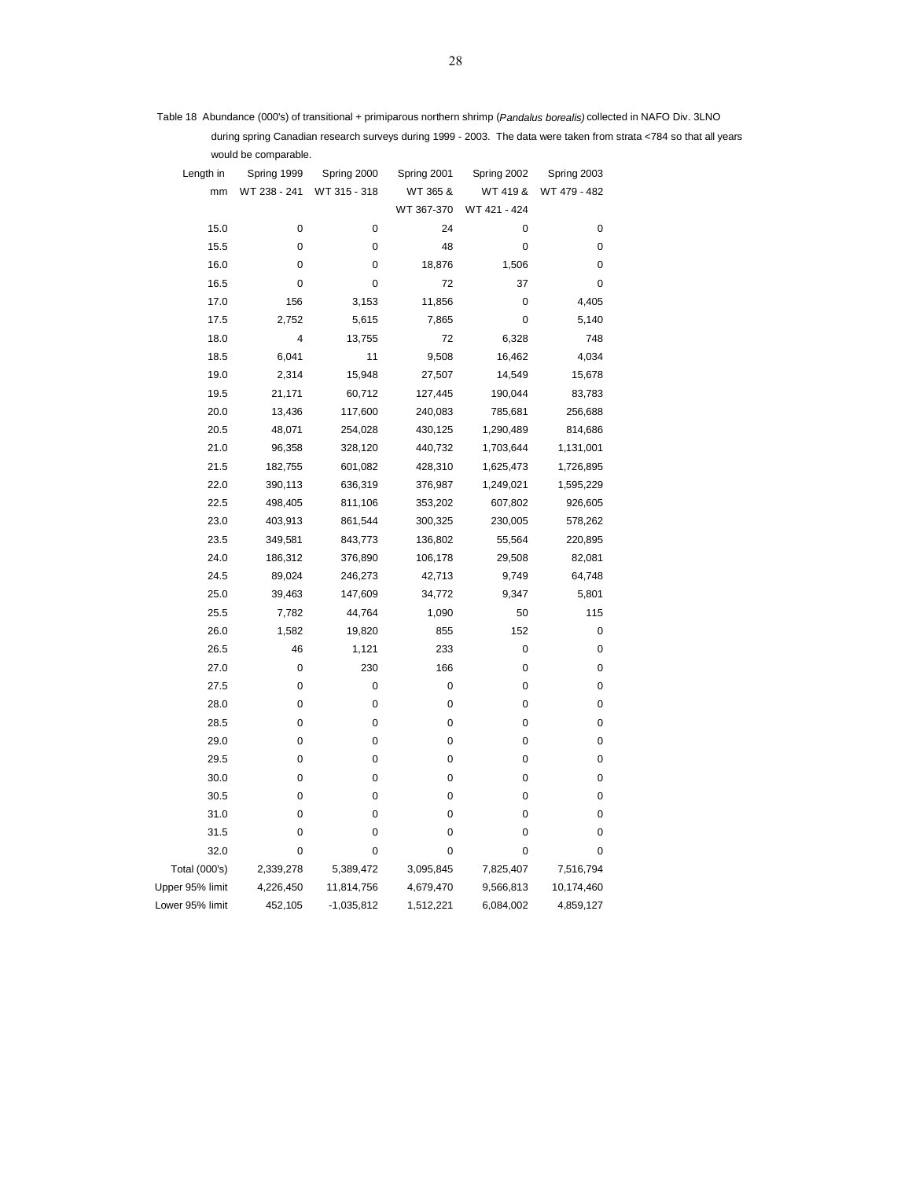Table 18 Abundance (000's) of transitional + primiparous northern shrimp (*Pandalus borealis)* collected in NAFO Div. 3LNO during spring Canadian research surveys during 1999 - 2003. The data were taken from strata <784 so that all years would be comparable.

| Length in mm | Spring 1999 WT 238 - 241 | Spring 2000 WT 315 - 318 | Spring 2001 WT 365 & WT 367-370 | Spring 2002 WT 419 & WT 421 - 424 | Spring 2003 WT 479 - 482 |
|---|---|---|---|---|---|
| 15.0 | 0 | 0 | 24 | 0 | 0 |
| 15.5 | 0 | 0 | 48 | 0 | 0 |
| 16.0 | 0 | 0 | 18,876 | 1,506 | 0 |
| 16.5 | 0 | 0 | 72 | 37 | 0 |
| 17.0 | 156 | 3,153 | 11,856 | 0 | 4,405 |
| 17.5 | 2,752 | 5,615 | 7,865 | 0 | 5,140 |
| 18.0 | 4 | 13,755 | 72 | 6,328 | 748 |
| 18.5 | 6,041 | 11 | 9,508 | 16,462 | 4,034 |
| 19.0 | 2,314 | 15,948 | 27,507 | 14,549 | 15,678 |
| 19.5 | 21,171 | 60,712 | 127,445 | 190,044 | 83,783 |
| 20.0 | 13,436 | 117,600 | 240,083 | 785,681 | 256,688 |
| 20.5 | 48,071 | 254,028 | 430,125 | 1,290,489 | 814,686 |
| 21.0 | 96,358 | 328,120 | 440,732 | 1,703,644 | 1,131,001 |
| 21.5 | 182,755 | 601,082 | 428,310 | 1,625,473 | 1,726,895 |
| 22.0 | 390,113 | 636,319 | 376,987 | 1,249,021 | 1,595,229 |
| 22.5 | 498,405 | 811,106 | 353,202 | 607,802 | 926,605 |
| 23.0 | 403,913 | 861,544 | 300,325 | 230,005 | 578,262 |
| 23.5 | 349,581 | 843,773 | 136,802 | 55,564 | 220,895 |
| 24.0 | 186,312 | 376,890 | 106,178 | 29,508 | 82,081 |
| 24.5 | 89,024 | 246,273 | 42,713 | 9,749 | 64,748 |
| 25.0 | 39,463 | 147,609 | 34,772 | 9,347 | 5,801 |
| 25.5 | 7,782 | 44,764 | 1,090 | 50 | 115 |
| 26.0 | 1,582 | 19,820 | 855 | 152 | 0 |
| 26.5 | 46 | 1,121 | 233 | 0 | 0 |
| 27.0 | 0 | 230 | 166 | 0 | 0 |
| 27.5 | 0 | 0 | 0 | 0 | 0 |
| 28.0 | 0 | 0 | 0 | 0 | 0 |
| 28.5 | 0 | 0 | 0 | 0 | 0 |
| 29.0 | 0 | 0 | 0 | 0 | 0 |
| 29.5 | 0 | 0 | 0 | 0 | 0 |
| 30.0 | 0 | 0 | 0 | 0 | 0 |
| 30.5 | 0 | 0 | 0 | 0 | 0 |
| 31.0 | 0 | 0 | 0 | 0 | 0 |
| 31.5 | 0 | 0 | 0 | 0 | 0 |
| 32.0 | 0 | 0 | 0 | 0 | 0 |
| Total (000's) | 2,339,278 | 5,389,472 | 3,095,845 | 7,825,407 | 7,516,794 |
| Upper 95% limit | 4,226,450 | 11,814,756 | 4,679,470 | 9,566,813 | 10,174,460 |
| Lower 95% limit | 452,105 | -1,035,812 | 1,512,221 | 6,084,002 | 4,859,127 |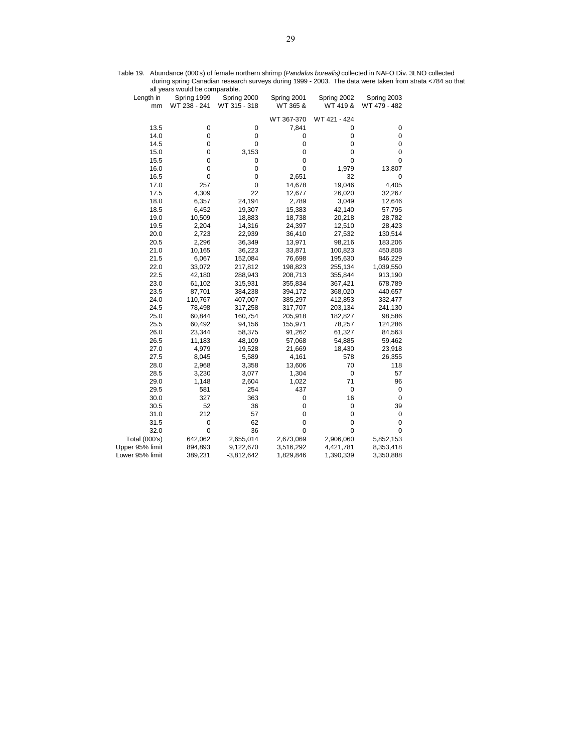Table 19. Abundance (000's) of female northern shrimp (*Pandalus borealis*) collected in NAFO Div. 3LNO collected during spring Canadian research surveys during 1999 - 2003. The data were taken from strata <784 so that all years would be comparable.

| Length in mm | Spring 1999 WT 238 - 241 | Spring 2000 WT 315 - 318 | Spring 2001 WT 365 & WT 367-370 | Spring 2002 WT 419 & WT 421 - 424 | Spring 2003 WT 479 - 482 |
|---|---|---|---|---|---|
| 13.5 | 0 | 0 | 7,841 | 0 | 0 |
| 14.0 | 0 | 0 | 0 | 0 | 0 |
| 14.5 | 0 | 0 | 0 | 0 | 0 |
| 15.0 | 0 | 3,153 | 0 | 0 | 0 |
| 15.5 | 0 | 0 | 0 | 0 | 0 |
| 16.0 | 0 | 0 | 0 | 1,979 | 13,807 |
| 16.5 | 0 | 0 | 2,651 | 32 | 0 |
| 17.0 | 257 | 0 | 14,678 | 19,046 | 4,405 |
| 17.5 | 4,309 | 22 | 12,677 | 26,020 | 32,267 |
| 18.0 | 6,357 | 24,194 | 2,789 | 3,049 | 12,646 |
| 18.5 | 6,452 | 19,307 | 15,383 | 42,140 | 57,795 |
| 19.0 | 10,509 | 18,883 | 18,738 | 20,218 | 28,782 |
| 19.5 | 2,204 | 14,316 | 24,397 | 12,510 | 28,423 |
| 20.0 | 2,723 | 22,939 | 36,410 | 27,532 | 130,514 |
| 20.5 | 2,296 | 36,349 | 13,971 | 98,216 | 183,206 |
| 21.0 | 10,165 | 36,223 | 33,871 | 100,823 | 450,808 |
| 21.5 | 6,067 | 152,084 | 76,698 | 195,630 | 846,229 |
| 22.0 | 33,072 | 217,812 | 198,823 | 255,134 | 1,039,550 |
| 22.5 | 42,180 | 288,943 | 208,713 | 355,844 | 913,190 |
| 23.0 | 61,102 | 315,931 | 355,834 | 367,421 | 678,789 |
| 23.5 | 87,701 | 384,238 | 394,172 | 368,020 | 440,657 |
| 24.0 | 110,767 | 407,007 | 385,297 | 412,853 | 332,477 |
| 24.5 | 78,498 | 317,258 | 317,707 | 203,134 | 241,130 |
| 25.0 | 60,844 | 160,754 | 205,918 | 182,827 | 98,586 |
| 25.5 | 60,492 | 94,156 | 155,971 | 78,257 | 124,286 |
| 26.0 | 23,344 | 58,375 | 91,262 | 61,327 | 84,563 |
| 26.5 | 11,183 | 48,109 | 57,068 | 54,885 | 59,462 |
| 27.0 | 4,979 | 19,528 | 21,669 | 18,430 | 23,918 |
| 27.5 | 8,045 | 5,589 | 4,161 | 578 | 26,355 |
| 28.0 | 2,968 | 3,358 | 13,606 | 70 | 118 |
| 28.5 | 3,230 | 3,077 | 1,304 | 0 | 57 |
| 29.0 | 1,148 | 2,604 | 1,022 | 71 | 96 |
| 29.5 | 581 | 254 | 437 | 0 | 0 |
| 30.0 | 327 | 363 | 0 | 16 | 0 |
| 30.5 | 52 | 36 | 0 | 0 | 39 |
| 31.0 | 212 | 57 | 0 | 0 | 0 |
| 31.5 | 0 | 62 | 0 | 0 | 0 |
| 32.0 | 0 | 36 | 0 | 0 | 0 |
| Total (000's) | 642,062 | 2,655,014 | 2,673,069 | 2,906,060 | 5,852,153 |
| Upper 95% limit | 894,893 | 9,122,670 | 3,516,292 | 4,421,781 | 8,353,418 |
| Lower 95% limit | 389,231 | -3,812,642 | 1,829,846 | 1,390,339 | 3,350,888 |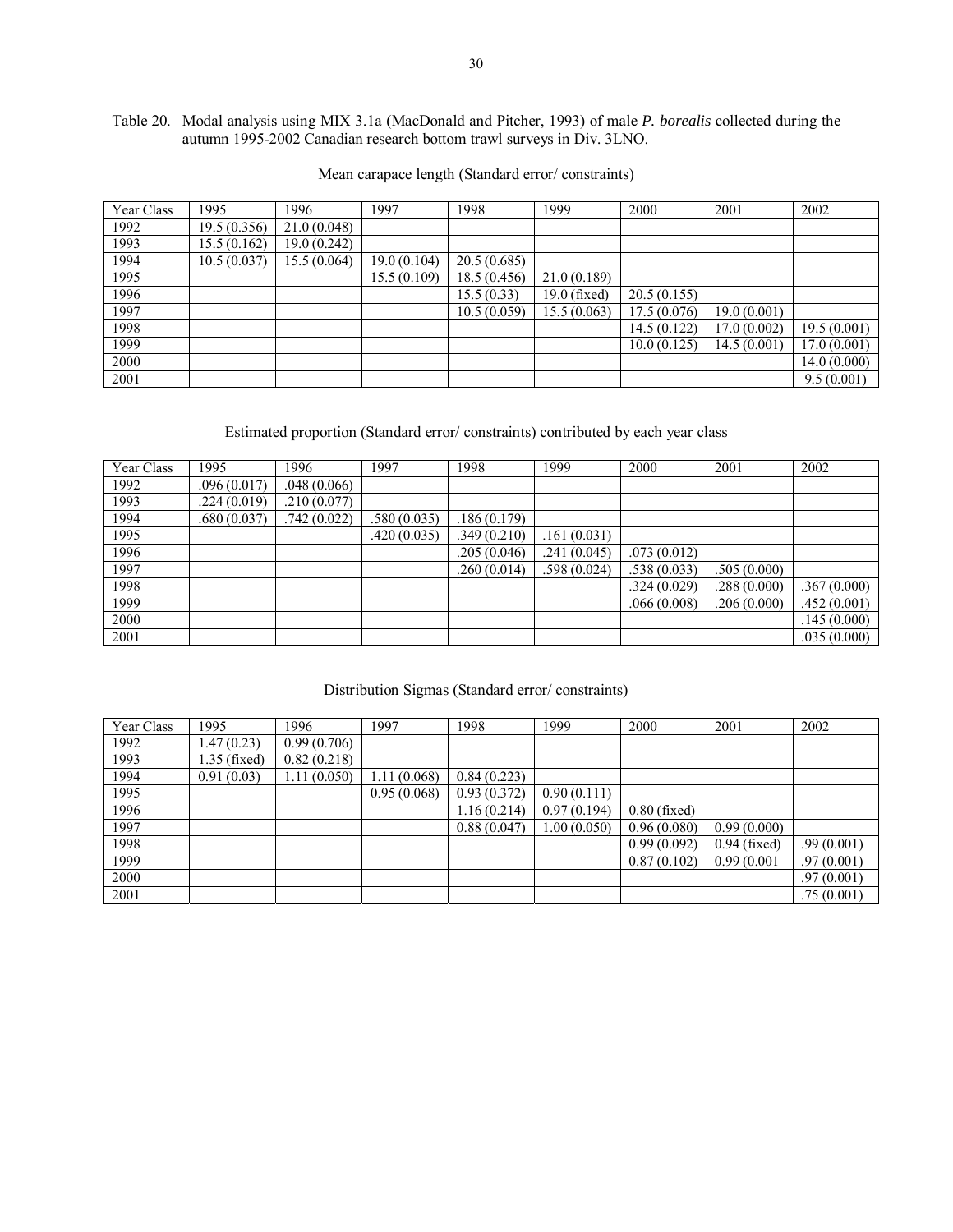Table 20. Modal analysis using MIX 3.1a (MacDonald and Pitcher, 1993) of male *P. borealis* collected during the autumn 1995-2002 Canadian research bottom trawl surveys in Div. 3LNO.

Mean carapace length (Standard error/ constraints)

| Year Class | 1995 | 1996 | 1997 | 1998 | 1999 | 2000 | 2001 | 2002 |
|---|---|---|---|---|---|---|---|---|
| 1992 | 19.5 (0.356) | 21.0 (0.048) | | | | | | |
| 1993 | 15.5 (0.162) | 19.0 (0.242) | | | | | | |
| 1994 | 10.5 (0.037) | 15.5 (0.064) | 19.0 (0.104) | 20.5 (0.685) | | | | |
| 1995 | | | 15.5 (0.109) | 18.5 (0.456) | 21.0 (0.189) | | | |
| 1996 | | | | 15.5 (0.33) | 19.0 (fixed) | 20.5 (0.155) | | |
| 1997 | | | | 10.5 (0.059) | 15.5 (0.063) | 17.5 (0.076) | 19.0 (0.001) | |
| 1998 | | | | | | 14.5 (0.122) | 17.0 (0.002) | 19.5 (0.001) |
| 1999 | | | | | | 10.0 (0.125) | 14.5 (0.001) | 17.0 (0.001) |
| 2000 | | | | | | | | 14.0 (0.000) |
| 2001 | | | | | | | | 9.5 (0.001) |

Estimated proportion (Standard error/ constraints) contributed by each year class

| Year Class | 1995 | 1996 | 1997 | 1998 | 1999 | 2000 | 2001 | 2002 |
|---|---|---|---|---|---|---|---|---|
| 1992 | .096 (0.017) | .048 (0.066) | | | | | | |
| 1993 | .224 (0.019) | .210 (0.077) | | | | | | |
| 1994 | .680 (0.037) | .742 (0.022) | .580 (0.035) | .186 (0.179) | | | | |
| 1995 | | | .420 (0.035) | .349 (0.210) | .161 (0.031) | | | |
| 1996 | | | | .205 (0.046) | .241 (0.045) | .073 (0.012) | | |
| 1997 | | | | .260 (0.014) | .598 (0.024) | .538 (0.033) | .505 (0.000) | |
| 1998 | | | | | | .324 (0.029) | .288 (0.000) | .367 (0.000) |
| 1999 | | | | | | .066 (0.008) | .206 (0.000) | .452 (0.001) |
| 2000 | | | | | | | | .145 (0.000) |
| 2001 | | | | | | | | .035 (0.000) |

Distribution Sigmas (Standard error/ constraints)

| Year Class | 1995 | 1996 | 1997 | 1998 | 1999 | 2000 | 2001 | 2002 |
|---|---|---|---|---|---|---|---|---|
| 1992 | 1.47 (0.23) | 0.99 (0.706) | | | | | | |
| 1993 | 1.35 (fixed) | 0.82 (0.218) | | | | | | |
| 1994 | 0.91 (0.03) | 1.11 (0.050) | 1.11 (0.068) | 0.84 (0.223) | | | | |
| 1995 | | | 0.95 (0.068) | 0.93 (0.372) | 0.90 (0.111) | | | |
| 1996 | | | | 1.16 (0.214) | 0.97 (0.194) | 0.80 (fixed) | | |
| 1997 | | | | 0.88 (0.047) | 1.00 (0.050) | 0.96 (0.080) | 0.99 (0.000) | |
| 1998 | | | | | | 0.99 (0.092) | 0.94 (fixed) | .99 (0.001) |
| 1999 | | | | | | 0.87 (0.102) | 0.99 (0.001 | .97 (0.001) |
| 2000 | | | | | | | | .97 (0.001) |
| 2001 | | | | | | | | .75 (0.001) |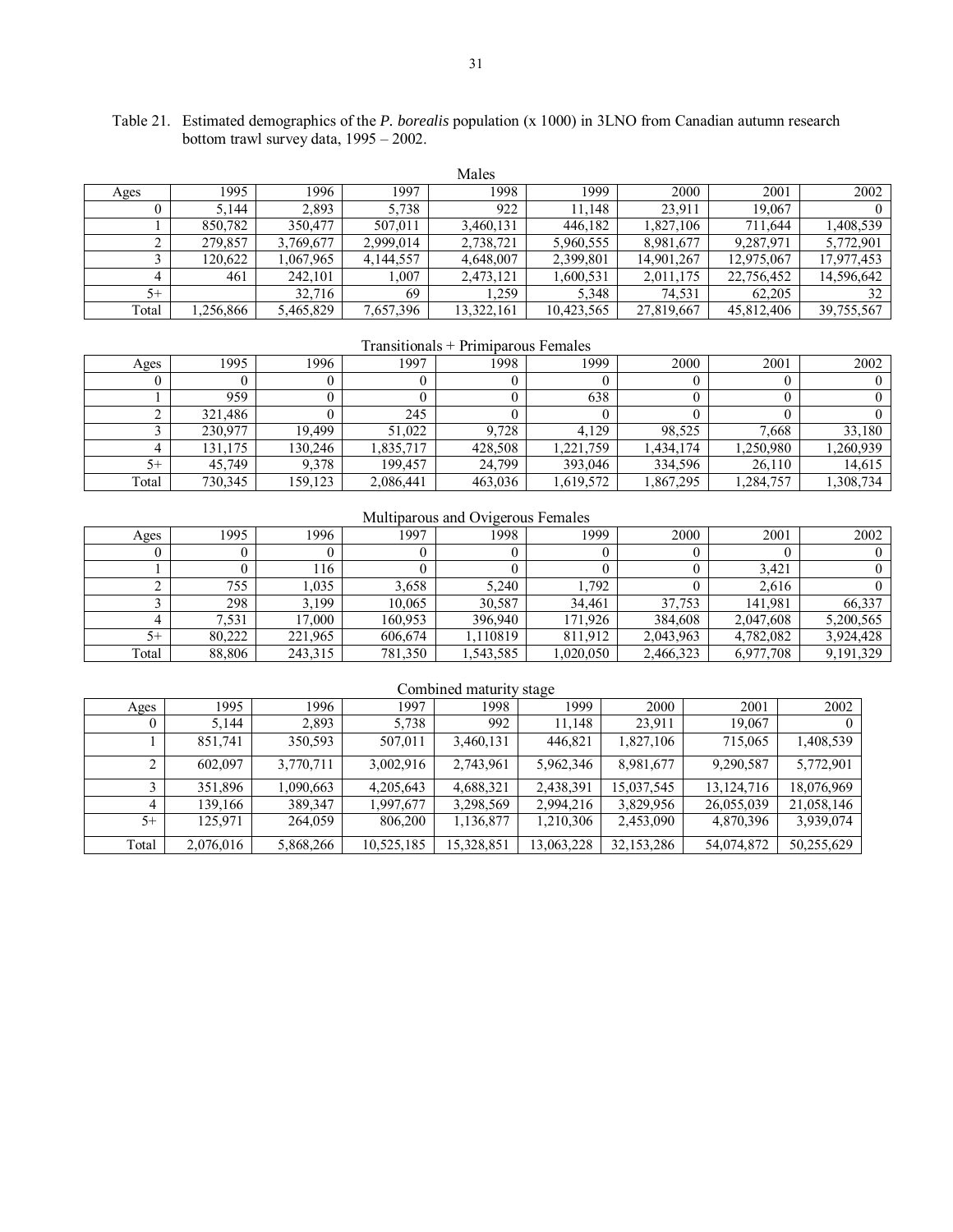Table 21. Estimated demographics of the *P. borealis* population (x 1000) in 3LNO from Canadian autumn research bottom trawl survey data, 1995 – 2002.

Males

| Ages | 1995 | 1996 | 1997 | 1998 | 1999 | 2000 | 2001 | 2002 |
|---|---|---|---|---|---|---|---|---|
| 0 | 5,144 | 2,893 | 5,738 | 922 | 11,148 | 23,911 | 19,067 | 0 |
| 1 | 850,782 | 350,477 | 507,011 | 3,460,131 | 446,182 | 1,827,106 | 711,644 | 1,408,539 |
| 2 | 279,857 | 3,769,677 | 2,999,014 | 2,738,721 | 5,960,555 | 8,981,677 | 9,287,971 | 5,772,901 |
| 3 | 120,622 | 1,067,965 | 4,144,557 | 4,648,007 | 2,399,801 | 14,901,267 | 12,975,067 | 17,977,453 |
| 4 | 461 | 242,101 | 1,007 | 2,473,121 | 1,600,531 | 2,011,175 | 22,756,452 | 14,596,642 |
| 5+ | | 32,716 | 69 | 1,259 | 5,348 | 74,531 | 62,205 | 32 |
| Total | 1,256,866 | 5,465,829 | 7,657,396 | 13,322,161 | 10,423,565 | 27,819,667 | 45,812,406 | 39,755,567 |

Transitionals + Primiparous Females

| Ages | 1995 | 1996 | 1997 | 1998 | 1999 | 2000 | 2001 | 2002 |
|---|---|---|---|---|---|---|---|---|
| 0 | 0 | 0 | 0 | 0 | 0 | 0 | 0 | 0 |
| 1 | 959 | 0 | 0 | 0 | 638 | 0 | 0 | 0 |
| 2 | 321,486 | 0 | 245 | 0 | 0 | 0 | 0 | 0 |
| 3 | 230,977 | 19,499 | 51,022 | 9,728 | 4,129 | 98,525 | 7,668 | 33,180 |
| 4 | 131,175 | 130,246 | 1,835,717 | 428,508 | 1,221,759 | 1,434,174 | 1,250,980 | 1,260,939 |
| 5+ | 45,749 | 9,378 | 199,457 | 24,799 | 393,046 | 334,596 | 26,110 | 14,615 |
| Total | 730,345 | 159,123 | 2,086,441 | 463,036 | 1,619,572 | 1,867,295 | 1,284,757 | 1,308,734 |

Multiparous and Ovigerous Females

| Ages | 1995 | 1996 | 1997 | 1998 | 1999 | 2000 | 2001 | 2002 |
|---|---|---|---|---|---|---|---|---|
| 0 | 0 | 0 | 0 | 0 | 0 | 0 | 0 | 0 |
| 1 | 0 | 116 | 0 | 0 | 0 | 0 | 3,421 | 0 |
| 2 | 755 | 1,035 | 3,658 | 5,240 | 1,792 | 0 | 2,616 | 0 |
| 3 | 298 | 3,199 | 10,065 | 30,587 | 34,461 | 37,753 | 141,981 | 66,337 |
| 4 | 7,531 | 17,000 | 160,953 | 396,940 | 171,926 | 384,608 | 2,047,608 | 5,200,565 |
| 5+ | 80,222 | 221,965 | 606,674 | 1,110819 | 811,912 | 2,043,963 | 4,782,082 | 3,924,428 |
| Total | 88,806 | 243,315 | 781,350 | 1,543,585 | 1,020,050 | 2,466,323 | 6,977,708 | 9,191,329 |

Combined maturity stage

| Ages | 1995 | 1996 | 1997 | 1998 | 1999 | 2000 | 2001 | 2002 |
|---|---|---|---|---|---|---|---|---|
| 0 | 5,144 | 2,893 | 5,738 | 992 | 11,148 | 23,911 | 19,067 | 0 |
| 1 | 851,741 | 350,593 | 507,011 | 3,460,131 | 446,821 | 1,827,106 | 715,065 | 1,408,539 |
| 2 | 602,097 | 3,770,711 | 3,002,916 | 2,743,961 | 5,962,346 | 8,981,677 | 9,290,587 | 5,772,901 |
| 3 | 351,896 | 1,090,663 | 4,205,643 | 4,688,321 | 2,438,391 | 15,037,545 | 13,124,716 | 18,076,969 |
| 4 | 139,166 | 389,347 | 1,997,677 | 3,298,569 | 2,994,216 | 3,829,956 | 26,055,039 | 21,058,146 |
| 5+ | 125,971 | 264,059 | 806,200 | 1,136,877 | 1,210,306 | 2,453,090 | 4,870,396 | 3,939,074 |
| Total | 2,076,016 | 5,868,266 | 10,525,185 | 15,328,851 | 13,063,228 | 32,153,286 | 54,074,872 | 50,255,629 |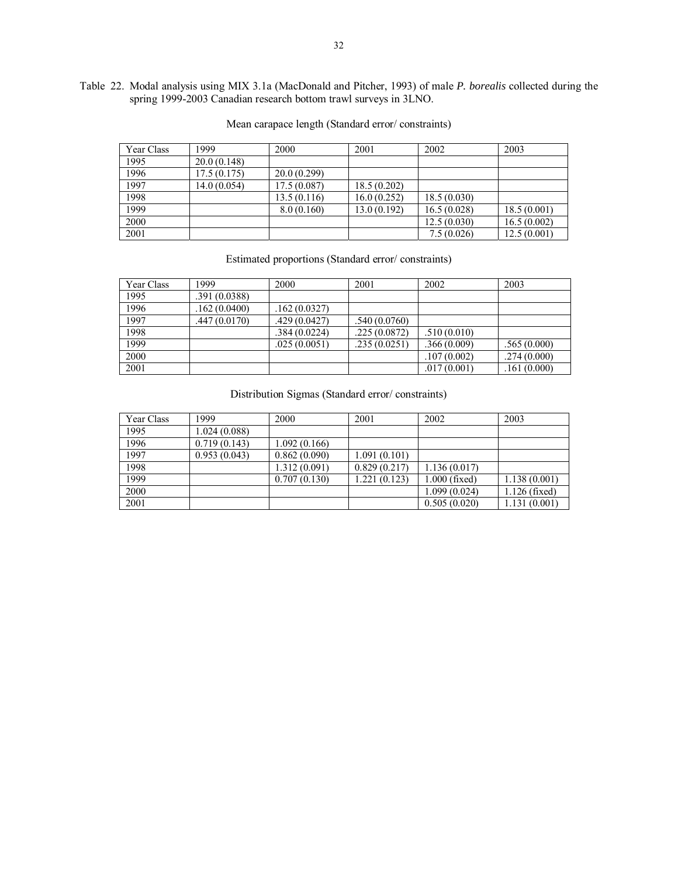Table 22. Modal analysis using MIX 3.1a (MacDonald and Pitcher, 1993) of male *P. borealis* collected during the spring 1999-2003 Canadian research bottom trawl surveys in 3LNO.

Mean carapace length (Standard error/ constraints)

| Year Class | 1999 | 2000 | 2001 | 2002 | 2003 |
|---|---|---|---|---|---|
| 1995 | 20.0 (0.148) | | | | |
| 1996 | 17.5 (0.175) | 20.0 (0.299) | | | |
| 1997 | 14.0 (0.054) | 17.5 (0.087) | 18.5 (0.202) | | |
| 1998 | | 13.5 (0.116) | 16.0 (0.252) | 18.5 (0.030) | |
| 1999 | | 8.0 (0.160) | 13.0 (0.192) | 16.5 (0.028) | 18.5 (0.001) |
| 2000 | | | | 12.5 (0.030) | 16.5 (0.002) |
| 2001 | | | | 7.5 (0.026) | 12.5 (0.001) |

Estimated proportions (Standard error/ constraints)

| Year Class | 1999 | 2000 | 2001 | 2002 | 2003 |
|---|---|---|---|---|---|
| 1995 | .391 (0.0388) | | | | |
| 1996 | .162 (0.0400) | .162 (0.0327) | | | |
| 1997 | .447 (0.0170) | .429 (0.0427) | .540 (0.0760) | | |
| 1998 | | .384 (0.0224) | .225 (0.0872) | .510 (0.010) | |
| 1999 | | .025 (0.0051) | .235 (0.0251) | .366 (0.009) | .565 (0.000) |
| 2000 | | | | .107 (0.002) | .274 (0.000) |
| 2001 | | | | .017 (0.001) | .161 (0.000) |

Distribution Sigmas (Standard error/ constraints)

| Year Class | 1999 | 2000 | 2001 | 2002 | 2003 |
|---|---|---|---|---|---|
| 1995 | 1.024 (0.088) | | | | |
| 1996 | 0.719 (0.143) | 1.092 (0.166) | | | |
| 1997 | 0.953 (0.043) | 0.862 (0.090) | 1.091 (0.101) | | |
| 1998 | | 1.312 (0.091) | 0.829 (0.217) | 1.136 (0.017) | |
| 1999 | | 0.707 (0.130) | 1.221 (0.123) | 1.000 (fixed) | 1.138 (0.001) |
| 2000 | | | | 1.099 (0.024) | 1.126 (fixed) |
| 2001 | | | | 0.505 (0.020) | 1.131 (0.001) |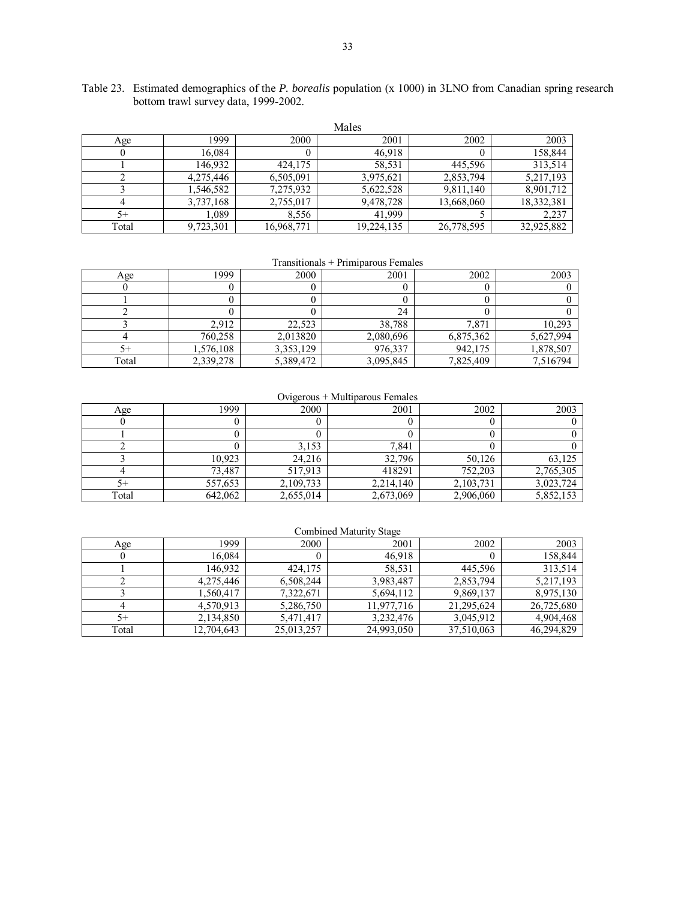Table 23. Estimated demographics of the *P. borealis* population (x 1000) in 3LNO from Canadian spring research bottom trawl survey data, 1999-2002.

Males

| Age | 1999 | 2000 | 2001 | 2002 | 2003 |
|---|---|---|---|---|---|
| 0 | 16,084 | 0 | 46,918 | 0 | 158,844 |
| 1 | 146,932 | 424,175 | 58,531 | 445,596 | 313,514 |
| 2 | 4,275,446 | 6,505,091 | 3,975,621 | 2,853,794 | 5,217,193 |
| 3 | 1,546,582 | 7,275,932 | 5,622,528 | 9,811,140 | 8,901,712 |
| 4 | 3,737,168 | 2,755,017 | 9,478,728 | 13,668,060 | 18,332,381 |
| 5+ | 1,089 | 8,556 | 41,999 | 5 | 2,237 |
| Total | 9,723,301 | 16,968,771 | 19,224,135 | 26,778,595 | 32,925,882 |

Transitionals + Primiparous Females

| Age | 1999 | 2000 | 2001 | 2002 | 2003 |
|---|---|---|---|---|---|
| 0 | 0 | 0 | 0 | 0 | 0 |
| 1 | 0 | 0 | 0 | 0 | 0 |
| 2 | 0 | 0 | 24 | 0 | 0 |
| 3 | 2,912 | 22,523 | 38,788 | 7,871 | 10,293 |
| 4 | 760,258 | 2,013820 | 2,080,696 | 6,875,362 | 5,627,994 |
| 5+ | 1,576,108 | 3,353,129 | 976,337 | 942,175 | 1,878,507 |
| Total | 2,339,278 | 5,389,472 | 3,095,845 | 7,825,409 | 7,516794 |

Ovigerous + Multiparous Females

| Age | 1999 | 2000 | 2001 | 2002 | 2003 |
|---|---|---|---|---|---|
| 0 | 0 | 0 | 0 | 0 | 0 |
| 1 | 0 | 0 | 0 | 0 | 0 |
| 2 | 0 | 3,153 | 7,841 | 0 | 0 |
| 3 | 10,923 | 24,216 | 32,796 | 50,126 | 63,125 |
| 4 | 73,487 | 517,913 | 418291 | 752,203 | 2,765,305 |
| 5+ | 557,653 | 2,109,733 | 2,214,140 | 2,103,731 | 3,023,724 |
| Total | 642,062 | 2,655,014 | 2,673,069 | 2,906,060 | 5,852,153 |

Combined Maturity Stage

| Age | 1999 | 2000 | 2001 | 2002 | 2003 |
|---|---|---|---|---|---|
| 0 | 16,084 | 0 | 46,918 | 0 | 158,844 |
| 1 | 146,932 | 424,175 | 58,531 | 445,596 | 313,514 |
| 2 | 4,275,446 | 6,508,244 | 3,983,487 | 2,853,794 | 5,217,193 |
| 3 | 1,560,417 | 7,322,671 | 5,694,112 | 9,869,137 | 8,975,130 |
| 4 | 4,570,913 | 5,286,750 | 11,977,716 | 21,295,624 | 26,725,680 |
| 5+ | 2,134,850 | 5,471,417 | 3,232,476 | 3,045,912 | 4,904,468 |
| Total | 12,704,643 | 25,013,257 | 24,993,050 | 37,510,063 | 46,294,829 |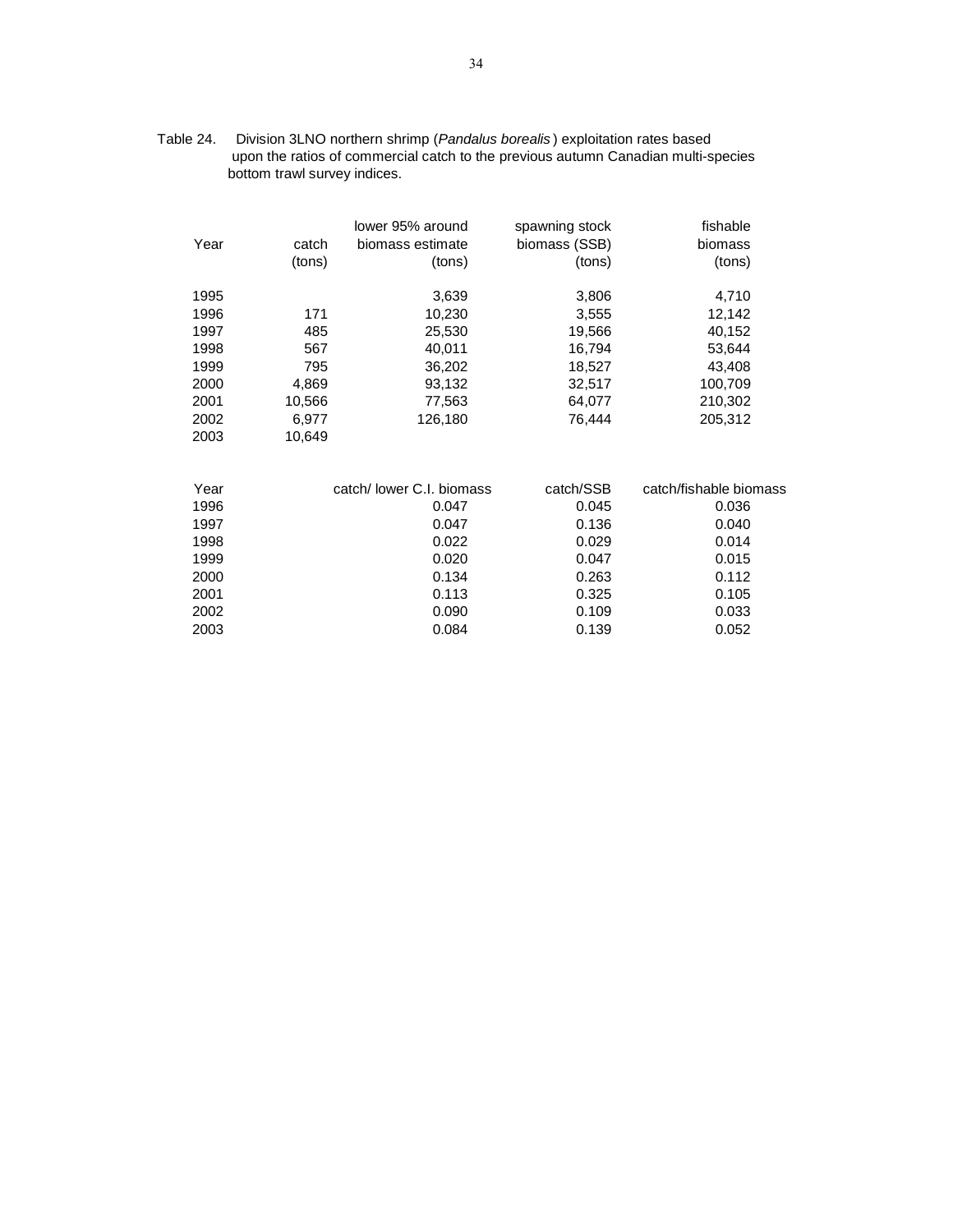Table 24. Division 3LNO northern shrimp (*Pandalus borealis*) exploitation rates based upon the ratios of commercial catch to the previous autumn Canadian multi-species bottom trawl survey indices.

| Year | catch (tons) | lower 95% around biomass estimate (tons) | spawning stock biomass (SSB) (tons) | fishable biomass (tons) |
|---|---|---|---|---|
| 1995 | | 3,639 | 3,806 | 4,710 |
| 1996 | 171 | 10,230 | 3,555 | 12,142 |
| 1997 | 485 | 25,530 | 19,566 | 40,152 |
| 1998 | 567 | 40,011 | 16,794 | 53,644 |
| 1999 | 795 | 36,202 | 18,527 | 43,408 |
| 2000 | 4,869 | 93,132 | 32,517 | 100,709 |
| 2001 | 10,566 | 77,563 | 64,077 | 210,302 |
| 2002 | 6,977 | 126,180 | 76,444 | 205,312 |
| 2003 | 10,649 | | | |

| Year | catch/ lower C.I. biomass | catch/SSB | catch/fishable biomass |
|---|---|---|---|
| 1996 | 0.047 | 0.045 | 0.036 |
| 1997 | 0.047 | 0.136 | 0.040 |
| 1998 | 0.022 | 0.029 | 0.014 |
| 1999 | 0.020 | 0.047 | 0.015 |
| 2000 | 0.134 | 0.263 | 0.112 |
| 2001 | 0.113 | 0.325 | 0.105 |
| 2002 | 0.090 | 0.109 | 0.033 |
| 2003 | 0.084 | 0.139 | 0.052 |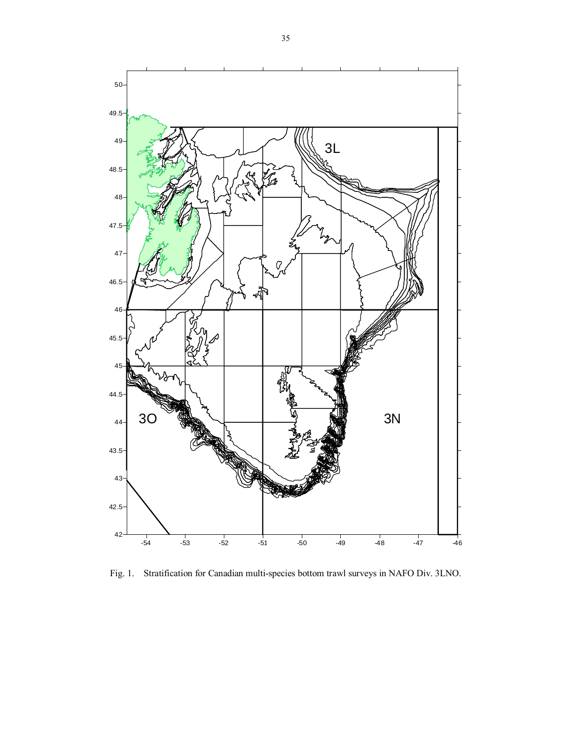Fig. 1. Stratification for Canadian multi-species bottom trawl surveys in NAFO Div. 3LNO.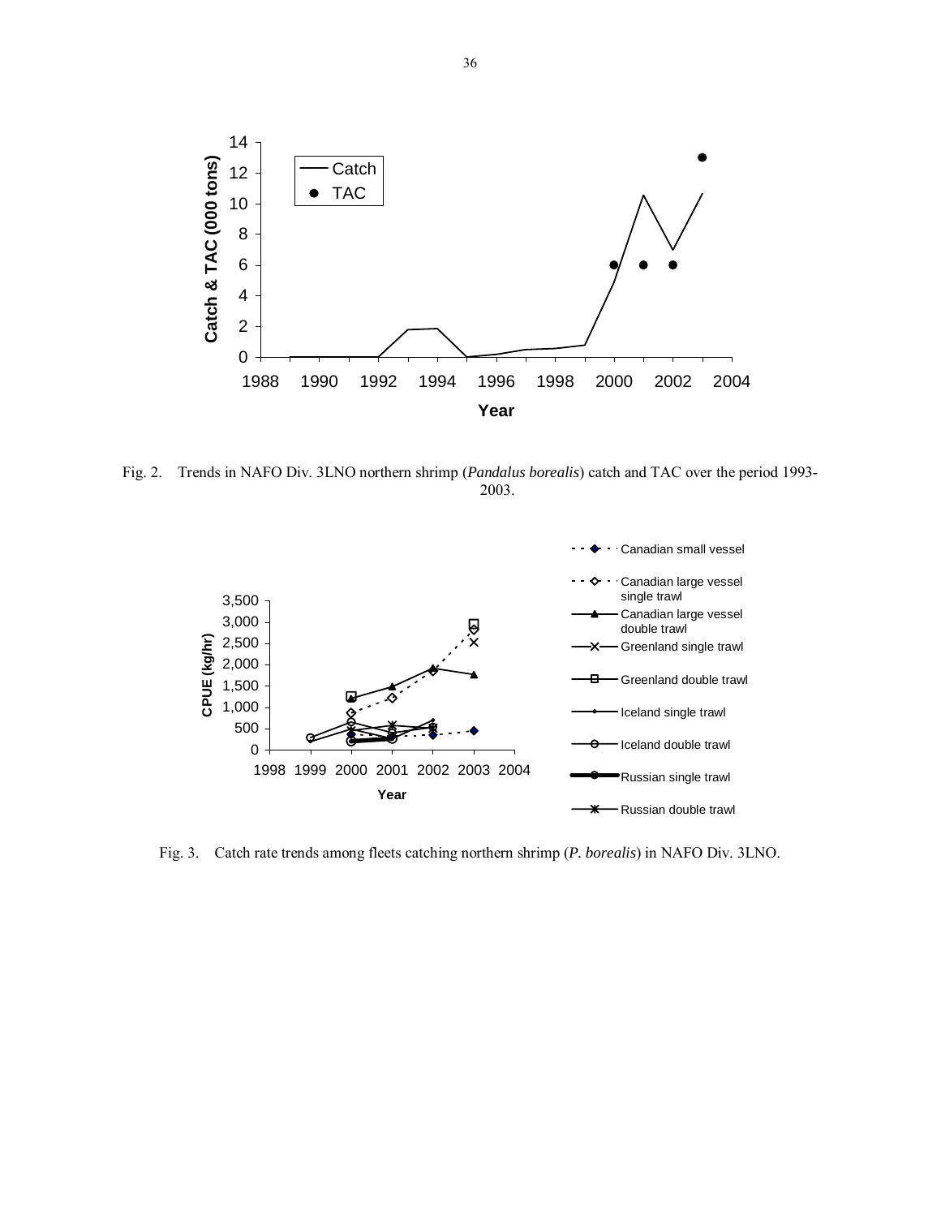Fig. 2. Trends in NAFO Div. 3LNO northern shrimp (*Pandalus borealis*) catch and TAC over the period 1993-2003.

Fig. 3. Catch rate trends among fleets catching northern shrimp (*P. borealis*) in NAFO Div. 3LNO.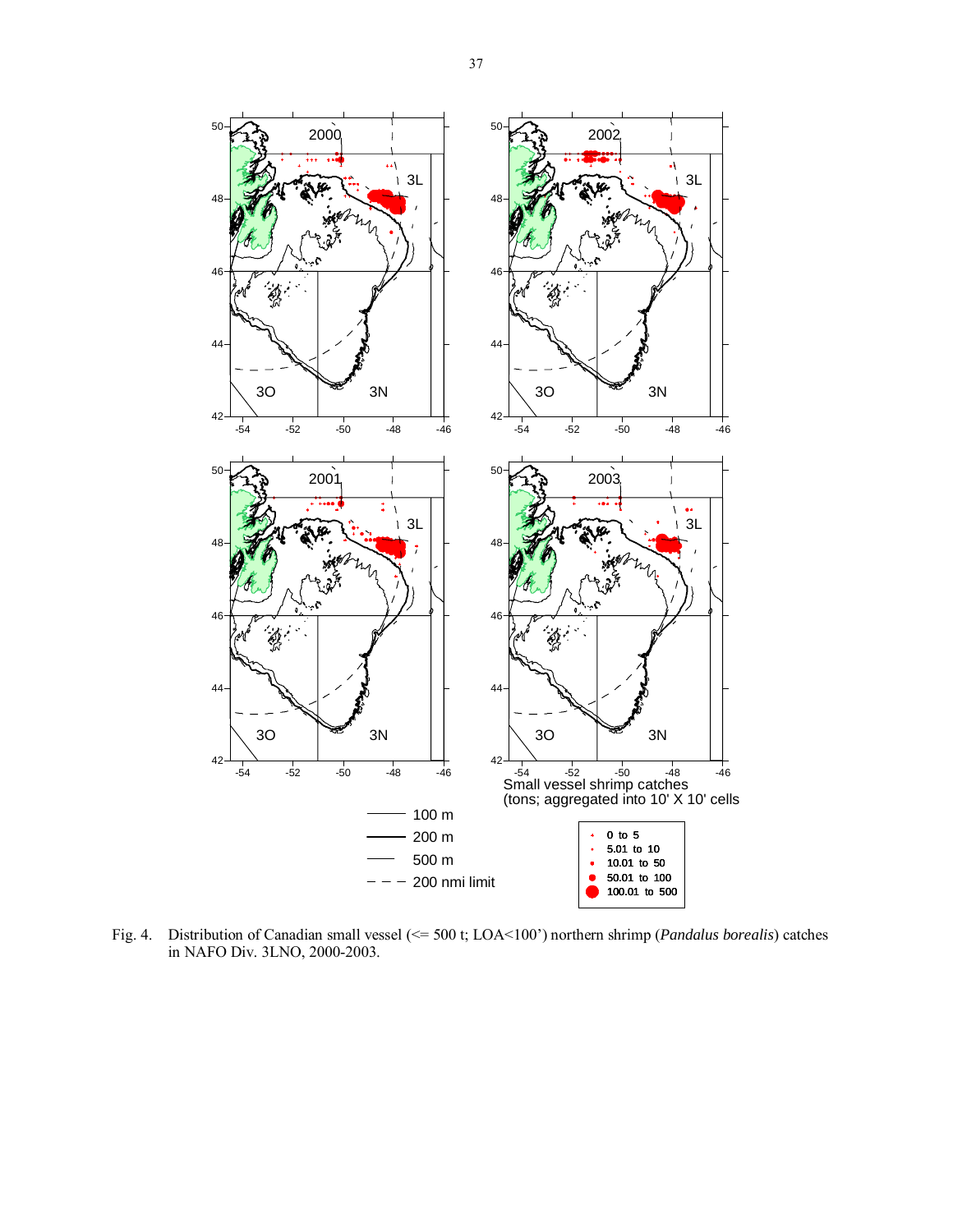Fig. 4. Distribution of Canadian small vessel (<= 500 t; LOA<100') northern shrimp (*Pandalus borealis*) catches in NAFO Div. 3LNO, 2000-2003.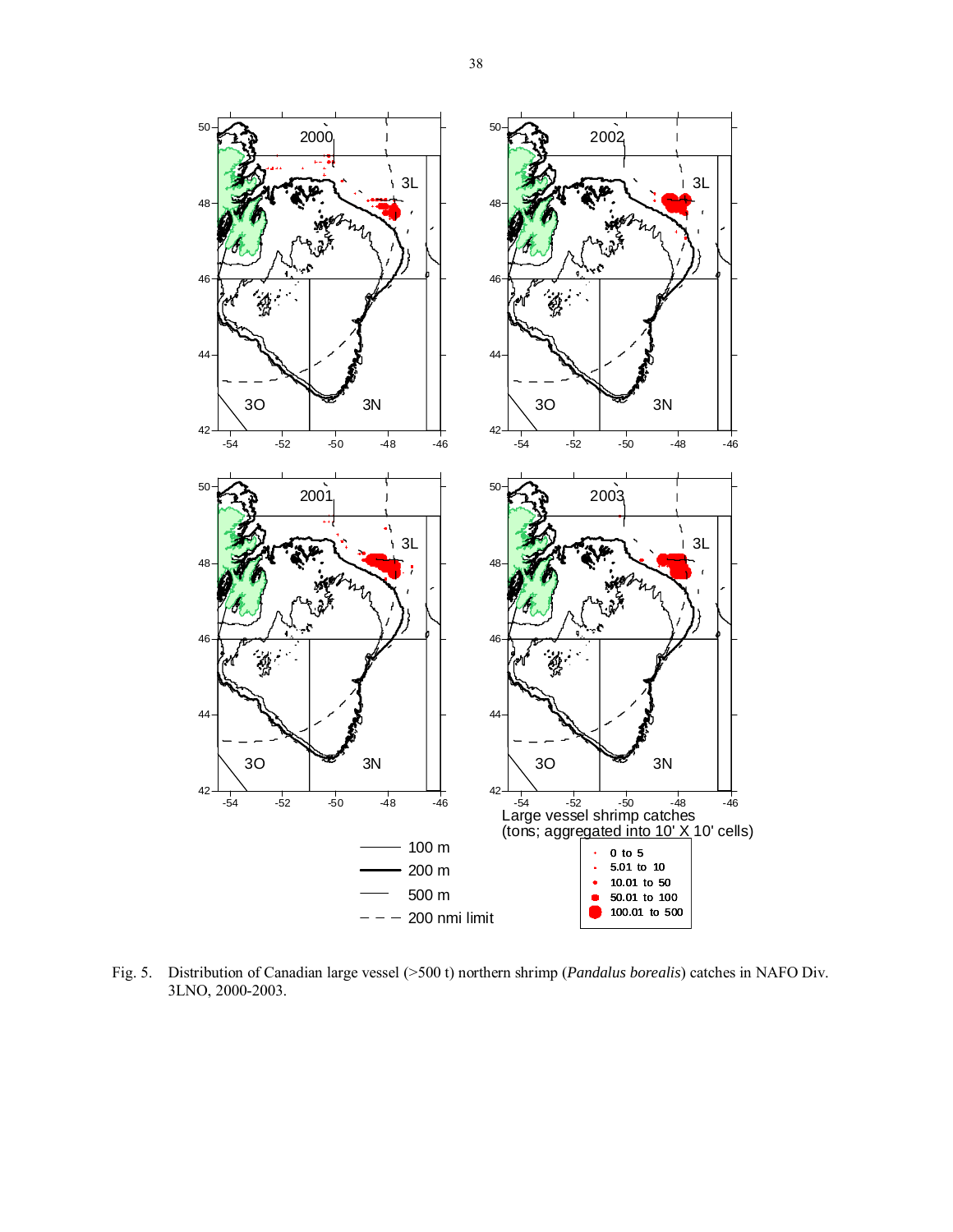Fig. 5. Distribution of Canadian large vessel (>500 t) northern shrimp (*Pandalus borealis*) catches in NAFO Div. 3LNO, 2000-2003.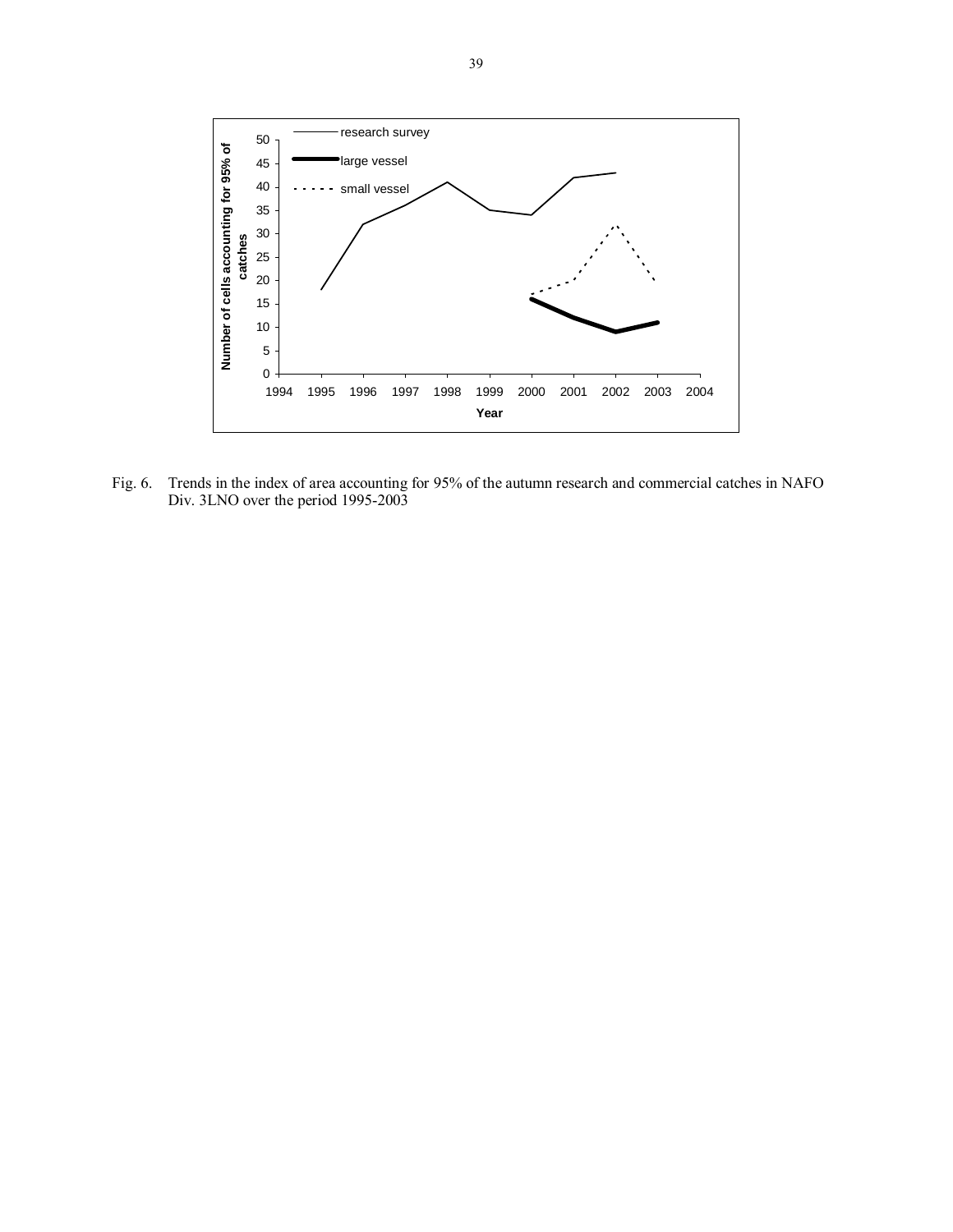Fig. 6. Trends in the index of area accounting for 95% of the autumn research and commercial catches in NAFO Div. 3LNO over the period 1995-2003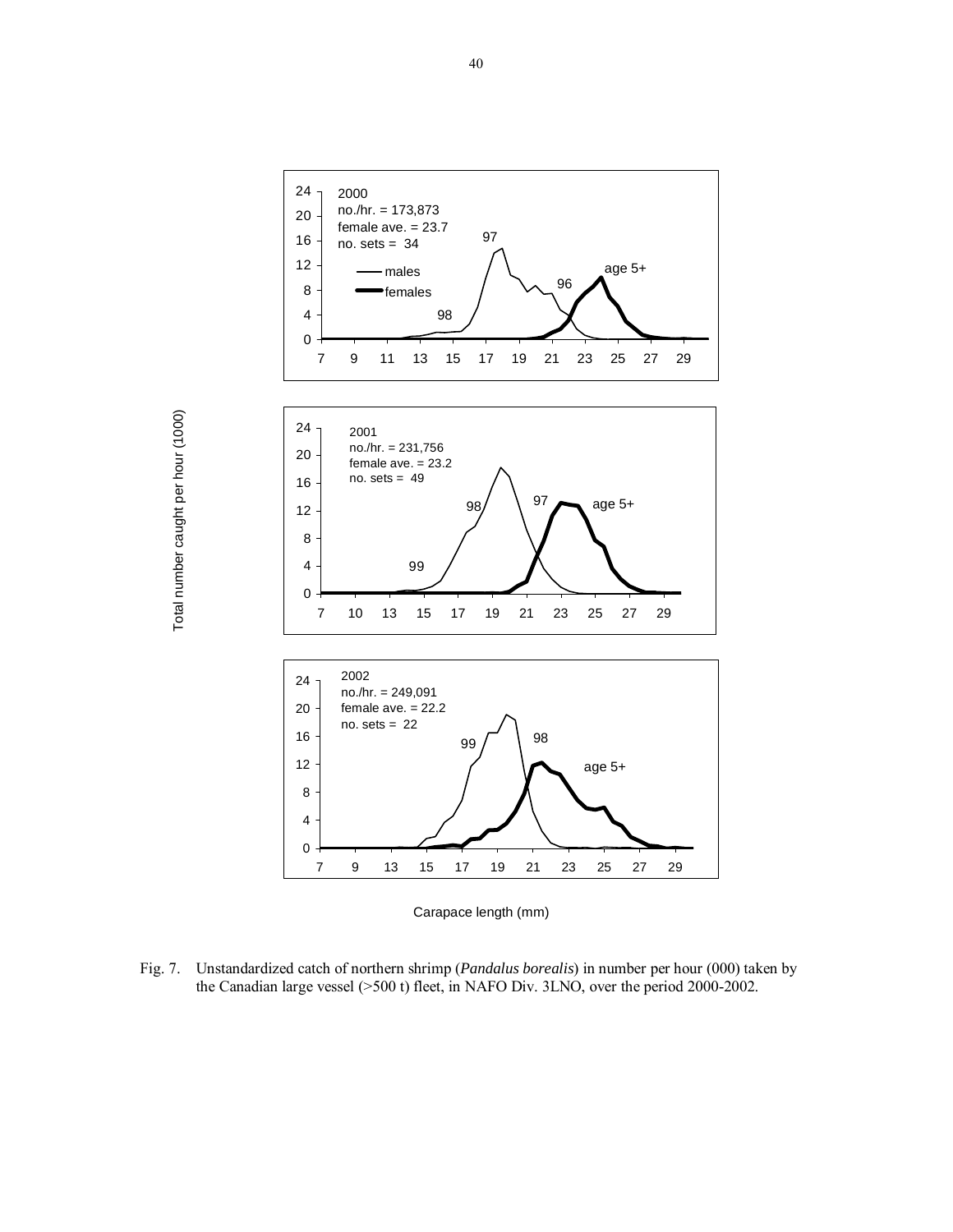Fig. 7. Unstandardized catch of northern shrimp (*Pandalus borealis*) in number per hour (000) taken by the Canadian large vessel (>500 t) fleet, in NAFO Div. 3LNO, over the period 2000-2002.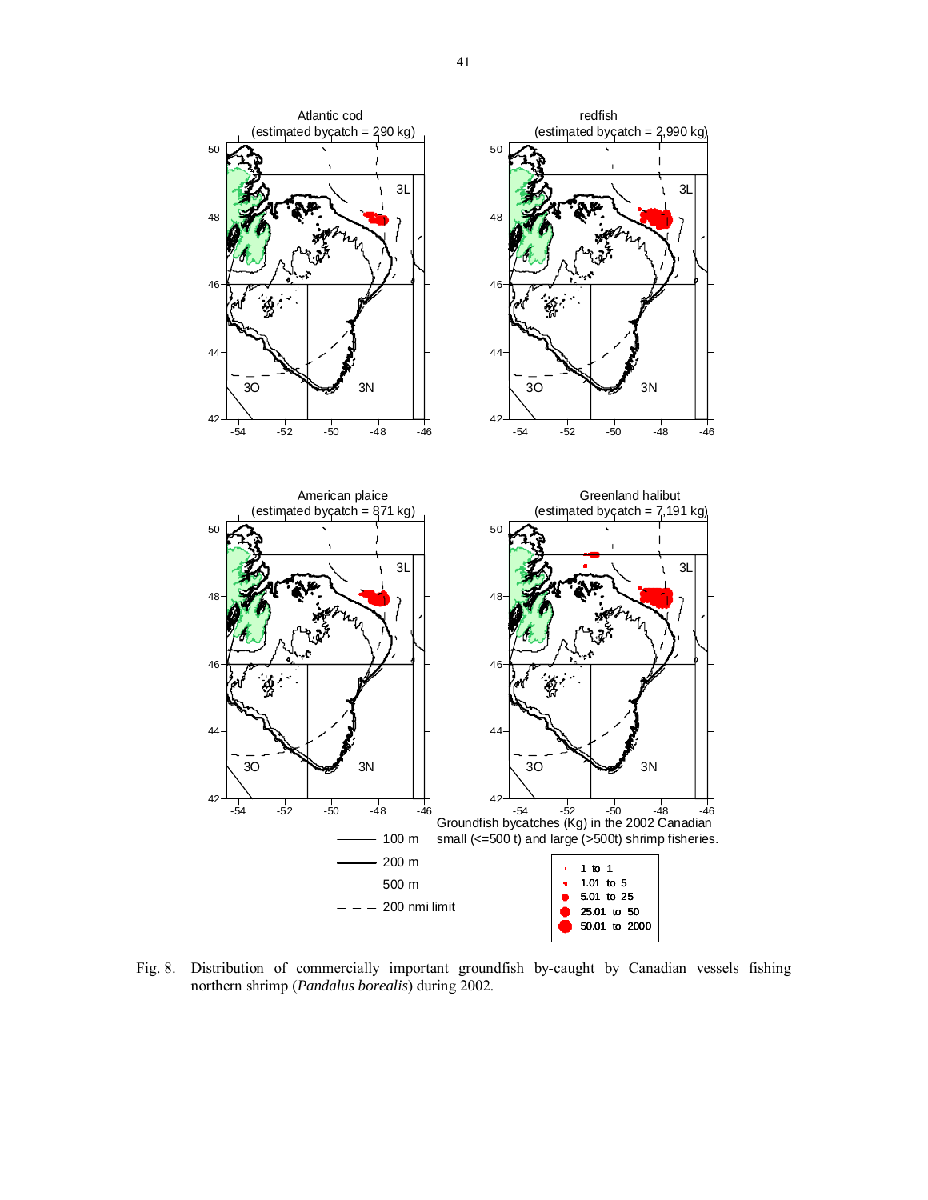Atlantic cod
(estimated bycatch = 290 kg)

redfish
(estimated bycatch = 2,990 kg)

American plaice
(estimated bycatch = 871 kg)

Greenland halibut
(estimated bycatch = 7,191 kg)

Groundfish bycatches (Kg) in the 2002 Canadian small (<=500 t) and large (>500t) shrimp fisheries.

- 1 to 1
- 1.01 to 5
- 5.01 to 25
- 25.01 to 50
- 50.01 to 2000

- 100 m
- 200 m
- 500 m
- 200 nmi limit

Fig. 8. Distribution of commercially important groundfish by-caught by Canadian vessels fishing northern shrimp (*Pandalus borealis*) during 2002.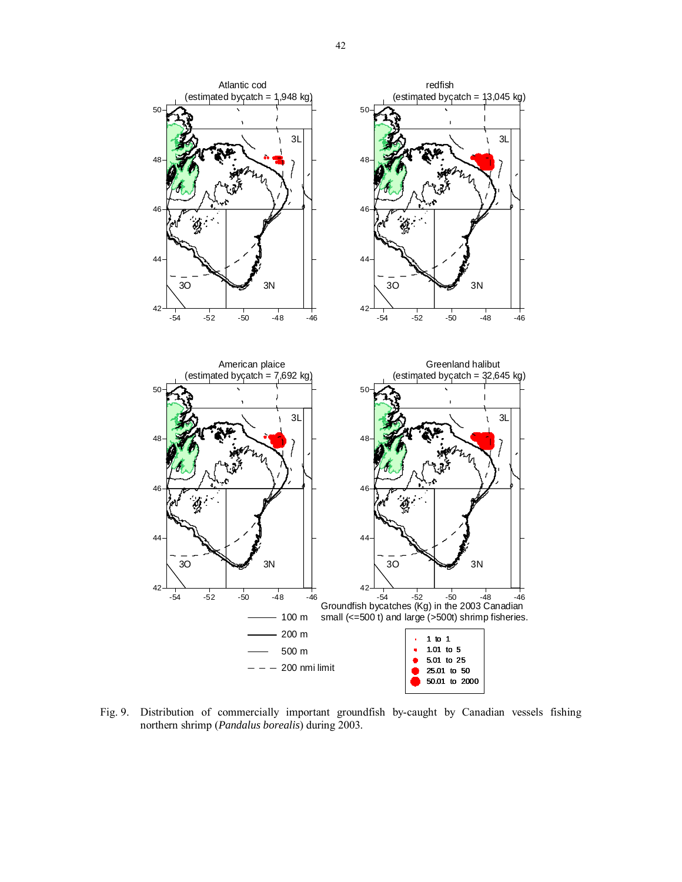Fig. 9. Distribution of commercially important groundfish by-caught by Canadian vessels fishing northern shrimp (*Pandalus borealis*) during 2003.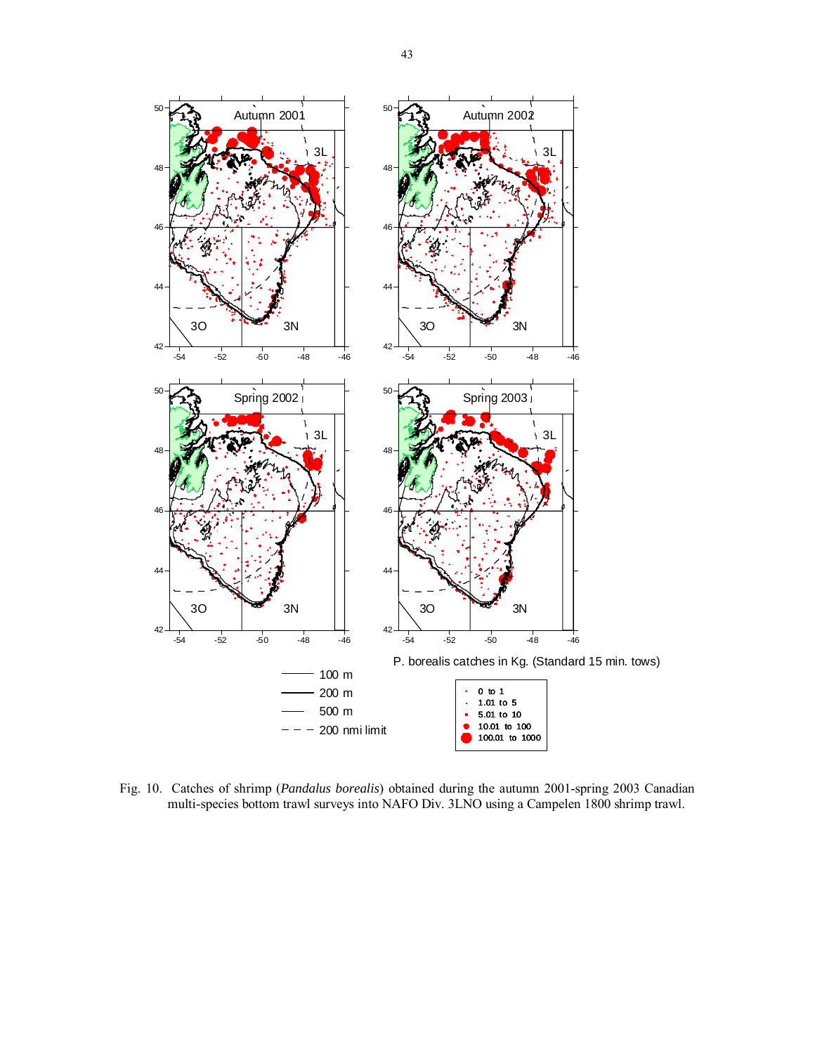Fig. 10. Catches of shrimp (*Pandalus borealis*) obtained during the autumn 2001-spring 2003 Canadian multi-species bottom trawl surveys into NAFO Div. 3LNO using a Campelen 1800 shrimp trawl.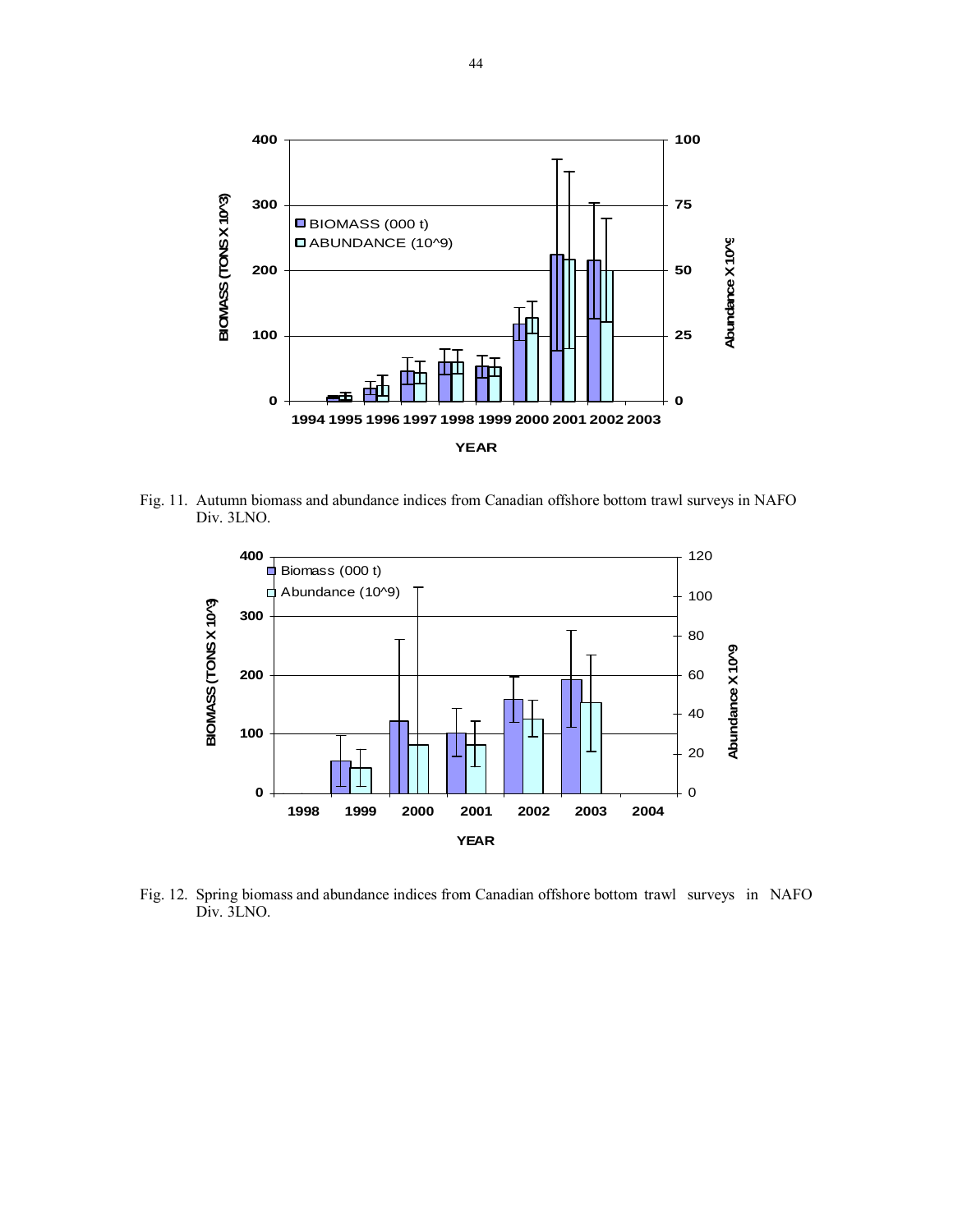Fig. 11. Autumn biomass and abundance indices from Canadian offshore bottom trawl surveys in NAFO Div. 3LNO.

Fig. 12. Spring biomass and abundance indices from Canadian offshore bottom trawl surveys in NAFO Div. 3LNO.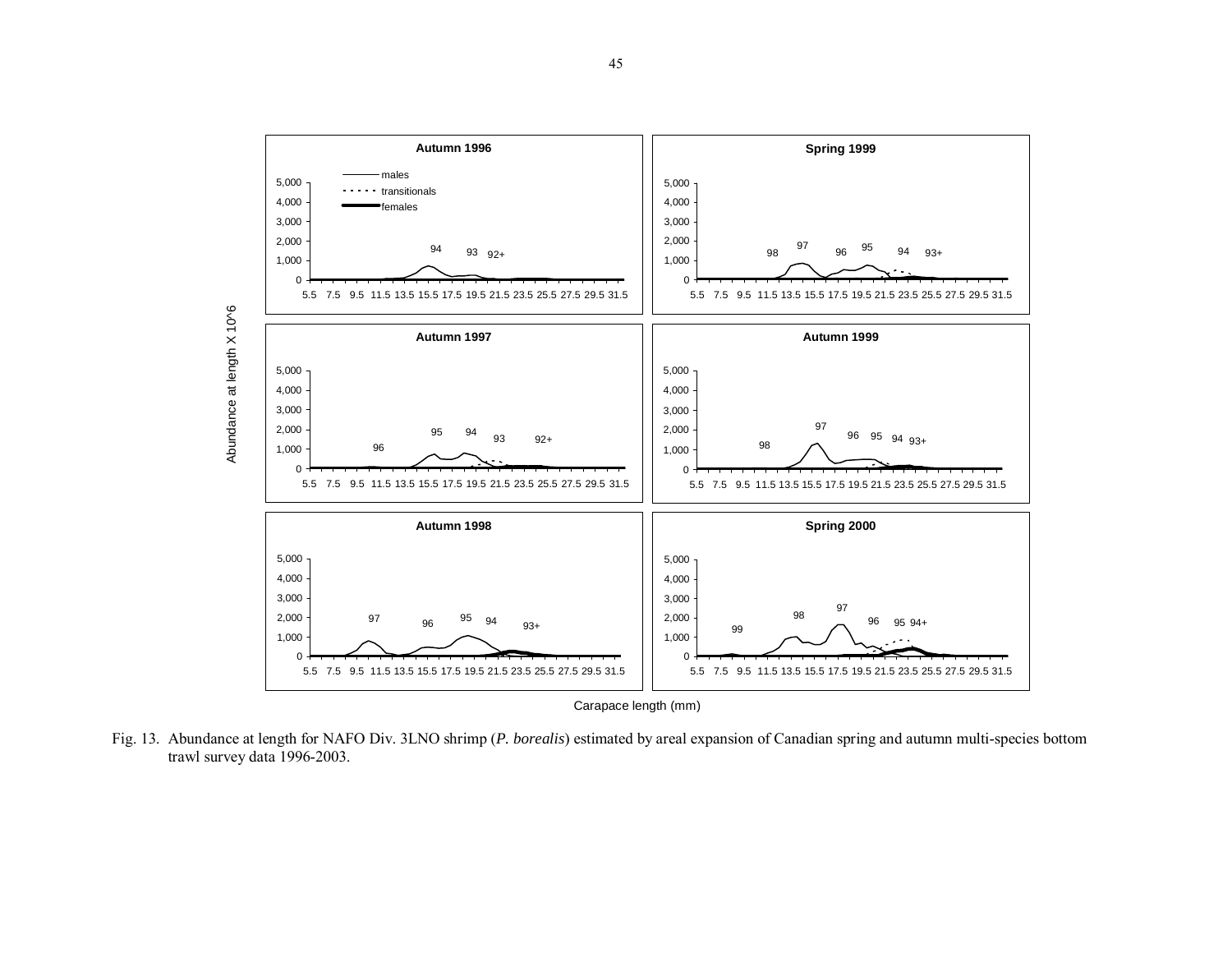Fig. 13. Abundance at length for NAFO Div. 3LNO shrimp (*P. borealis*) estimated by areal expansion of Canadian spring and autumn multi-species bottom trawl survey data 1996-2003.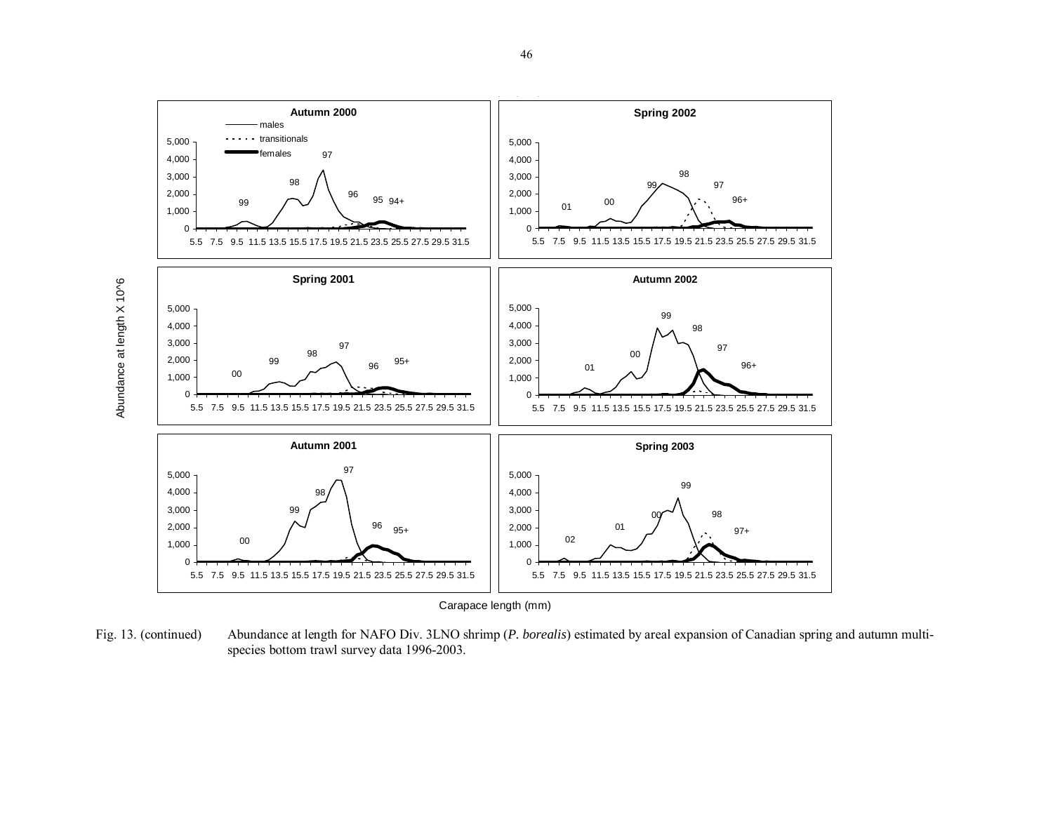Fig. 13. (continued) Abundance at length for NAFO Div. 3LNO shrimp (*P. borealis*) estimated by areal expansion of Canadian spring and autumn multi-species bottom trawl survey data 1996-2003.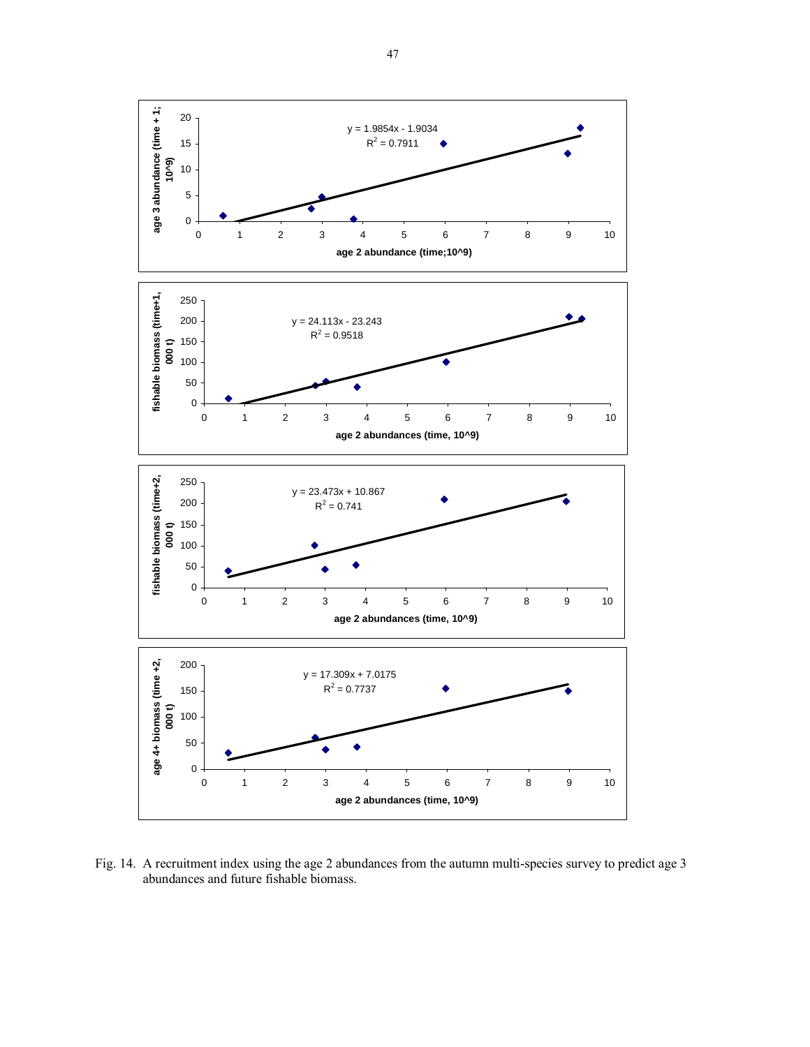Fig. 14. A recruitment index using the age 2 abundances from the autumn multi-species survey to predict age 3 abundances and future fishable biomass.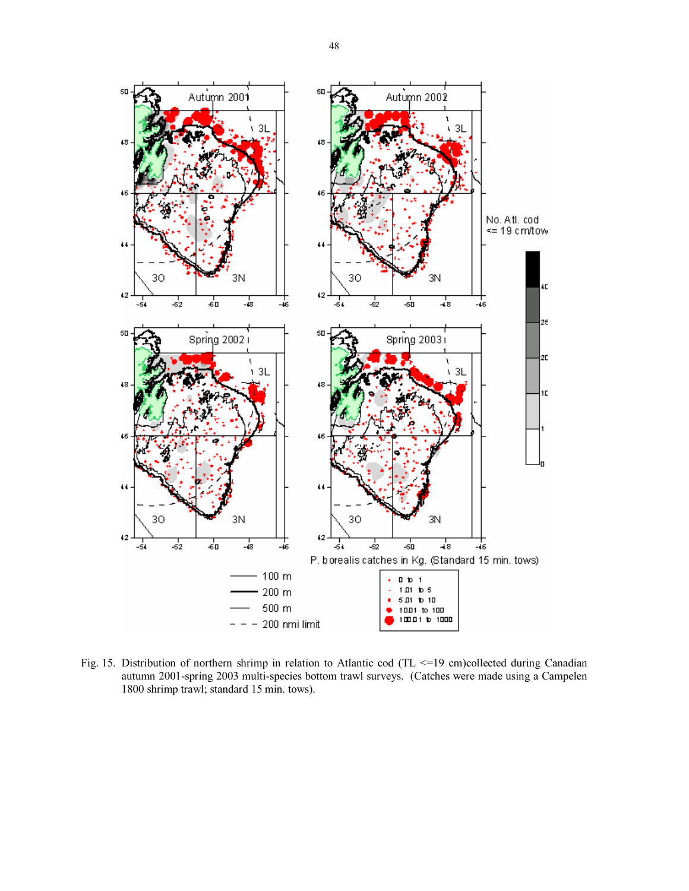Fig. 15. Distribution of northern shrimp in relation to Atlantic cod (TL <=19 cm)collected during Canadian autumn 2001-spring 2003 multi-species bottom trawl surveys. (Catches were made using a Campelen 1800 shrimp trawl; standard 15 min. tows).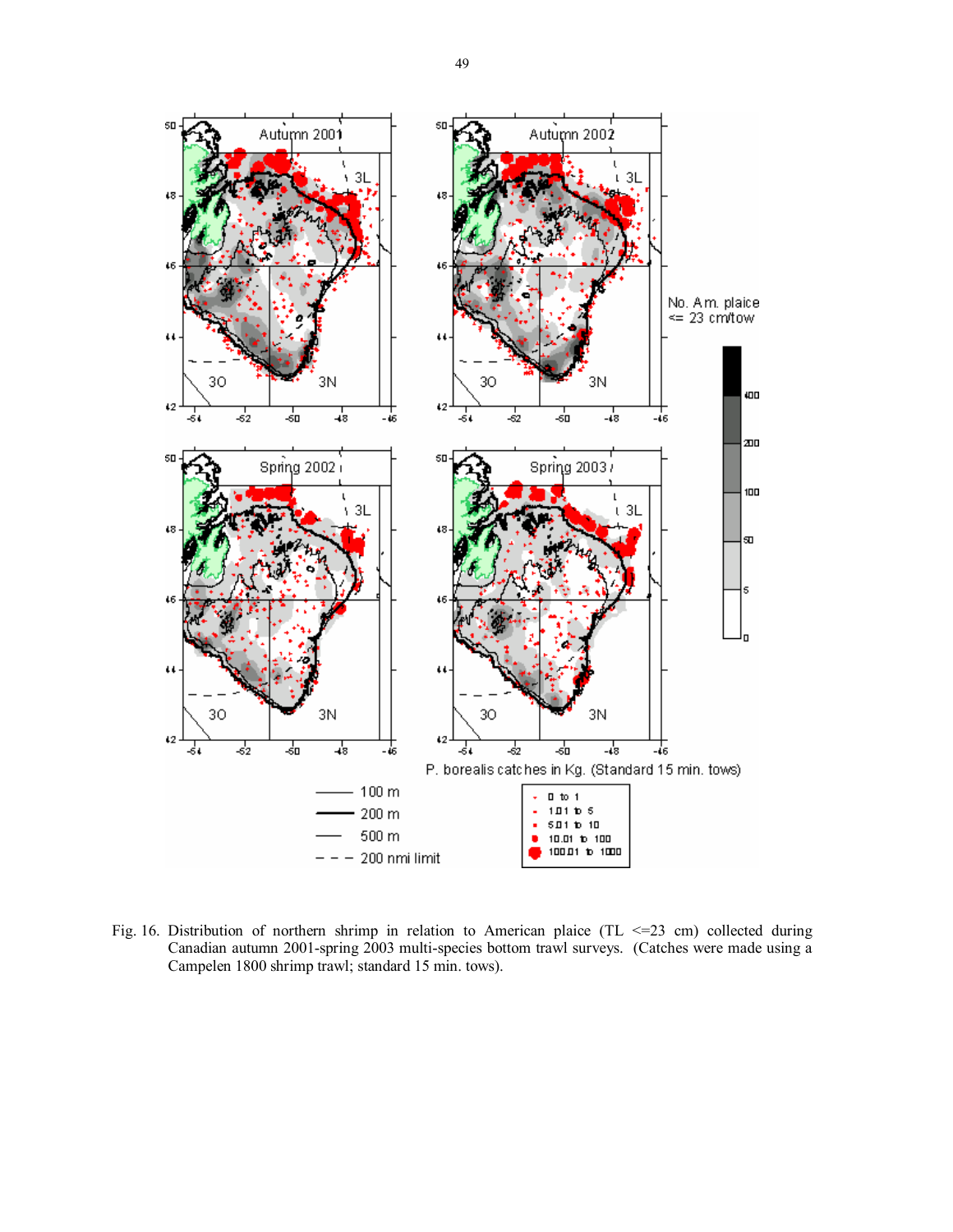Fig. 16. Distribution of northern shrimp in relation to American plaice (TL <=23 cm) collected during Canadian autumn 2001-spring 2003 multi-species bottom trawl surveys. (Catches were made using a Campelen 1800 shrimp trawl; standard 15 min. tows).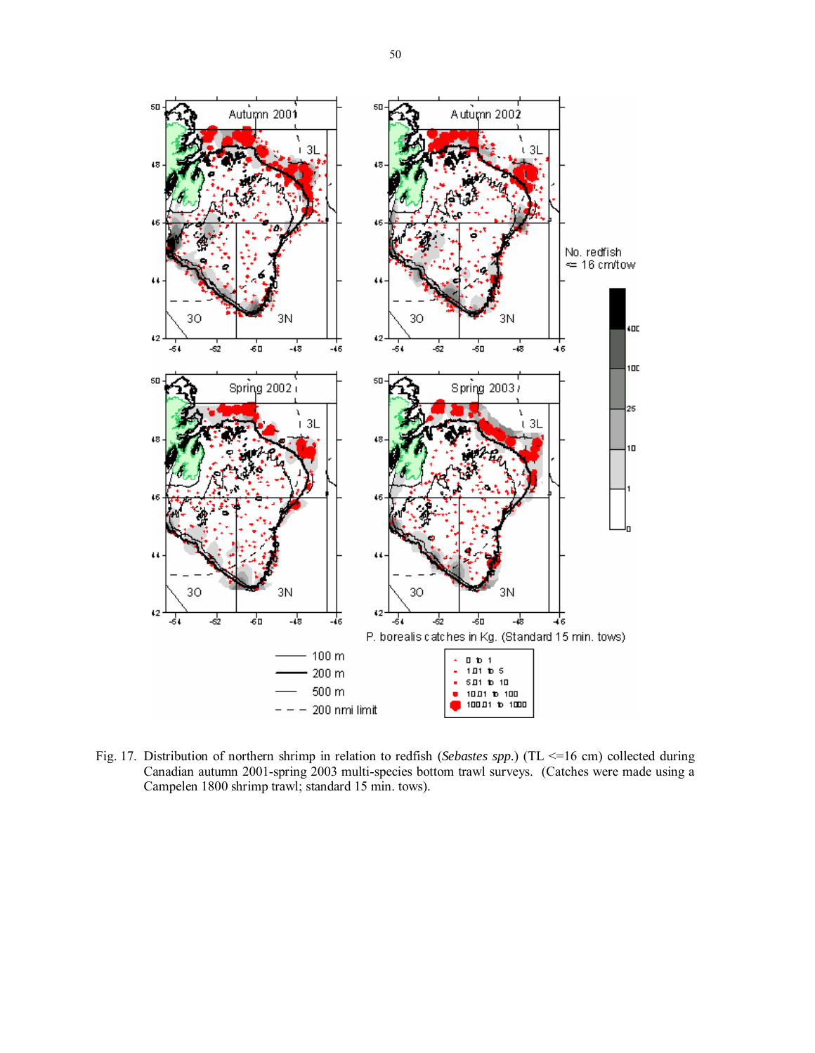Fig. 17. Distribution of northern shrimp in relation to redfish (*Sebastes spp.*) (TL <=16 cm) collected during Canadian autumn 2001-spring 2003 multi-species bottom trawl surveys. (Catches were made using a Campelen 1800 shrimp trawl; standard 15 min. tows).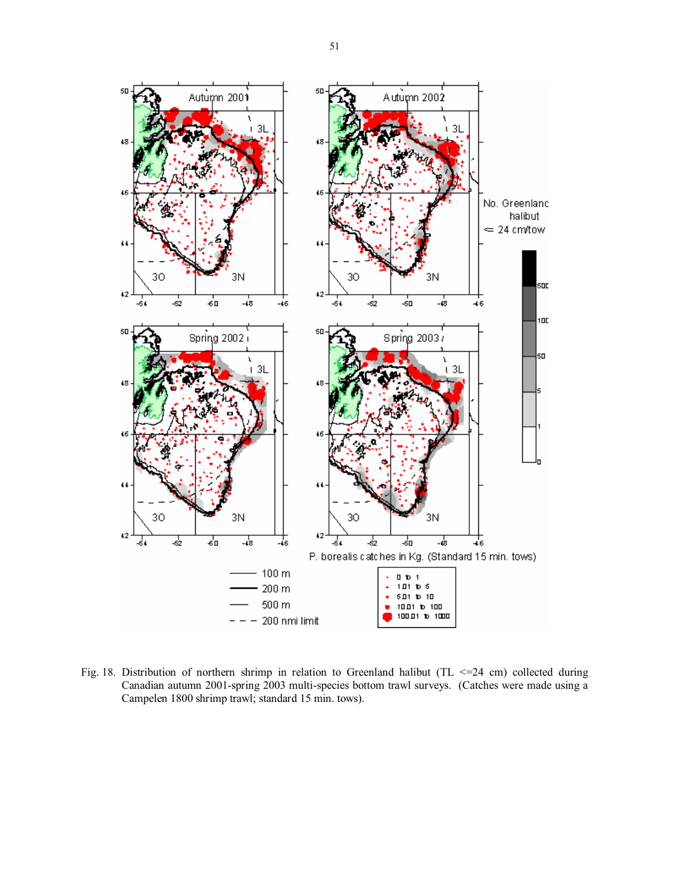Autumn 2001

Autumn 2002

Spring 2002

Spring 2003

3L

3O

3N

50

48

46

44

42

-54 -52 -50 -48 -46

No. Greenland halibut <= 24 cm/tow

500

100

50

5

1

0

P. borealis catches in Kg. (Standard 15 min. tows)

100 m

200 m

500 m

200 nmi limit

0 to 1

1.01 to 5

5.01 to 10

10.01 to 100

100.01 to 1000

Fig. 18. Distribution of northern shrimp in relation to Greenland halibut (TL <=24 cm) collected during Canadian autumn 2001-spring 2003 multi-species bottom trawl surveys. (Catches were made using a Campelen 1800 shrimp trawl; standard 15 min. tows).